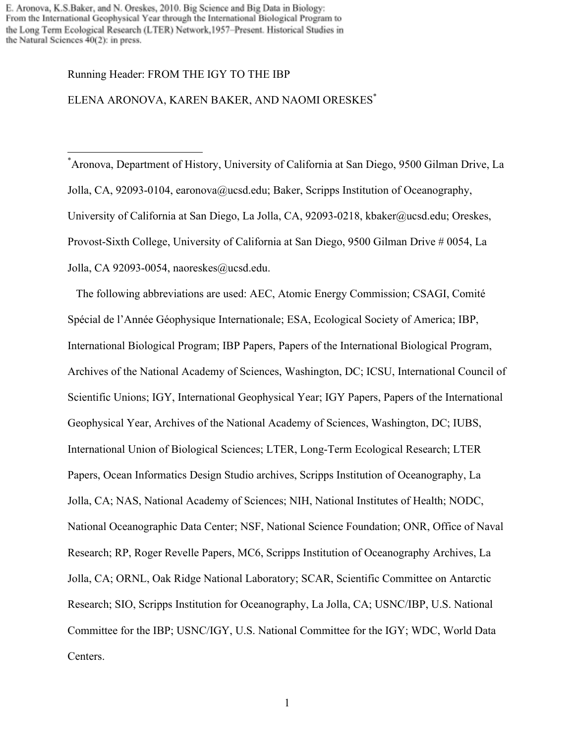E. Aronova, K.S.Baker, and N. Oreskes, 2010. Big Science and Big Data in Biology: From the International Geophysical Year through the International Biological Program to the Long Term Ecological Research (LTER) Network,1957–Present. Historical Studies in the Natural Sciences 40(2): in press.

Running Header: FROM THE IGY TO THE IBP

ELENA ARONOVA, KAREN BAKER, AND NAOMI ORESKES*

---

*Aronova, Department of History, University of California at San Diego, 9500 Gilman Drive, La Jolla, CA, 92093-0104, earonova@ucsd.edu; Baker, Scripps Institution of Oceanography, University of California at San Diego, La Jolla, CA, 92093-0218, kbaker@ucsd.edu; Oreskes, Provost-Sixth College, University of California at San Diego, 9500 Gilman Drive # 0054, La Jolla, CA 92093-0054, naoreskes@ucsd.edu.

The following abbreviations are used: AEC, Atomic Energy Commission; CSAGI, Comité Spécial de l'Année Géophysique Internationale; ESA, Ecological Society of America; IBP, International Biological Program; IBP Papers, Papers of the International Biological Program, Archives of the National Academy of Sciences, Washington, DC; ICSU, International Council of Scientific Unions; IGY, International Geophysical Year; IGY Papers, Papers of the International Geophysical Year, Archives of the National Academy of Sciences, Washington, DC; IUBS, International Union of Biological Sciences; LTER, Long-Term Ecological Research; LTER Papers, Ocean Informatics Design Studio archives, Scripps Institution of Oceanography, La Jolla, CA; NAS, National Academy of Sciences; NIH, National Institutes of Health; NODC, National Oceanographic Data Center; NSF, National Science Foundation; ONR, Office of Naval Research; RP, Roger Revelle Papers, MC6, Scripps Institution of Oceanography Archives, La Jolla, CA; ORNL, Oak Ridge National Laboratory; SCAR, Scientific Committee on Antarctic Research; SIO, Scripps Institution for Oceanography, La Jolla, CA; USNC/IBP, U.S. National Committee for the IBP; USNC/IGY, U.S. National Committee for the IGY; WDC, World Data Centers.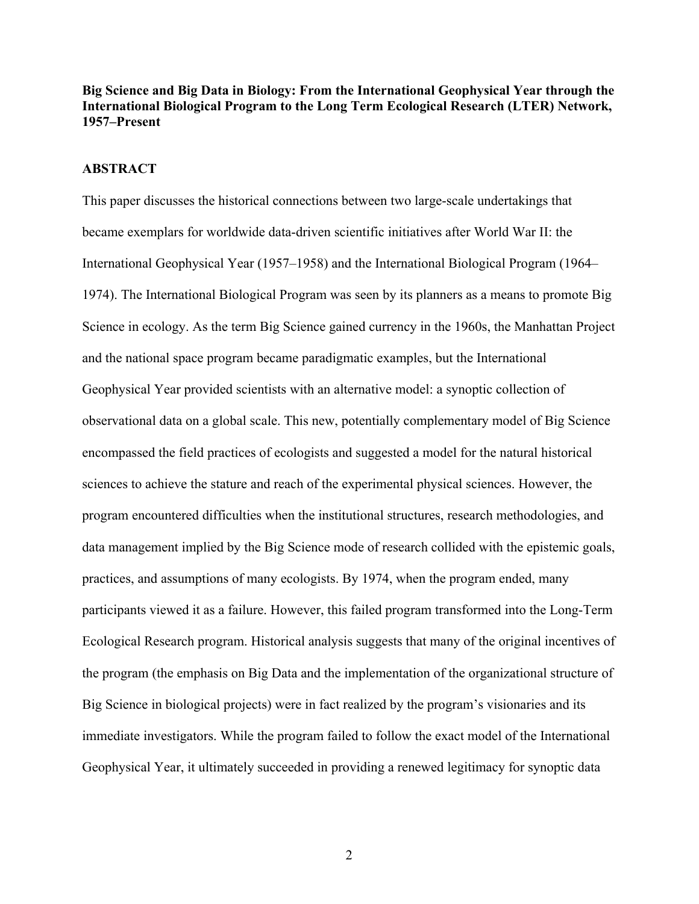**Big Science and Big Data in Biology: From the International Geophysical Year through the International Biological Program to the Long Term Ecological Research (LTER) Network, 1957–Present**

## ABSTRACT

This paper discusses the historical connections between two large-scale undertakings that became exemplars for worldwide data-driven scientific initiatives after World War II: the International Geophysical Year (1957–1958) and the International Biological Program (1964–1974). The International Biological Program was seen by its planners as a means to promote Big Science in ecology. As the term Big Science gained currency in the 1960s, the Manhattan Project and the national space program became paradigmatic examples, but the International Geophysical Year provided scientists with an alternative model: a synoptic collection of observational data on a global scale. This new, potentially complementary model of Big Science encompassed the field practices of ecologists and suggested a model for the natural historical sciences to achieve the stature and reach of the experimental physical sciences. However, the program encountered difficulties when the institutional structures, research methodologies, and data management implied by the Big Science mode of research collided with the epistemic goals, practices, and assumptions of many ecologists. By 1974, when the program ended, many participants viewed it as a failure. However, this failed program transformed into the Long-Term Ecological Research program. Historical analysis suggests that many of the original incentives of the program (the emphasis on Big Data and the implementation of the organizational structure of Big Science in biological projects) were in fact realized by the program's visionaries and its immediate investigators. While the program failed to follow the exact model of the International Geophysical Year, it ultimately succeeded in providing a renewed legitimacy for synoptic data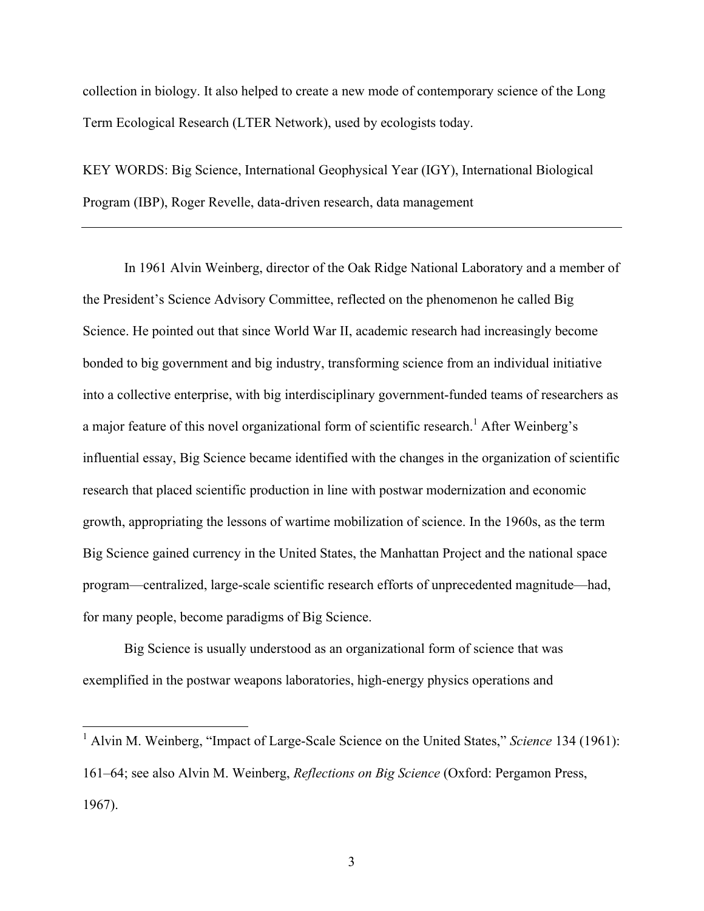collection in biology. It also helped to create a new mode of contemporary science of the Long Term Ecological Research (LTER Network), used by ecologists today.

KEY WORDS: Big Science, International Geophysical Year (IGY), International Biological Program (IBP), Roger Revelle, data-driven research, data management

---

In 1961 Alvin Weinberg, director of the Oak Ridge National Laboratory and a member of the President's Science Advisory Committee, reflected on the phenomenon he called Big Science. He pointed out that since World War II, academic research had increasingly become bonded to big government and big industry, transforming science from an individual initiative into a collective enterprise, with big interdisciplinary government-funded teams of researchers as a major feature of this novel organizational form of scientific research.[1] After Weinberg's influential essay, Big Science became identified with the changes in the organization of scientific research that placed scientific production in line with postwar modernization and economic growth, appropriating the lessons of wartime mobilization of science. In the 1960s, as the term Big Science gained currency in the United States, the Manhattan Project and the national space program—centralized, large-scale scientific research efforts of unprecedented magnitude—had, for many people, become paradigms of Big Science.

Big Science is usually understood as an organizational form of science that was exemplified in the postwar weapons laboratories, high-energy physics operations and

---

[1] Alvin M. Weinberg, "Impact of Large-Scale Science on the United States," *Science* 134 (1961): 161–64; see also Alvin M. Weinberg, *Reflections on Big Science* (Oxford: Pergamon Press, 1967).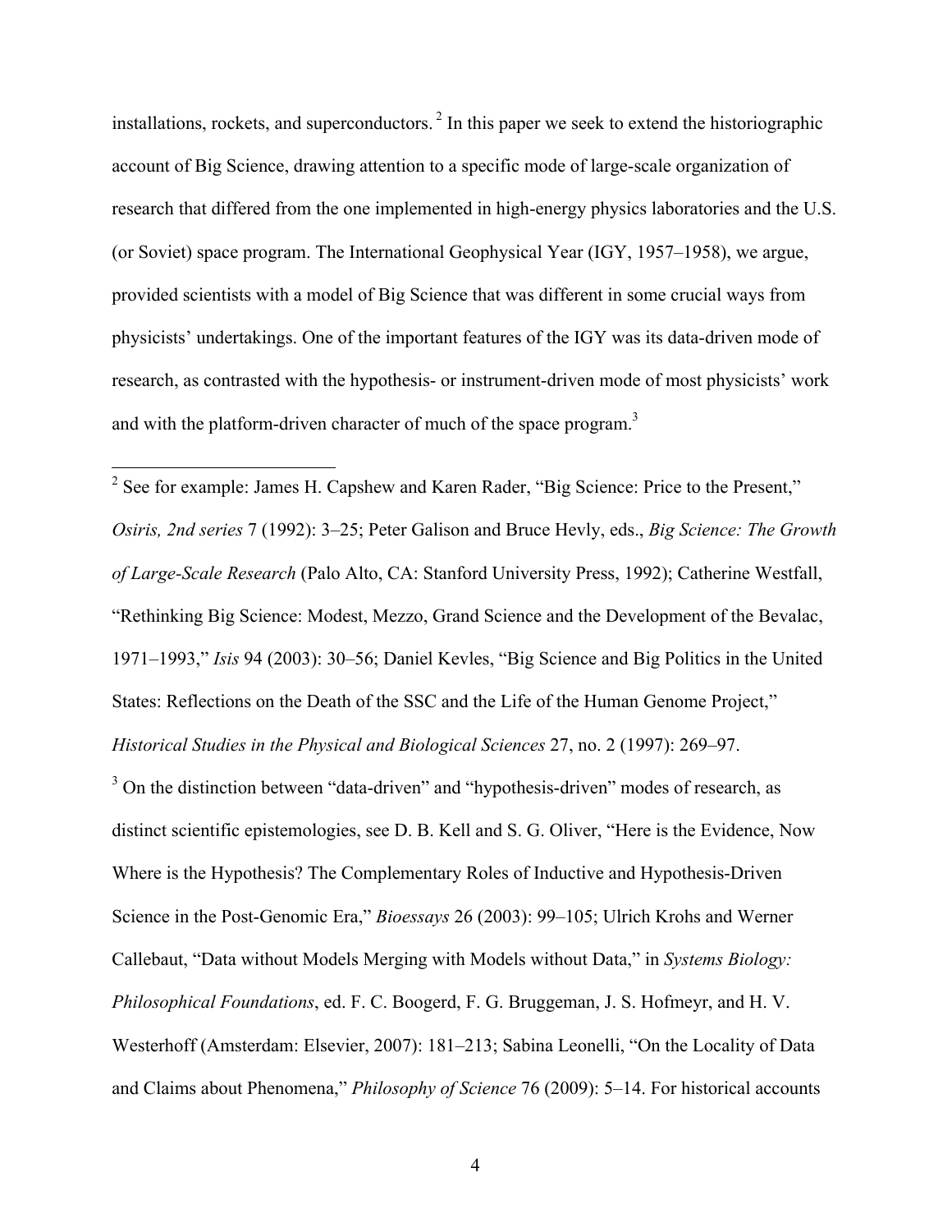installations, rockets, and superconductors.[2] In this paper we seek to extend the historiographic account of Big Science, drawing attention to a specific mode of large-scale organization of research that differed from the one implemented in high-energy physics laboratories and the U.S. (or Soviet) space program. The International Geophysical Year (IGY, 1957–1958), we argue, provided scientists with a model of Big Science that was different in some crucial ways from physicists' undertakings. One of the important features of the IGY was its data-driven mode of research, as contrasted with the hypothesis- or instrument-driven mode of most physicists' work and with the platform-driven character of much of the space program.[3]

---

[2] See for example: James H. Capshew and Karen Rader, "Big Science: Price to the Present," *Osiris, 2nd series* 7 (1992): 3–25; Peter Galison and Bruce Hevly, eds., *Big Science: The Growth of Large-Scale Research* (Palo Alto, CA: Stanford University Press, 1992); Catherine Westfall, "Rethinking Big Science: Modest, Mezzo, Grand Science and the Development of the Bevalac, 1971–1993," *Isis* 94 (2003): 30–56; Daniel Kevles, "Big Science and Big Politics in the United States: Reflections on the Death of the SSC and the Life of the Human Genome Project," *Historical Studies in the Physical and Biological Sciences* 27, no. 2 (1997): 269–97.

[3] On the distinction between "data-driven" and "hypothesis-driven" modes of research, as distinct scientific epistemologies, see D. B. Kell and S. G. Oliver, "Here is the Evidence, Now Where is the Hypothesis? The Complementary Roles of Inductive and Hypothesis-Driven Science in the Post-Genomic Era," *Bioessays* 26 (2003): 99–105; Ulrich Krohs and Werner Callebaut, "Data without Models Merging with Models without Data," in *Systems Biology: Philosophical Foundations*, ed. F. C. Boogerd, F. G. Bruggeman, J. S. Hofmeyr, and H. V. Westerhoff (Amsterdam: Elsevier, 2007): 181–213; Sabina Leonelli, "On the Locality of Data and Claims about Phenomena," *Philosophy of Science* 76 (2009): 5–14. For historical accounts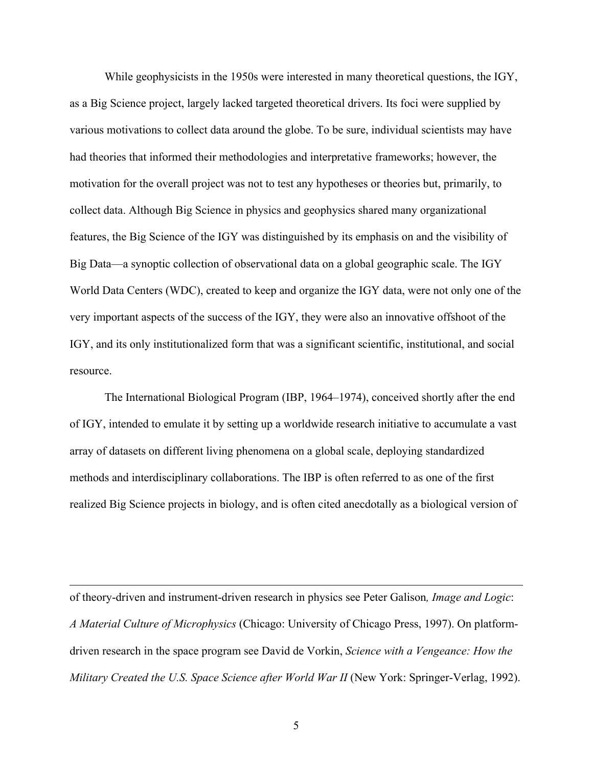While geophysicists in the 1950s were interested in many theoretical questions, the IGY, as a Big Science project, largely lacked targeted theoretical drivers. Its foci were supplied by various motivations to collect data around the globe. To be sure, individual scientists may have had theories that informed their methodologies and interpretative frameworks; however, the motivation for the overall project was not to test any hypotheses or theories but, primarily, to collect data. Although Big Science in physics and geophysics shared many organizational features, the Big Science of the IGY was distinguished by its emphasis on and the visibility of Big Data—a synoptic collection of observational data on a global geographic scale. The IGY World Data Centers (WDC), created to keep and organize the IGY data, were not only one of the very important aspects of the success of the IGY, they were also an innovative offshoot of the IGY, and its only institutionalized form that was a significant scientific, institutional, and social resource.

The International Biological Program (IBP, 1964–1974), conceived shortly after the end of IGY, intended to emulate it by setting up a worldwide research initiative to accumulate a vast array of datasets on different living phenomena on a global scale, deploying standardized methods and interdisciplinary collaborations. The IBP is often referred to as one of the first realized Big Science projects in biology, and is often cited anecdotally as a biological version of

---

of theory-driven and instrument-driven research in physics see Peter Galison, *Image and Logic: A Material Culture of Microphysics* (Chicago: University of Chicago Press, 1997). On platform-driven research in the space program see David de Vorkin, *Science with a Vengeance: How the Military Created the U.S. Space Science after World War II* (New York: Springer-Verlag, 1992).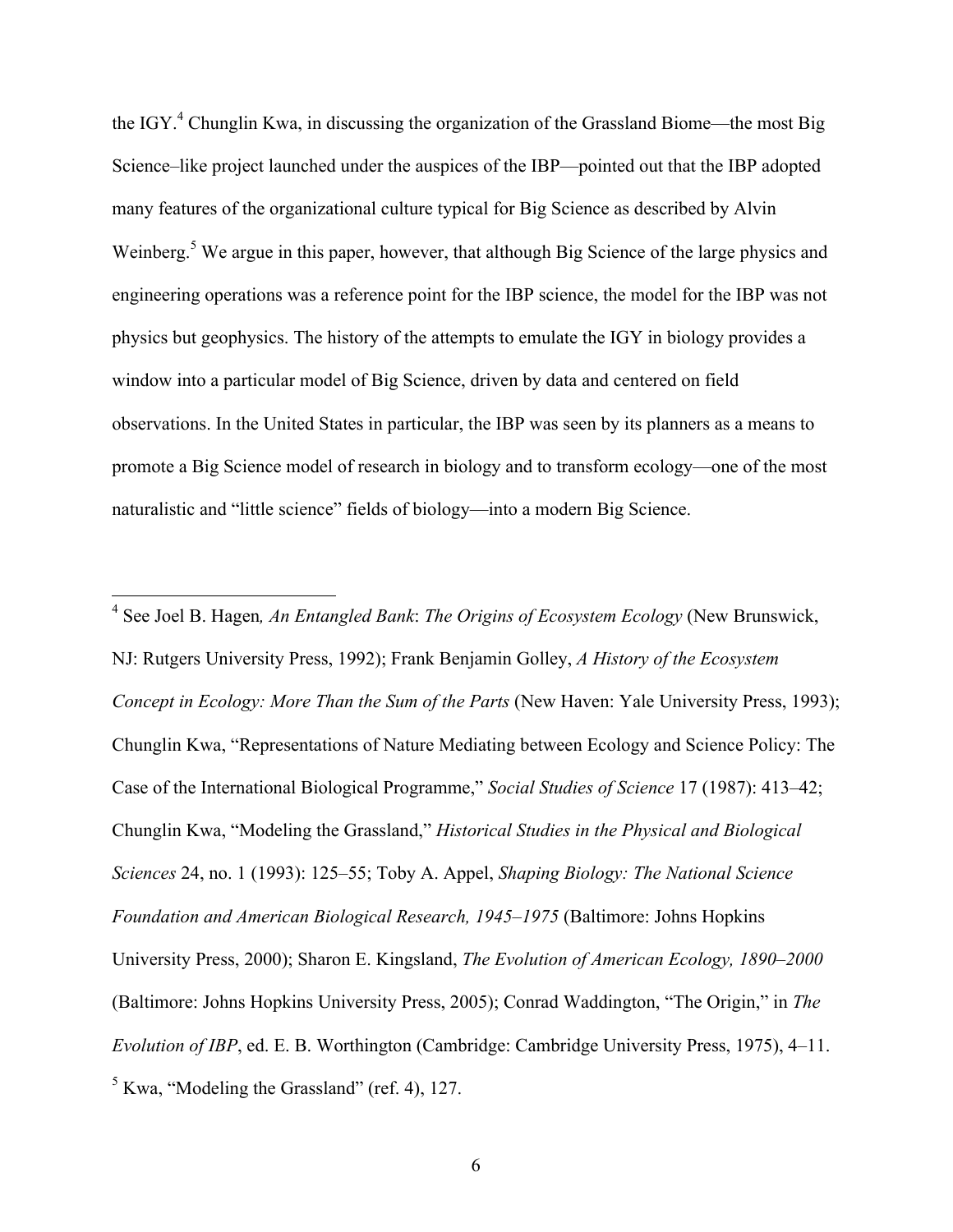the IGY.[4] Chunglin Kwa, in discussing the organization of the Grassland Biome—the most Big Science–like project launched under the auspices of the IBP—pointed out that the IBP adopted many features of the organizational culture typical for Big Science as described by Alvin Weinberg.[5] We argue in this paper, however, that although Big Science of the large physics and engineering operations was a reference point for the IBP science, the model for the IBP was not physics but geophysics. The history of the attempts to emulate the IGY in biology provides a window into a particular model of Big Science, driven by data and centered on field observations. In the United States in particular, the IBP was seen by its planners as a means to promote a Big Science model of research in biology and to transform ecology—one of the most naturalistic and "little science" fields of biology—into a modern Big Science.

---

[4] See Joel B. Hagen*, An Entangled Bank*: *The Origins of Ecosystem Ecology* (New Brunswick, NJ: Rutgers University Press, 1992); Frank Benjamin Golley, *A History of the Ecosystem Concept in Ecology: More Than the Sum of the Parts* (New Haven: Yale University Press, 1993); Chunglin Kwa, "Representations of Nature Mediating between Ecology and Science Policy: The Case of the International Biological Programme," *Social Studies of Science* 17 (1987): 413–42; Chunglin Kwa, "Modeling the Grassland," *Historical Studies in the Physical and Biological Sciences* 24, no. 1 (1993): 125–55; Toby A. Appel, *Shaping Biology: The National Science Foundation and American Biological Research, 1945–1975* (Baltimore: Johns Hopkins University Press, 2000); Sharon E. Kingsland, *The Evolution of American Ecology, 1890–2000* (Baltimore: Johns Hopkins University Press, 2005); Conrad Waddington, "The Origin," in *The Evolution of IBP*, ed. E. B. Worthington (Cambridge: Cambridge University Press, 1975), 4–11.

[5] Kwa, "Modeling the Grassland" (ref. 4), 127.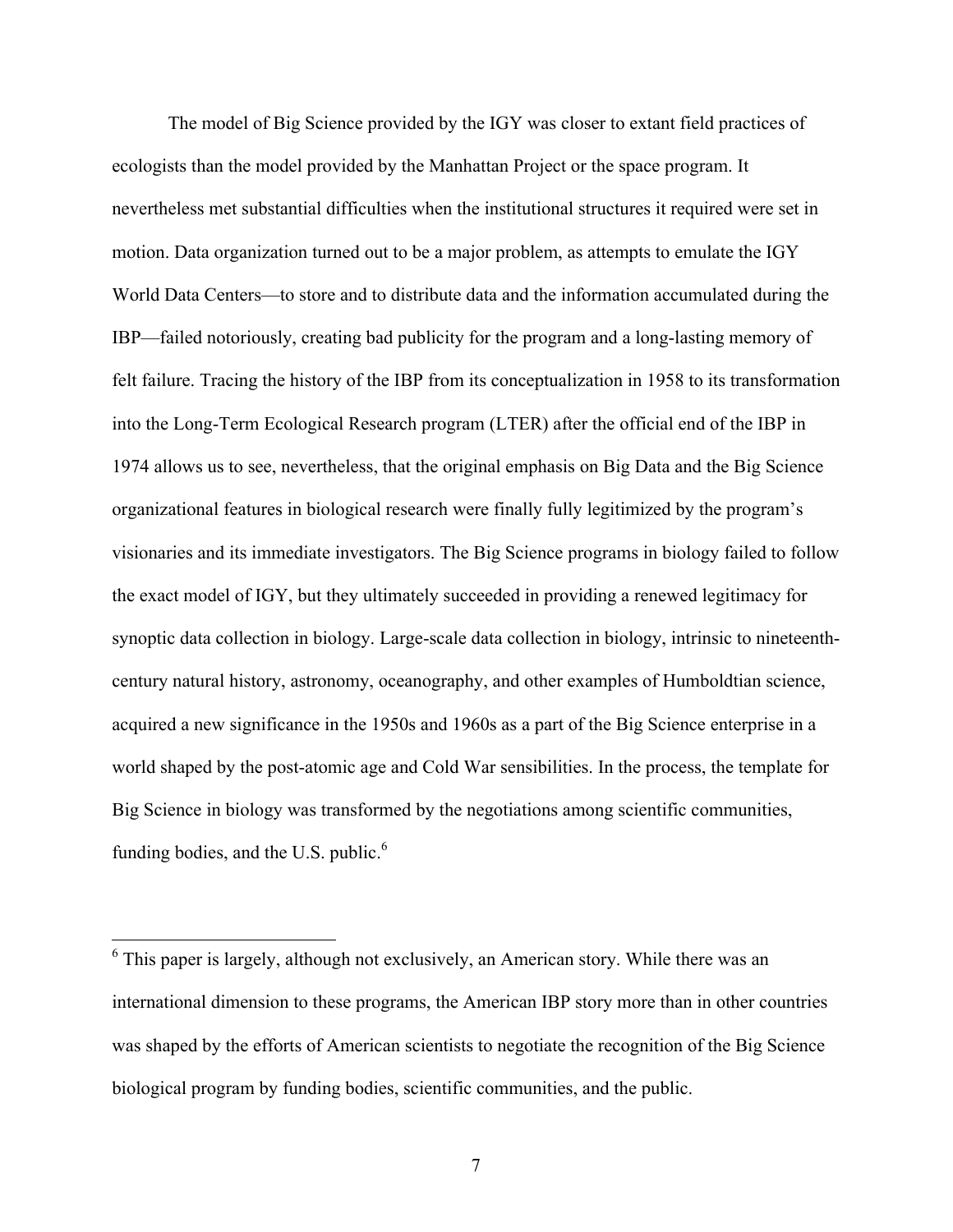The model of Big Science provided by the IGY was closer to extant field practices of ecologists than the model provided by the Manhattan Project or the space program. It nevertheless met substantial difficulties when the institutional structures it required were set in motion. Data organization turned out to be a major problem, as attempts to emulate the IGY World Data Centers—to store and to distribute data and the information accumulated during the IBP—failed notoriously, creating bad publicity for the program and a long-lasting memory of felt failure. Tracing the history of the IBP from its conceptualization in 1958 to its transformation into the Long-Term Ecological Research program (LTER) after the official end of the IBP in 1974 allows us to see, nevertheless, that the original emphasis on Big Data and the Big Science organizational features in biological research were finally fully legitimized by the program's visionaries and its immediate investigators. The Big Science programs in biology failed to follow the exact model of IGY, but they ultimately succeeded in providing a renewed legitimacy for synoptic data collection in biology. Large-scale data collection in biology, intrinsic to nineteenth-century natural history, astronomy, oceanography, and other examples of Humboldtian science, acquired a new significance in the 1950s and 1960s as a part of the Big Science enterprise in a world shaped by the post-atomic age and Cold War sensibilities. In the process, the template for Big Science in biology was transformed by the negotiations among scientific communities, funding bodies, and the U.S. public.[6]

---

[6] This paper is largely, although not exclusively, an American story. While there was an international dimension to these programs, the American IBP story more than in other countries was shaped by the efforts of American scientists to negotiate the recognition of the Big Science biological program by funding bodies, scientific communities, and the public.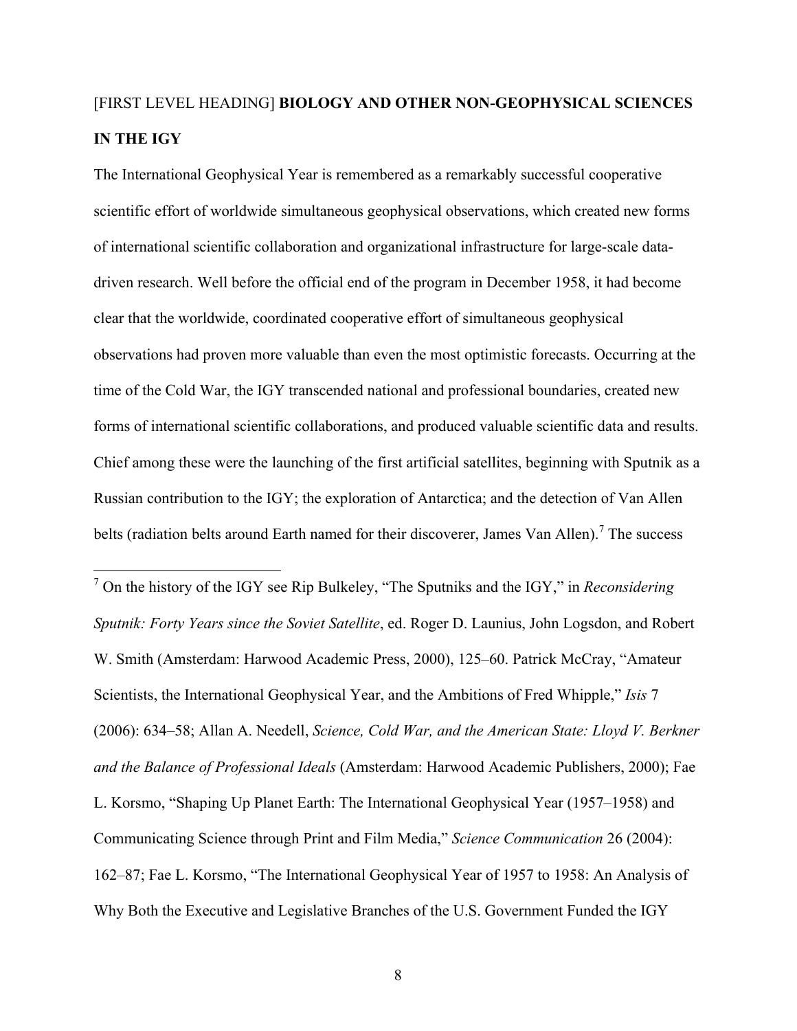[FIRST LEVEL HEADING] **BIOLOGY AND OTHER NON-GEOPHYSICAL SCIENCES IN THE IGY**

The International Geophysical Year is remembered as a remarkably successful cooperative scientific effort of worldwide simultaneous geophysical observations, which created new forms of international scientific collaboration and organizational infrastructure for large-scale data-driven research. Well before the official end of the program in December 1958, it had become clear that the worldwide, coordinated cooperative effort of simultaneous geophysical observations had proven more valuable than even the most optimistic forecasts. Occurring at the time of the Cold War, the IGY transcended national and professional boundaries, created new forms of international scientific collaborations, and produced valuable scientific data and results. Chief among these were the launching of the first artificial satellites, beginning with Sputnik as a Russian contribution to the IGY; the exploration of Antarctica; and the detection of Van Allen belts (radiation belts around Earth named for their discoverer, James Van Allen).[7] The success

---

[7] On the history of the IGY see Rip Bulkeley, "The Sputniks and the IGY," in *Reconsidering Sputnik: Forty Years since the Soviet Satellite*, ed. Roger D. Launius, John Logsdon, and Robert W. Smith (Amsterdam: Harwood Academic Press, 2000), 125–60. Patrick McCray, "Amateur Scientists, the International Geophysical Year, and the Ambitions of Fred Whipple," *Isis* 7 (2006): 634–58; Allan A. Needell, *Science, Cold War, and the American State: Lloyd V. Berkner and the Balance of Professional Ideals* (Amsterdam: Harwood Academic Publishers, 2000); Fae L. Korsmo, "Shaping Up Planet Earth: The International Geophysical Year (1957–1958) and Communicating Science through Print and Film Media," *Science Communication* 26 (2004): 162–87; Fae L. Korsmo, "The International Geophysical Year of 1957 to 1958: An Analysis of Why Both the Executive and Legislative Branches of the U.S. Government Funded the IGY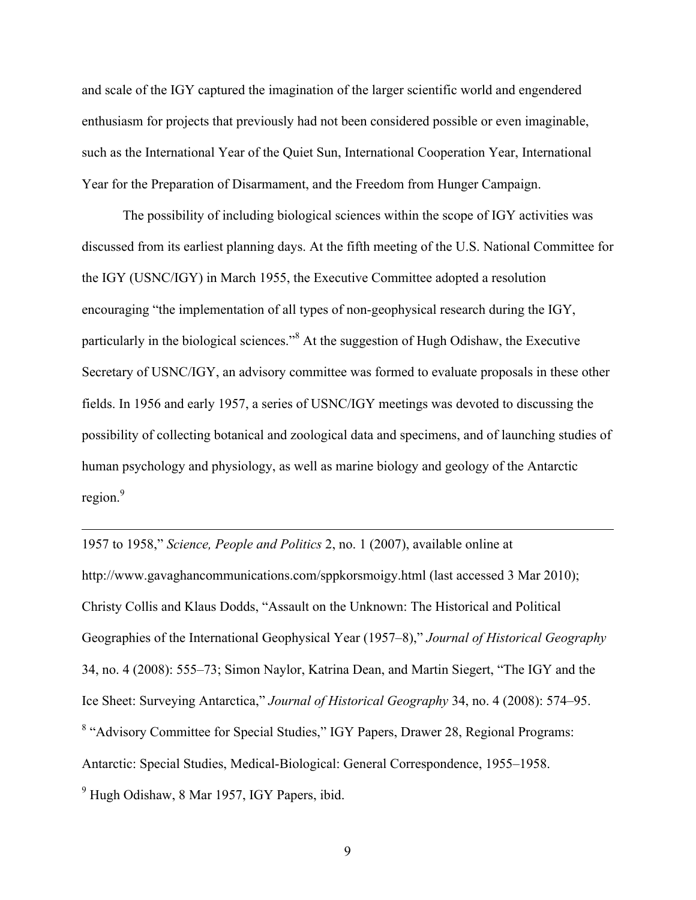and scale of the IGY captured the imagination of the larger scientific world and engendered enthusiasm for projects that previously had not been considered possible or even imaginable, such as the International Year of the Quiet Sun, International Cooperation Year, International Year for the Preparation of Disarmament, and the Freedom from Hunger Campaign.

The possibility of including biological sciences within the scope of IGY activities was discussed from its earliest planning days. At the fifth meeting of the U.S. National Committee for the IGY (USNC/IGY) in March 1955, the Executive Committee adopted a resolution encouraging "the implementation of all types of non-geophysical research during the IGY, particularly in the biological sciences."[8] At the suggestion of Hugh Odishaw, the Executive Secretary of USNC/IGY, an advisory committee was formed to evaluate proposals in these other fields. In 1956 and early 1957, a series of USNC/IGY meetings was devoted to discussing the possibility of collecting botanical and zoological data and specimens, and of launching studies of human psychology and physiology, as well as marine biology and geology of the Antarctic region.[9]

---

1957 to 1958," *Science, People and Politics* 2, no. 1 (2007), available online at http://www.gavaghancommunications.com/sppkorsmoigy.html (last accessed 3 Mar 2010); Christy Collis and Klaus Dodds, "Assault on the Unknown: The Historical and Political Geographies of the International Geophysical Year (1957–8)," *Journal of Historical Geography* 34, no. 4 (2008): 555–73; Simon Naylor, Katrina Dean, and Martin Siegert, "The IGY and the Ice Sheet: Surveying Antarctica," *Journal of Historical Geography* 34, no. 4 (2008): 574–95.

[8] "Advisory Committee for Special Studies," IGY Papers, Drawer 28, Regional Programs: Antarctic: Special Studies, Medical-Biological: General Correspondence, 1955–1958.

[9] Hugh Odishaw, 8 Mar 1957, IGY Papers, ibid.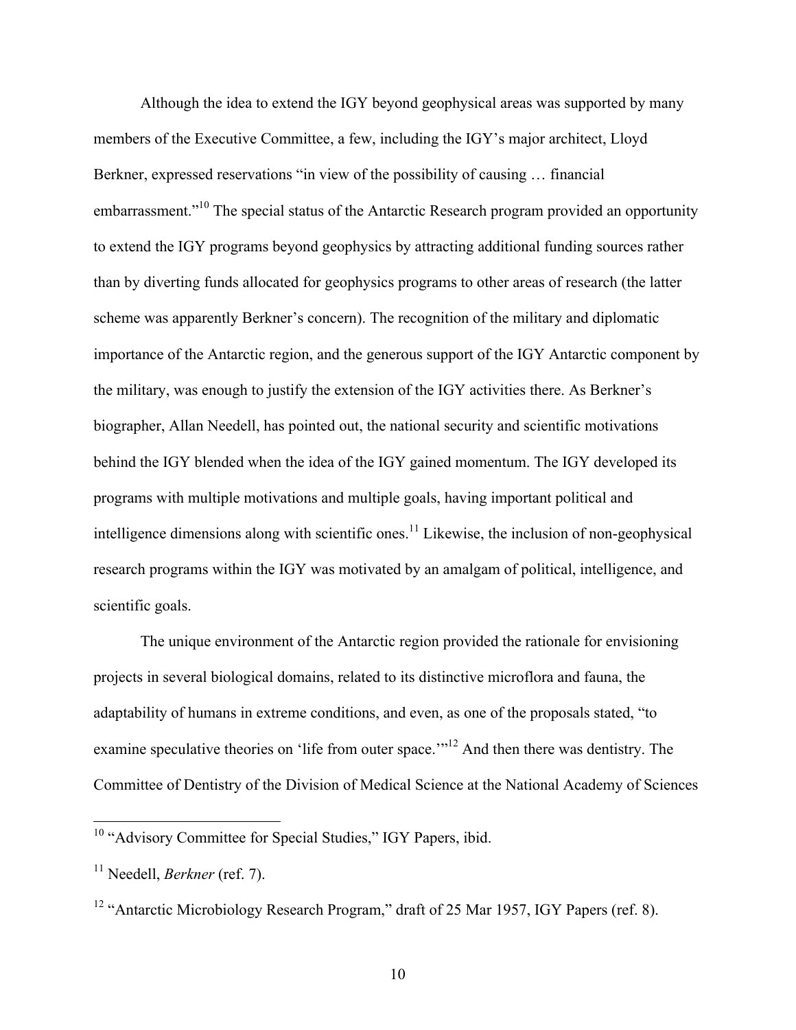Although the idea to extend the IGY beyond geophysical areas was supported by many members of the Executive Committee, a few, including the IGY's major architect, Lloyd Berkner, expressed reservations "in view of the possibility of causing … financial embarrassment."[10] The special status of the Antarctic Research program provided an opportunity to extend the IGY programs beyond geophysics by attracting additional funding sources rather than by diverting funds allocated for geophysics programs to other areas of research (the latter scheme was apparently Berkner's concern). The recognition of the military and diplomatic importance of the Antarctic region, and the generous support of the IGY Antarctic component by the military, was enough to justify the extension of the IGY activities there. As Berkner's biographer, Allan Needell, has pointed out, the national security and scientific motivations behind the IGY blended when the idea of the IGY gained momentum. The IGY developed its programs with multiple motivations and multiple goals, having important political and intelligence dimensions along with scientific ones.[11] Likewise, the inclusion of non-geophysical research programs within the IGY was motivated by an amalgam of political, intelligence, and scientific goals.

The unique environment of the Antarctic region provided the rationale for envisioning projects in several biological domains, related to its distinctive microflora and fauna, the adaptability of humans in extreme conditions, and even, as one of the proposals stated, "to examine speculative theories on 'life from outer space.'"[12] And then there was dentistry. The Committee of Dentistry of the Division of Medical Science at the National Academy of Sciences

---

[10] "Advisory Committee for Special Studies," IGY Papers, ibid.

[11] Needell, *Berkner* (ref. 7).

[12] "Antarctic Microbiology Research Program," draft of 25 Mar 1957, IGY Papers (ref. 8).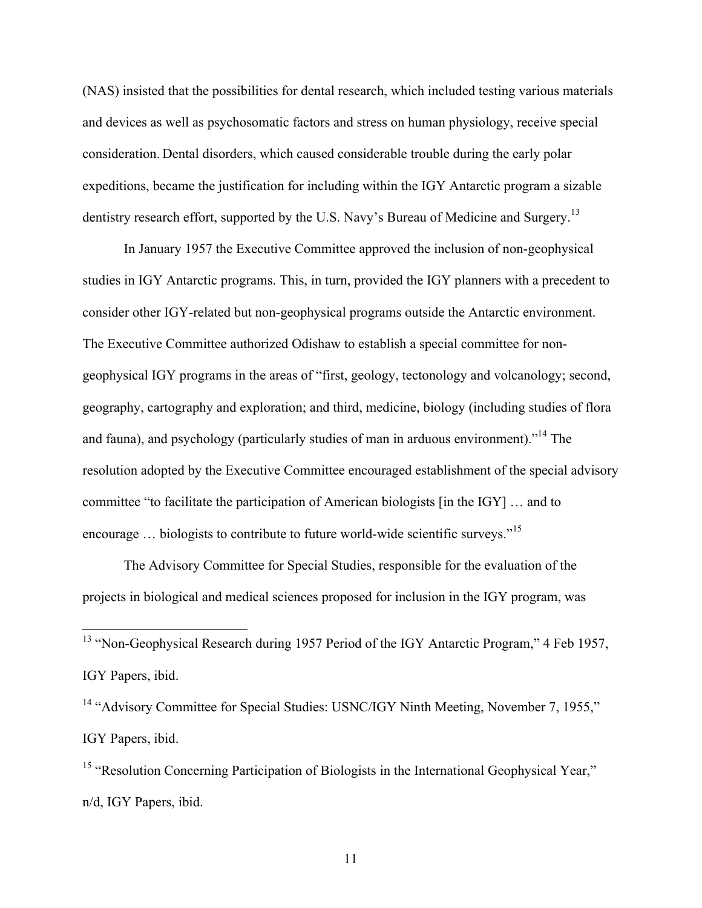(NAS) insisted that the possibilities for dental research, which included testing various materials and devices as well as psychosomatic factors and stress on human physiology, receive special consideration. Dental disorders, which caused considerable trouble during the early polar expeditions, became the justification for including within the IGY Antarctic program a sizable dentistry research effort, supported by the U.S. Navy's Bureau of Medicine and Surgery.[13]

In January 1957 the Executive Committee approved the inclusion of non-geophysical studies in IGY Antarctic programs. This, in turn, provided the IGY planners with a precedent to consider other IGY-related but non-geophysical programs outside the Antarctic environment. The Executive Committee authorized Odishaw to establish a special committee for non-geophysical IGY programs in the areas of "first, geology, tectonology and volcanology; second, geography, cartography and exploration; and third, medicine, biology (including studies of flora and fauna), and psychology (particularly studies of man in arduous environment)."[14] The resolution adopted by the Executive Committee encouraged establishment of the special advisory committee "to facilitate the participation of American biologists [in the IGY] … and to encourage … biologists to contribute to future world-wide scientific surveys."[15]

The Advisory Committee for Special Studies, responsible for the evaluation of the projects in biological and medical sciences proposed for inclusion in the IGY program, was

---

[13] "Non-Geophysical Research during 1957 Period of the IGY Antarctic Program," 4 Feb 1957, IGY Papers, ibid.

[14] "Advisory Committee for Special Studies: USNC/IGY Ninth Meeting, November 7, 1955," IGY Papers, ibid.

[15] "Resolution Concerning Participation of Biologists in the International Geophysical Year," n/d, IGY Papers, ibid.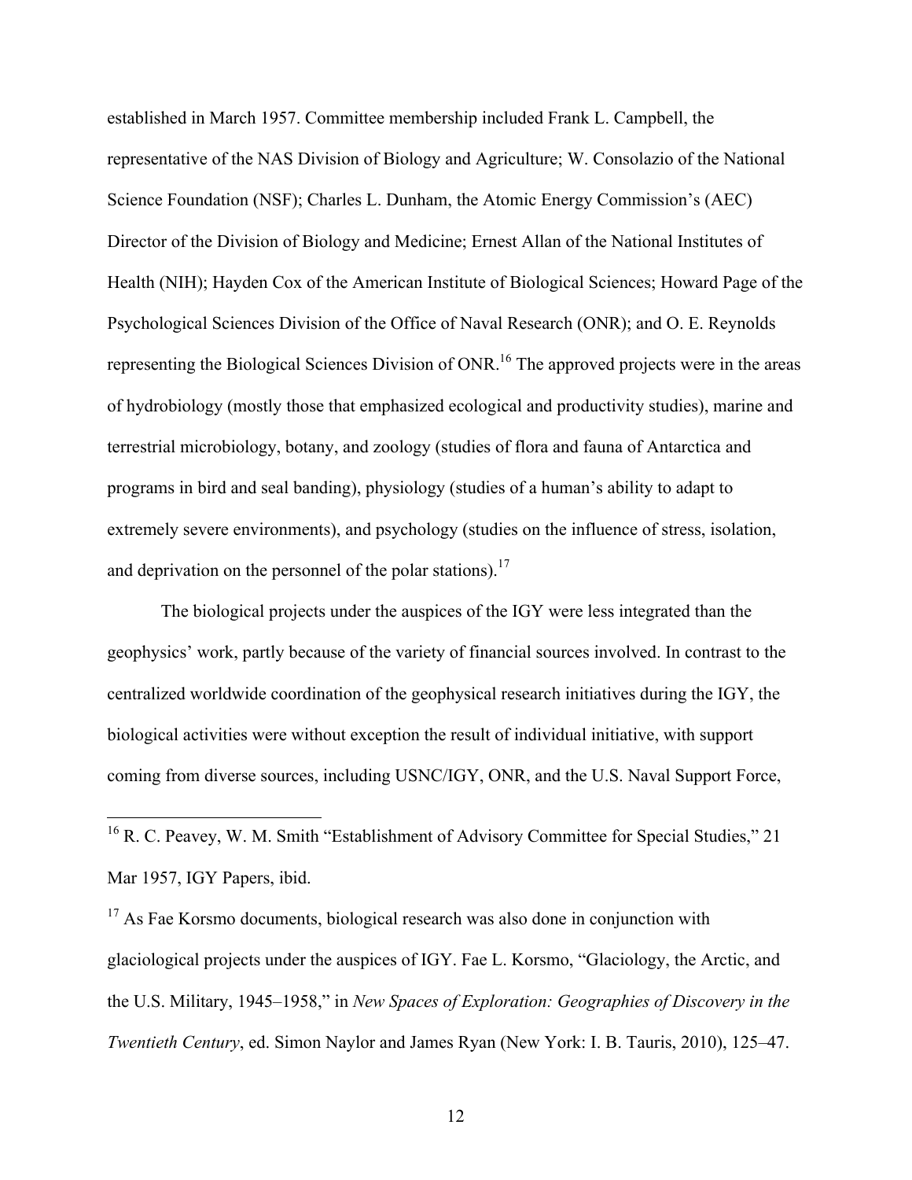established in March 1957. Committee membership included Frank L. Campbell, the representative of the NAS Division of Biology and Agriculture; W. Consolazio of the National Science Foundation (NSF); Charles L. Dunham, the Atomic Energy Commission's (AEC) Director of the Division of Biology and Medicine; Ernest Allan of the National Institutes of Health (NIH); Hayden Cox of the American Institute of Biological Sciences; Howard Page of the Psychological Sciences Division of the Office of Naval Research (ONR); and O. E. Reynolds representing the Biological Sciences Division of ONR.[16] The approved projects were in the areas of hydrobiology (mostly those that emphasized ecological and productivity studies), marine and terrestrial microbiology, botany, and zoology (studies of flora and fauna of Antarctica and programs in bird and seal banding), physiology (studies of a human's ability to adapt to extremely severe environments), and psychology (studies on the influence of stress, isolation, and deprivation on the personnel of the polar stations).[17]

The biological projects under the auspices of the IGY were less integrated than the geophysics' work, partly because of the variety of financial sources involved. In contrast to the centralized worldwide coordination of the geophysical research initiatives during the IGY, the biological activities were without exception the result of individual initiative, with support coming from diverse sources, including USNC/IGY, ONR, and the U.S. Naval Support Force,

---

[16] R. C. Peavey, W. M. Smith "Establishment of Advisory Committee for Special Studies," 21 Mar 1957, IGY Papers, ibid.

[17] As Fae Korsmo documents, biological research was also done in conjunction with glaciological projects under the auspices of IGY. Fae L. Korsmo, "Glaciology, the Arctic, and the U.S. Military, 1945–1958," in *New Spaces of Exploration: Geographies of Discovery in the Twentieth Century*, ed. Simon Naylor and James Ryan (New York: I. B. Tauris, 2010), 125–47.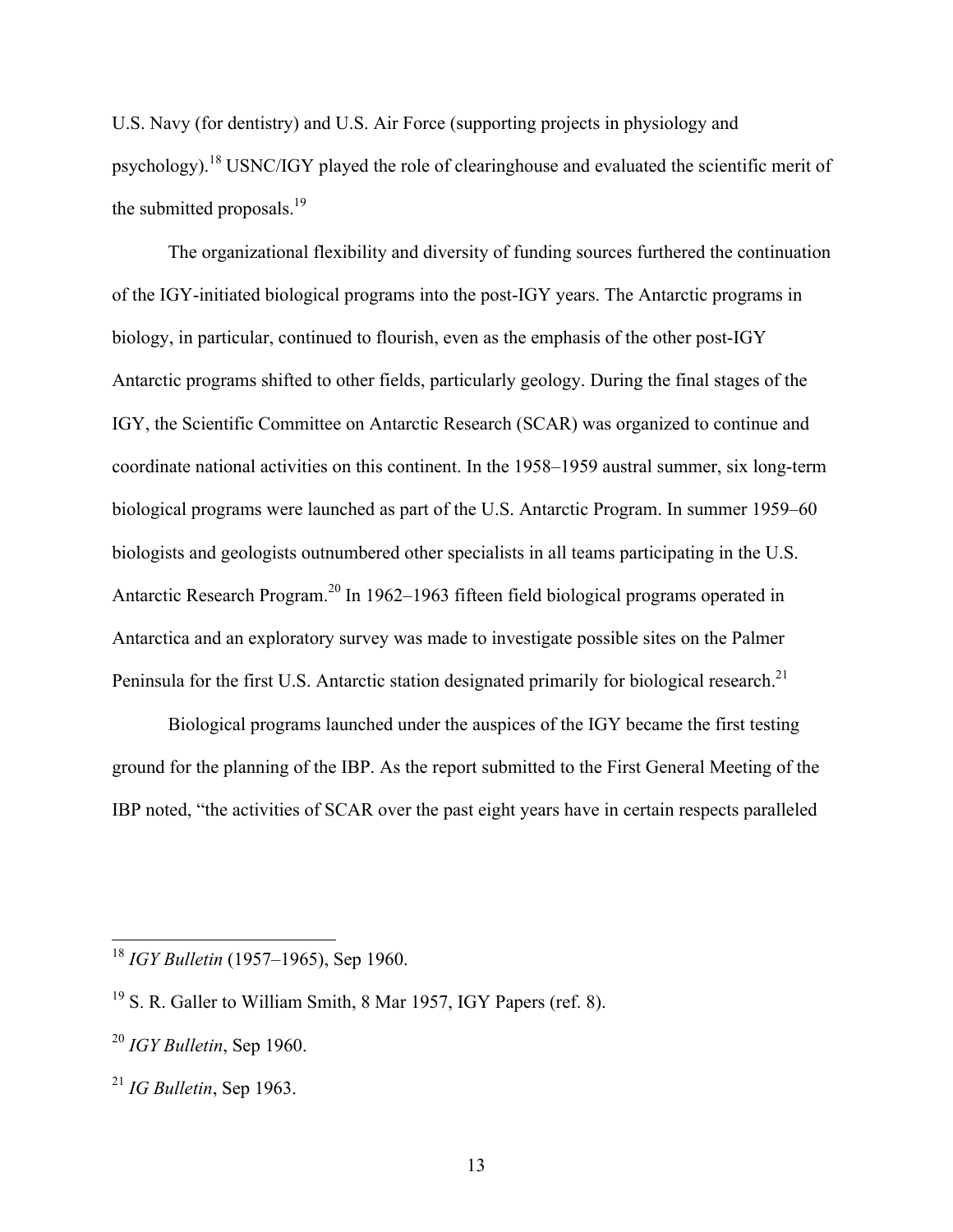U.S. Navy (for dentistry) and U.S. Air Force (supporting projects in physiology and psychology).[18] USNC/IGY played the role of clearinghouse and evaluated the scientific merit of the submitted proposals.[19]

The organizational flexibility and diversity of funding sources furthered the continuation of the IGY-initiated biological programs into the post-IGY years. The Antarctic programs in biology, in particular, continued to flourish, even as the emphasis of the other post-IGY Antarctic programs shifted to other fields, particularly geology. During the final stages of the IGY, the Scientific Committee on Antarctic Research (SCAR) was organized to continue and coordinate national activities on this continent. In the 1958–1959 austral summer, six long-term biological programs were launched as part of the U.S. Antarctic Program. In summer 1959–60 biologists and geologists outnumbered other specialists in all teams participating in the U.S. Antarctic Research Program.[20] In 1962–1963 fifteen field biological programs operated in Antarctica and an exploratory survey was made to investigate possible sites on the Palmer Peninsula for the first U.S. Antarctic station designated primarily for biological research.[21]

Biological programs launched under the auspices of the IGY became the first testing ground for the planning of the IBP. As the report submitted to the First General Meeting of the IBP noted, "the activities of SCAR over the past eight years have in certain respects paralleled

---

[18] *IGY Bulletin* (1957–1965), Sep 1960.

[19] S. R. Galler to William Smith, 8 Mar 1957, IGY Papers (ref. 8).

[20] *IGY Bulletin*, Sep 1960.

[21] *IG Bulletin*, Sep 1963.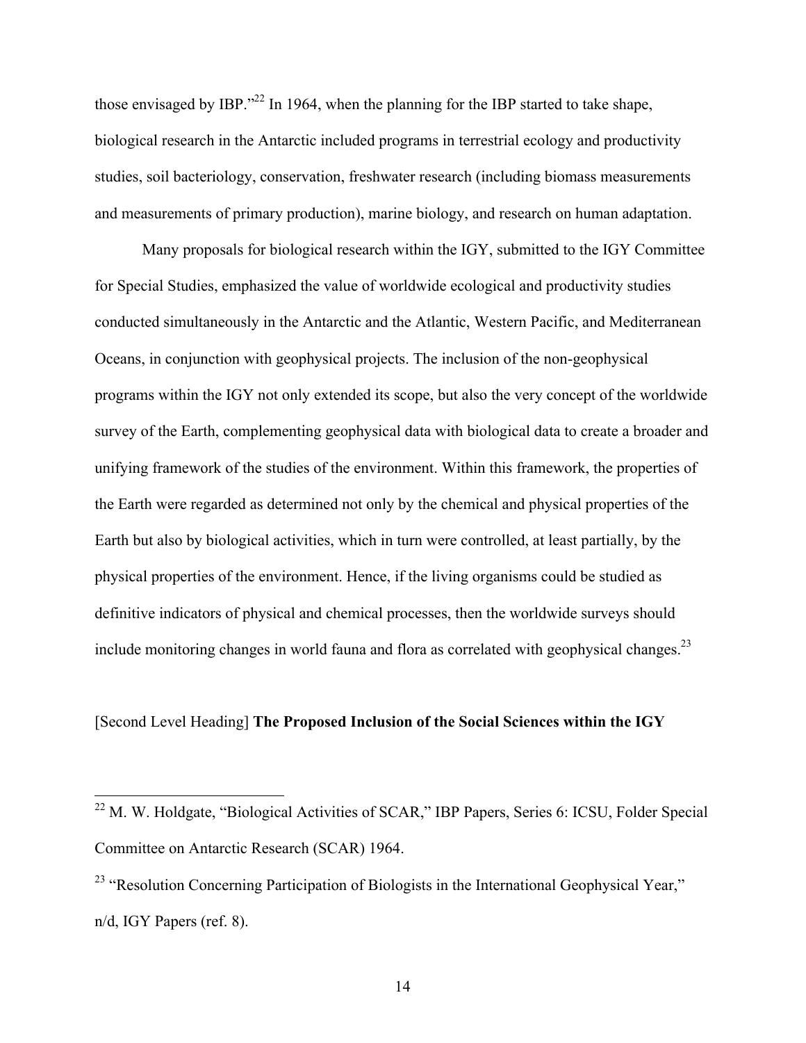those envisaged by IBP."[22] In 1964, when the planning for the IBP started to take shape, biological research in the Antarctic included programs in terrestrial ecology and productivity studies, soil bacteriology, conservation, freshwater research (including biomass measurements and measurements of primary production), marine biology, and research on human adaptation.

Many proposals for biological research within the IGY, submitted to the IGY Committee for Special Studies, emphasized the value of worldwide ecological and productivity studies conducted simultaneously in the Antarctic and the Atlantic, Western Pacific, and Mediterranean Oceans, in conjunction with geophysical projects. The inclusion of the non-geophysical programs within the IGY not only extended its scope, but also the very concept of the worldwide survey of the Earth, complementing geophysical data with biological data to create a broader and unifying framework of the studies of the environment. Within this framework, the properties of the Earth were regarded as determined not only by the chemical and physical properties of the Earth but also by biological activities, which in turn were controlled, at least partially, by the physical properties of the environment. Hence, if the living organisms could be studied as definitive indicators of physical and chemical processes, then the worldwide surveys should include monitoring changes in world fauna and flora as correlated with geophysical changes.[23]

[Second Level Heading] **The Proposed Inclusion of the Social Sciences within the IGY**

---

[22] M. W. Holdgate, "Biological Activities of SCAR," IBP Papers, Series 6: ICSU, Folder Special Committee on Antarctic Research (SCAR) 1964.

[23] "Resolution Concerning Participation of Biologists in the International Geophysical Year," n/d, IGY Papers (ref. 8).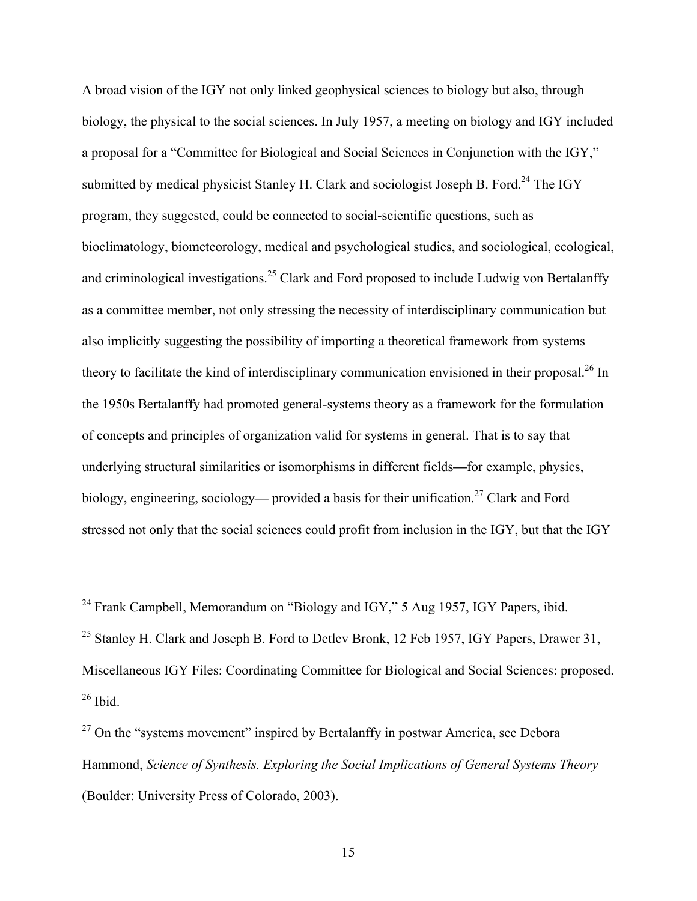A broad vision of the IGY not only linked geophysical sciences to biology but also, through biology, the physical to the social sciences. In July 1957, a meeting on biology and IGY included a proposal for a "Committee for Biological and Social Sciences in Conjunction with the IGY," submitted by medical physicist Stanley H. Clark and sociologist Joseph B. Ford.[24] The IGY program, they suggested, could be connected to social-scientific questions, such as bioclimatology, biometeorology, medical and psychological studies, and sociological, ecological, and criminological investigations.[25] Clark and Ford proposed to include Ludwig von Bertalanffy as a committee member, not only stressing the necessity of interdisciplinary communication but also implicitly suggesting the possibility of importing a theoretical framework from systems theory to facilitate the kind of interdisciplinary communication envisioned in their proposal.[26] In the 1950s Bertalanffy had promoted general-systems theory as a framework for the formulation of concepts and principles of organization valid for systems in general. That is to say that underlying structural similarities or isomorphisms in different fields—for example, physics, biology, engineering, sociology— provided a basis for their unification.[27] Clark and Ford stressed not only that the social sciences could profit from inclusion in the IGY, but that the IGY

[24] Frank Campbell, Memorandum on "Biology and IGY," 5 Aug 1957, IGY Papers, ibid.

[25] Stanley H. Clark and Joseph B. Ford to Detlev Bronk, 12 Feb 1957, IGY Papers, Drawer 31, Miscellaneous IGY Files: Coordinating Committee for Biological and Social Sciences: proposed.

[26] Ibid.

[27] On the "systems movement" inspired by Bertalanffy in postwar America, see Debora Hammond, *Science of Synthesis. Exploring the Social Implications of General Systems Theory* (Boulder: University Press of Colorado, 2003).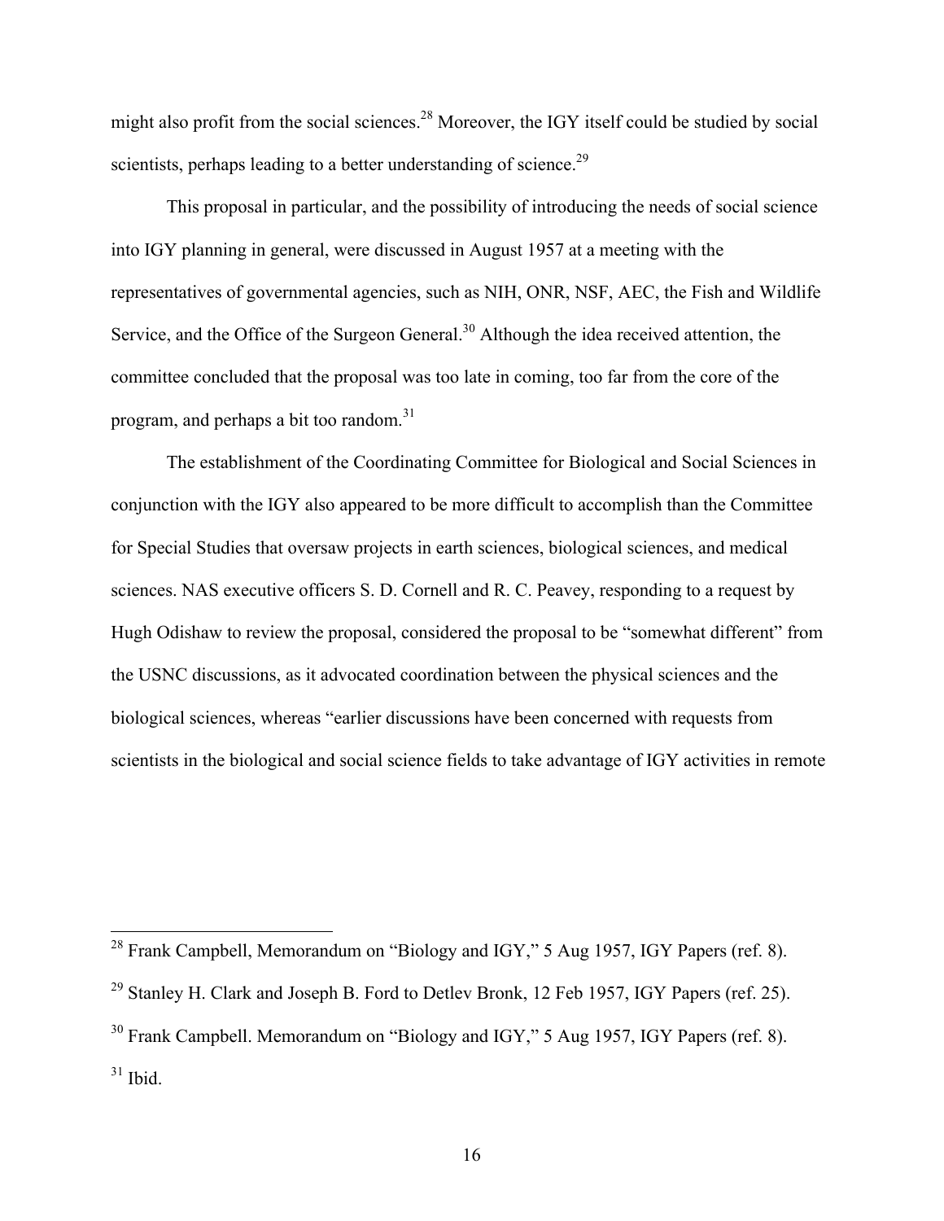might also profit from the social sciences.[28] Moreover, the IGY itself could be studied by social scientists, perhaps leading to a better understanding of science.[29]

This proposal in particular, and the possibility of introducing the needs of social science into IGY planning in general, were discussed in August 1957 at a meeting with the representatives of governmental agencies, such as NIH, ONR, NSF, AEC, the Fish and Wildlife Service, and the Office of the Surgeon General.[30] Although the idea received attention, the committee concluded that the proposal was too late in coming, too far from the core of the program, and perhaps a bit too random.[31]

The establishment of the Coordinating Committee for Biological and Social Sciences in conjunction with the IGY also appeared to be more difficult to accomplish than the Committee for Special Studies that oversaw projects in earth sciences, biological sciences, and medical sciences. NAS executive officers S. D. Cornell and R. C. Peavey, responding to a request by Hugh Odishaw to review the proposal, considered the proposal to be "somewhat different" from the USNC discussions, as it advocated coordination between the physical sciences and the biological sciences, whereas "earlier discussions have been concerned with requests from scientists in the biological and social science fields to take advantage of IGY activities in remote

---

[28] Frank Campbell, Memorandum on "Biology and IGY," 5 Aug 1957, IGY Papers (ref. 8).

[29] Stanley H. Clark and Joseph B. Ford to Detlev Bronk, 12 Feb 1957, IGY Papers (ref. 25).

[30] Frank Campbell. Memorandum on "Biology and IGY," 5 Aug 1957, IGY Papers (ref. 8).

[31] Ibid.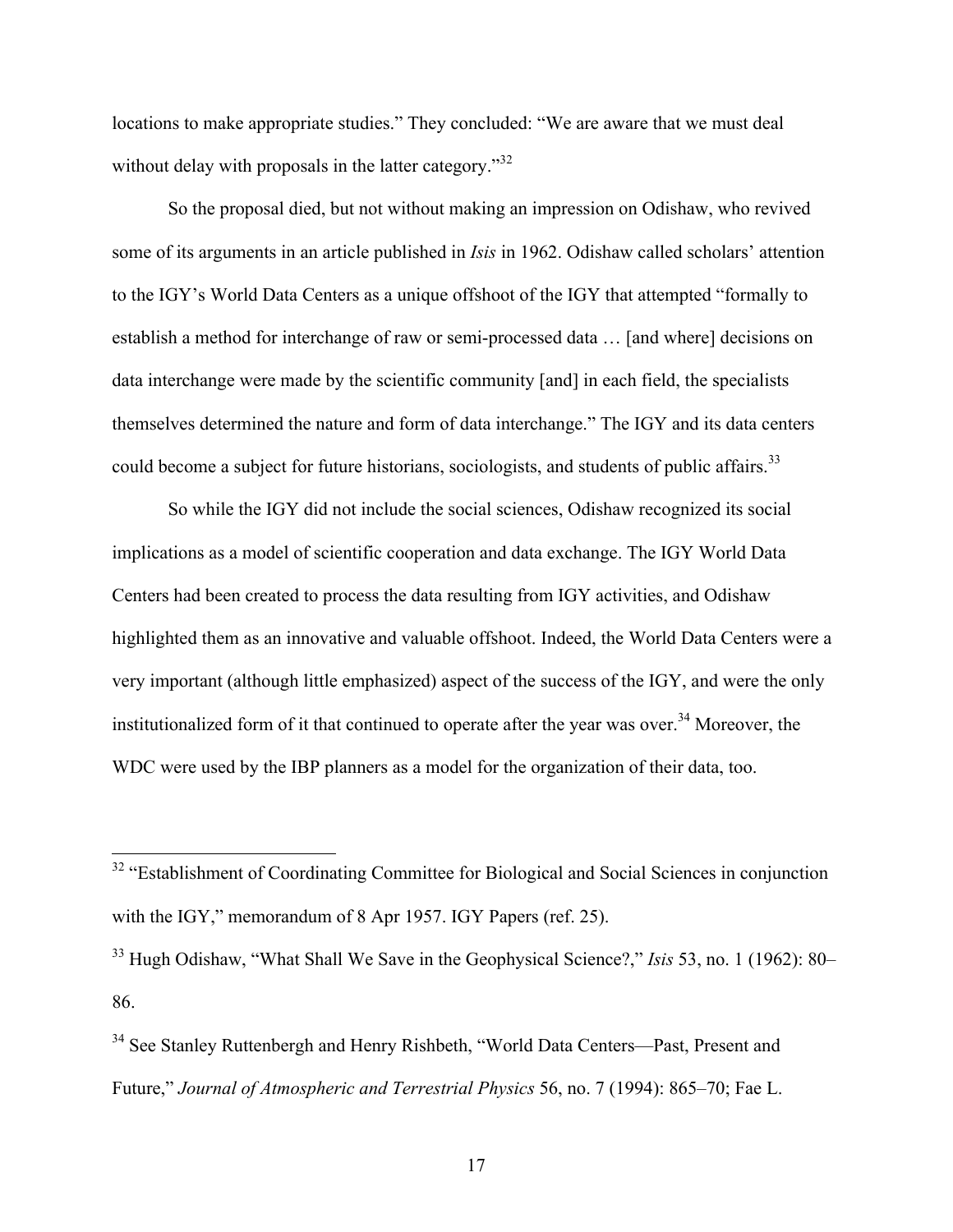locations to make appropriate studies." They concluded: "We are aware that we must deal without delay with proposals in the latter category."[32]

So the proposal died, but not without making an impression on Odishaw, who revived some of its arguments in an article published in *Isis* in 1962. Odishaw called scholars' attention to the IGY's World Data Centers as a unique offshoot of the IGY that attempted "formally to establish a method for interchange of raw or semi-processed data … [and where] decisions on data interchange were made by the scientific community [and] in each field, the specialists themselves determined the nature and form of data interchange." The IGY and its data centers could become a subject for future historians, sociologists, and students of public affairs.[33]

So while the IGY did not include the social sciences, Odishaw recognized its social implications as a model of scientific cooperation and data exchange. The IGY World Data Centers had been created to process the data resulting from IGY activities, and Odishaw highlighted them as an innovative and valuable offshoot. Indeed, the World Data Centers were a very important (although little emphasized) aspect of the success of the IGY, and were the only institutionalized form of it that continued to operate after the year was over.[34] Moreover, the WDC were used by the IBP planners as a model for the organization of their data, too.

---

[32] "Establishment of Coordinating Committee for Biological and Social Sciences in conjunction with the IGY," memorandum of 8 Apr 1957. IGY Papers (ref. 25).

[33] Hugh Odishaw, "What Shall We Save in the Geophysical Science?," *Isis* 53, no. 1 (1962): 80–86.

[34] See Stanley Ruttenbergh and Henry Rishbeth, "World Data Centers—Past, Present and Future," *Journal of Atmospheric and Terrestrial Physics* 56, no. 7 (1994): 865–70; Fae L.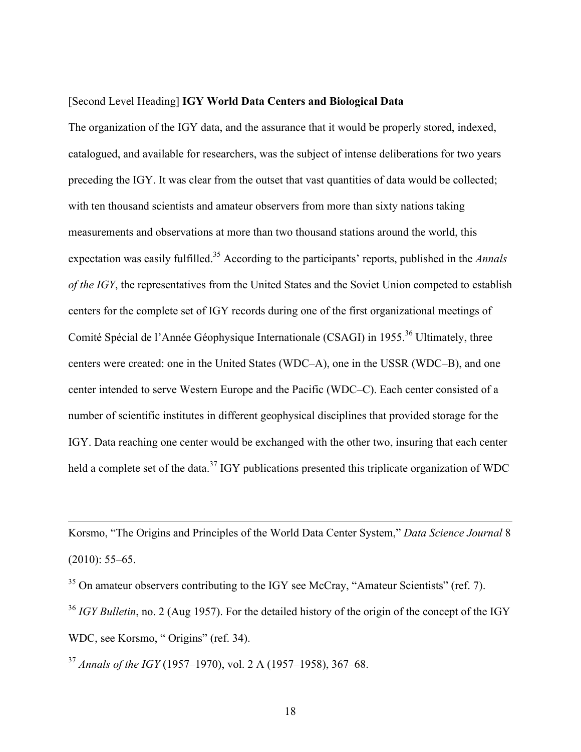[Second Level Heading] **IGY World Data Centers and Biological Data**

The organization of the IGY data, and the assurance that it would be properly stored, indexed, catalogued, and available for researchers, was the subject of intense deliberations for two years preceding the IGY. It was clear from the outset that vast quantities of data would be collected; with ten thousand scientists and amateur observers from more than sixty nations taking measurements and observations at more than two thousand stations around the world, this expectation was easily fulfilled.[35] According to the participants' reports, published in the *Annals of the IGY*, the representatives from the United States and the Soviet Union competed to establish centers for the complete set of IGY records during one of the first organizational meetings of Comité Spécial de l'Année Géophysique Internationale (CSAGI) in 1955.[36] Ultimately, three centers were created: one in the United States (WDC–A), one in the USSR (WDC–B), and one center intended to serve Western Europe and the Pacific (WDC–C). Each center consisted of a number of scientific institutes in different geophysical disciplines that provided storage for the IGY. Data reaching one center would be exchanged with the other two, insuring that each center held a complete set of the data.[37] IGY publications presented this triplicate organization of WDC

---

Korsmo, "The Origins and Principles of the World Data Center System," *Data Science Journal* 8 (2010): 55–65.

[35] On amateur observers contributing to the IGY see McCray, "Amateur Scientists" (ref. 7).

[36] *IGY Bulletin*, no. 2 (Aug 1957). For the detailed history of the origin of the concept of the IGY WDC, see Korsmo, " Origins" (ref. 34).

[37] *Annals of the IGY* (1957–1970), vol. 2 A (1957–1958), 367–68.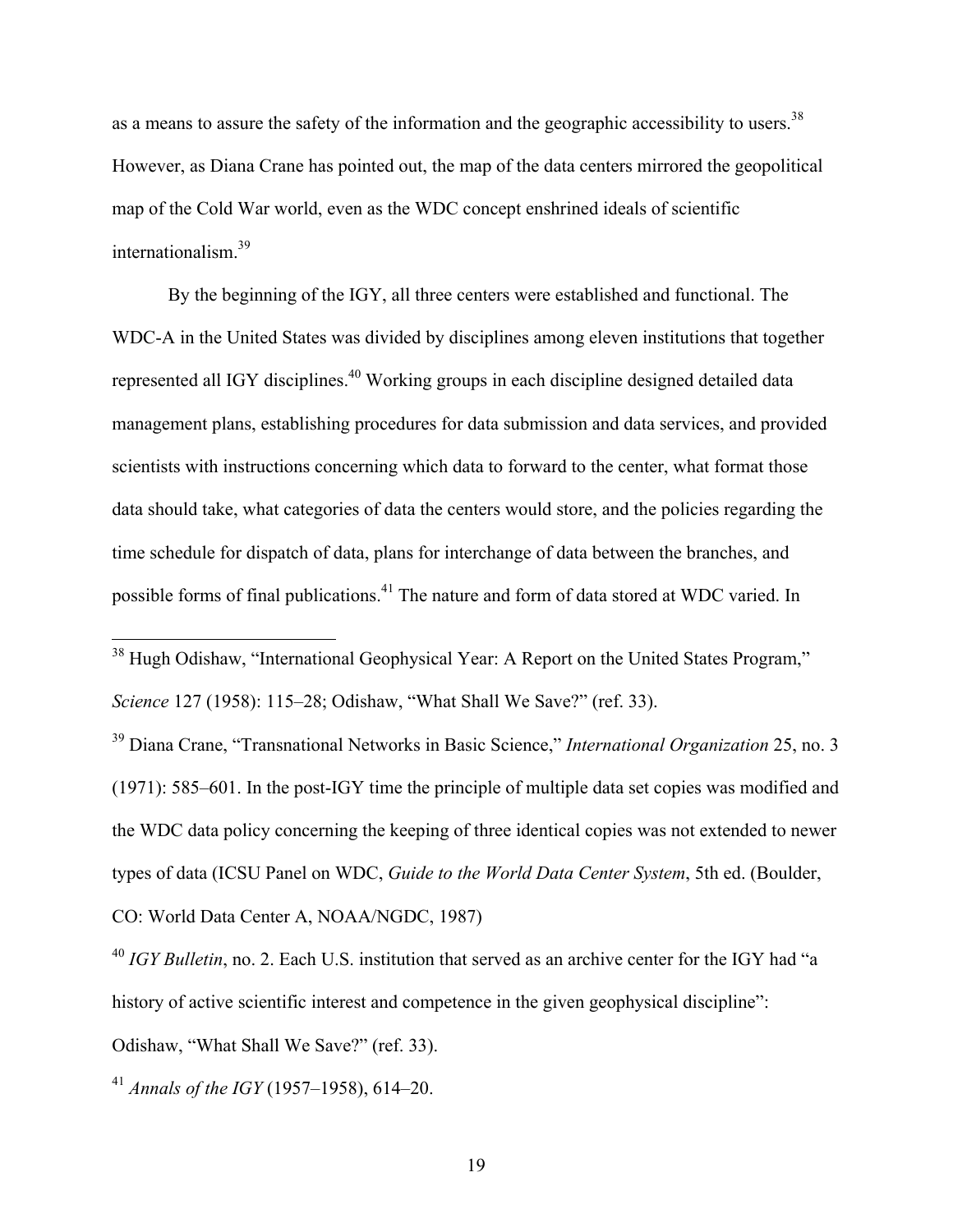as a means to assure the safety of the information and the geographic accessibility to users.[38] However, as Diana Crane has pointed out, the map of the data centers mirrored the geopolitical map of the Cold War world, even as the WDC concept enshrined ideals of scientific internationalism.[39]

By the beginning of the IGY, all three centers were established and functional. The WDC-A in the United States was divided by disciplines among eleven institutions that together represented all IGY disciplines.[40] Working groups in each discipline designed detailed data management plans, establishing procedures for data submission and data services, and provided scientists with instructions concerning which data to forward to the center, what format those data should take, what categories of data the centers would store, and the policies regarding the time schedule for dispatch of data, plans for interchange of data between the branches, and possible forms of final publications.[41] The nature and form of data stored at WDC varied. In

---

[38] Hugh Odishaw, "International Geophysical Year: A Report on the United States Program," *Science* 127 (1958): 115–28; Odishaw, "What Shall We Save?" (ref. 33).

[39] Diana Crane, "Transnational Networks in Basic Science," *International Organization* 25, no. 3 (1971): 585–601. In the post-IGY time the principle of multiple data set copies was modified and the WDC data policy concerning the keeping of three identical copies was not extended to newer types of data (ICSU Panel on WDC, *Guide to the World Data Center System*, 5th ed. (Boulder, CO: World Data Center A, NOAA/NGDC, 1987)

[40] *IGY Bulletin*, no. 2. Each U.S. institution that served as an archive center for the IGY had "a history of active scientific interest and competence in the given geophysical discipline": Odishaw, "What Shall We Save?" (ref. 33).

[41] *Annals of the IGY* (1957–1958), 614–20.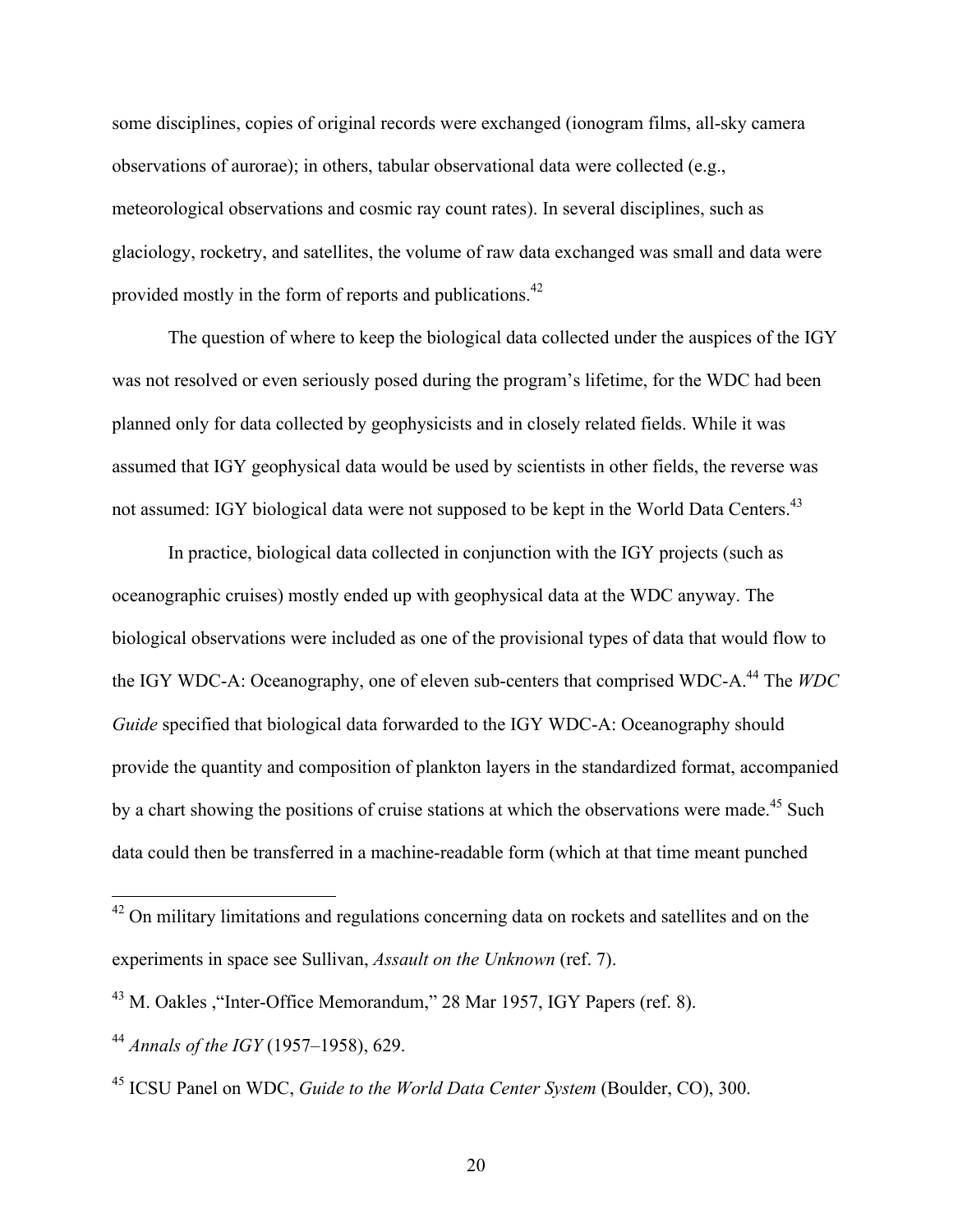some disciplines, copies of original records were exchanged (ionogram films, all-sky camera observations of aurorae); in others, tabular observational data were collected (e.g., meteorological observations and cosmic ray count rates). In several disciplines, such as glaciology, rocketry, and satellites, the volume of raw data exchanged was small and data were provided mostly in the form of reports and publications.[42]

The question of where to keep the biological data collected under the auspices of the IGY was not resolved or even seriously posed during the program's lifetime, for the WDC had been planned only for data collected by geophysicists and in closely related fields. While it was assumed that IGY geophysical data would be used by scientists in other fields, the reverse was not assumed: IGY biological data were not supposed to be kept in the World Data Centers.[43]

In practice, biological data collected in conjunction with the IGY projects (such as oceanographic cruises) mostly ended up with geophysical data at the WDC anyway. The biological observations were included as one of the provisional types of data that would flow to the IGY WDC-A: Oceanography, one of eleven sub-centers that comprised WDC-A.[44] The *WDC Guide* specified that biological data forwarded to the IGY WDC-A: Oceanography should provide the quantity and composition of plankton layers in the standardized format, accompanied by a chart showing the positions of cruise stations at which the observations were made.[45] Such data could then be transferred in a machine-readable form (which at that time meant punched

---

[42] On military limitations and regulations concerning data on rockets and satellites and on the experiments in space see Sullivan, *Assault on the Unknown* (ref. 7).

[43] M. Oakles ,"Inter-Office Memorandum," 28 Mar 1957, IGY Papers (ref. 8).

[44] *Annals of the IGY* (1957–1958), 629.

[45] ICSU Panel on WDC, *Guide to the World Data Center System* (Boulder, CO), 300.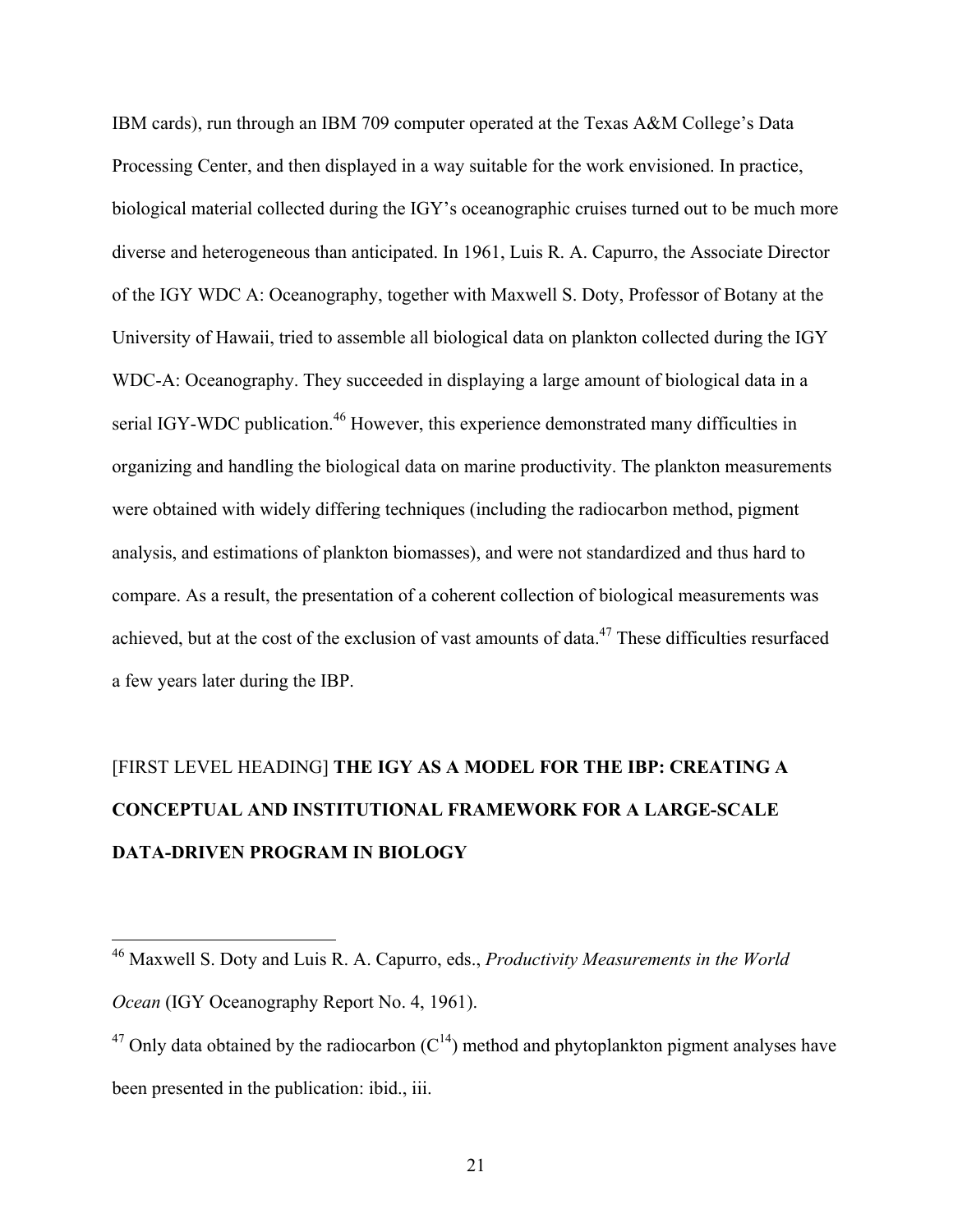IBM cards), run through an IBM 709 computer operated at the Texas A&M College's Data Processing Center, and then displayed in a way suitable for the work envisioned. In practice, biological material collected during the IGY's oceanographic cruises turned out to be much more diverse and heterogeneous than anticipated. In 1961, Luis R. A. Capurro, the Associate Director of the IGY WDC A: Oceanography, together with Maxwell S. Doty, Professor of Botany at the University of Hawaii, tried to assemble all biological data on plankton collected during the IGY WDC-A: Oceanography. They succeeded in displaying a large amount of biological data in a serial IGY-WDC publication.[46] However, this experience demonstrated many difficulties in organizing and handling the biological data on marine productivity. The plankton measurements were obtained with widely differing techniques (including the radiocarbon method, pigment analysis, and estimations of plankton biomasses), and were not standardized and thus hard to compare. As a result, the presentation of a coherent collection of biological measurements was achieved, but at the cost of the exclusion of vast amounts of data.[47] These difficulties resurfaced a few years later during the IBP.

# [FIRST LEVEL HEADING] THE IGY AS A MODEL FOR THE IBP: CREATING A CONCEPTUAL AND INSTITUTIONAL FRAMEWORK FOR A LARGE-SCALE DATA-DRIVEN PROGRAM IN BIOLOGY

---

[46] Maxwell S. Doty and Luis R. A. Capurro, eds., *Productivity Measurements in the World Ocean* (IGY Oceanography Report No. 4, 1961).

[47] Only data obtained by the radiocarbon ($C^{14}$) method and phytoplankton pigment analyses have been presented in the publication: ibid., iii.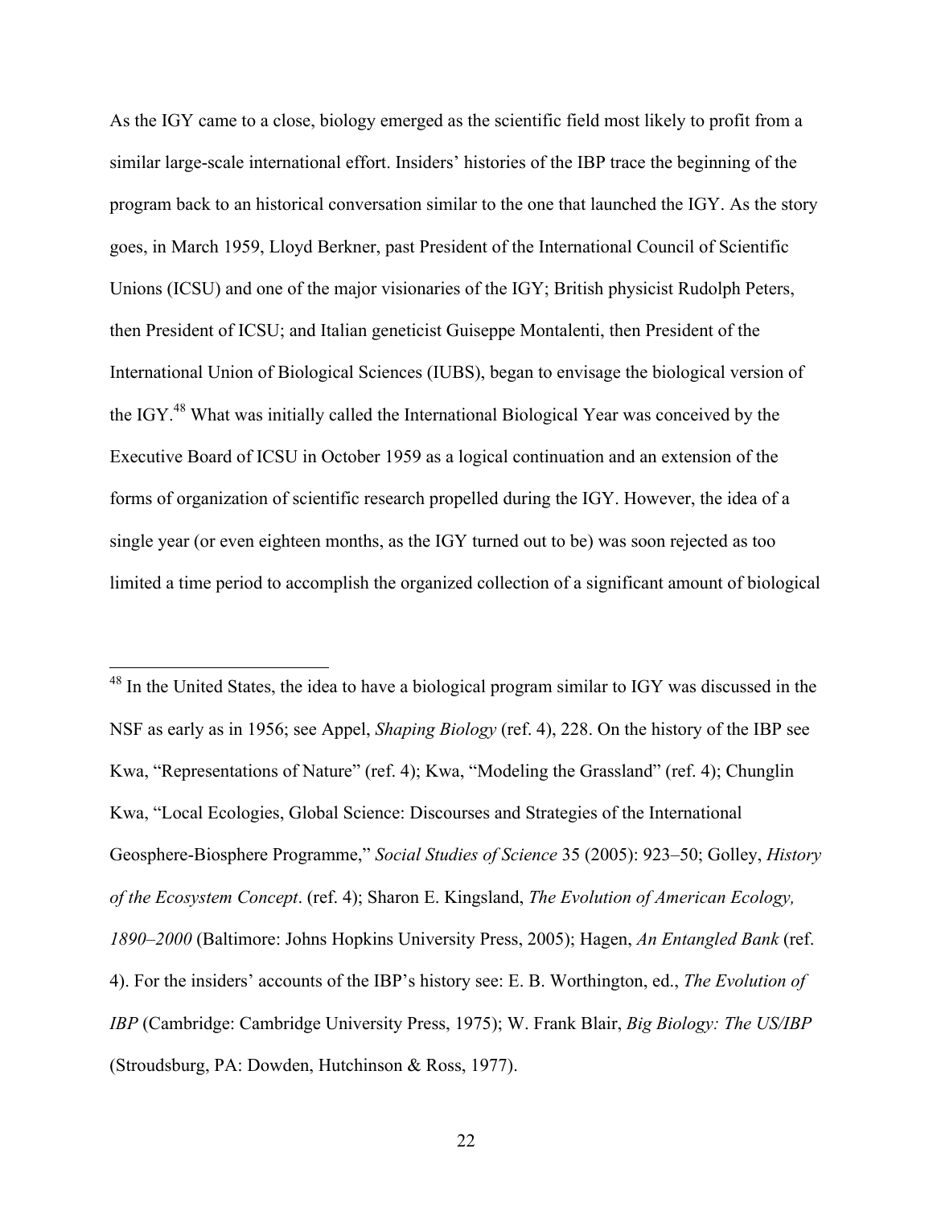As the IGY came to a close, biology emerged as the scientific field most likely to profit from a similar large-scale international effort. Insiders' histories of the IBP trace the beginning of the program back to an historical conversation similar to the one that launched the IGY. As the story goes, in March 1959, Lloyd Berkner, past President of the International Council of Scientific Unions (ICSU) and one of the major visionaries of the IGY; British physicist Rudolph Peters, then President of ICSU; and Italian geneticist Guiseppe Montalenti, then President of the International Union of Biological Sciences (IUBS), began to envisage the biological version of the IGY.[48] What was initially called the International Biological Year was conceived by the Executive Board of ICSU in October 1959 as a logical continuation and an extension of the forms of organization of scientific research propelled during the IGY. However, the idea of a single year (or even eighteen months, as the IGY turned out to be) was soon rejected as too limited a time period to accomplish the organized collection of a significant amount of biological

---

[48] In the United States, the idea to have a biological program similar to IGY was discussed in the NSF as early as in 1956; see Appel, *Shaping Biology* (ref. 4), 228. On the history of the IBP see Kwa, "Representations of Nature" (ref. 4); Kwa, "Modeling the Grassland" (ref. 4); Chunglin Kwa, "Local Ecologies, Global Science: Discourses and Strategies of the International Geosphere-Biosphere Programme," *Social Studies of Science* 35 (2005): 923–50; Golley, *History of the Ecosystem Concept*. (ref. 4); Sharon E. Kingsland, *The Evolution of American Ecology, 1890–2000* (Baltimore: Johns Hopkins University Press, 2005); Hagen, *An Entangled Bank* (ref. 4). For the insiders' accounts of the IBP's history see: E. B. Worthington, ed., *The Evolution of IBP* (Cambridge: Cambridge University Press, 1975); W. Frank Blair, *Big Biology: The US/IBP* (Stroudsburg, PA: Dowden, Hutchinson & Ross, 1977).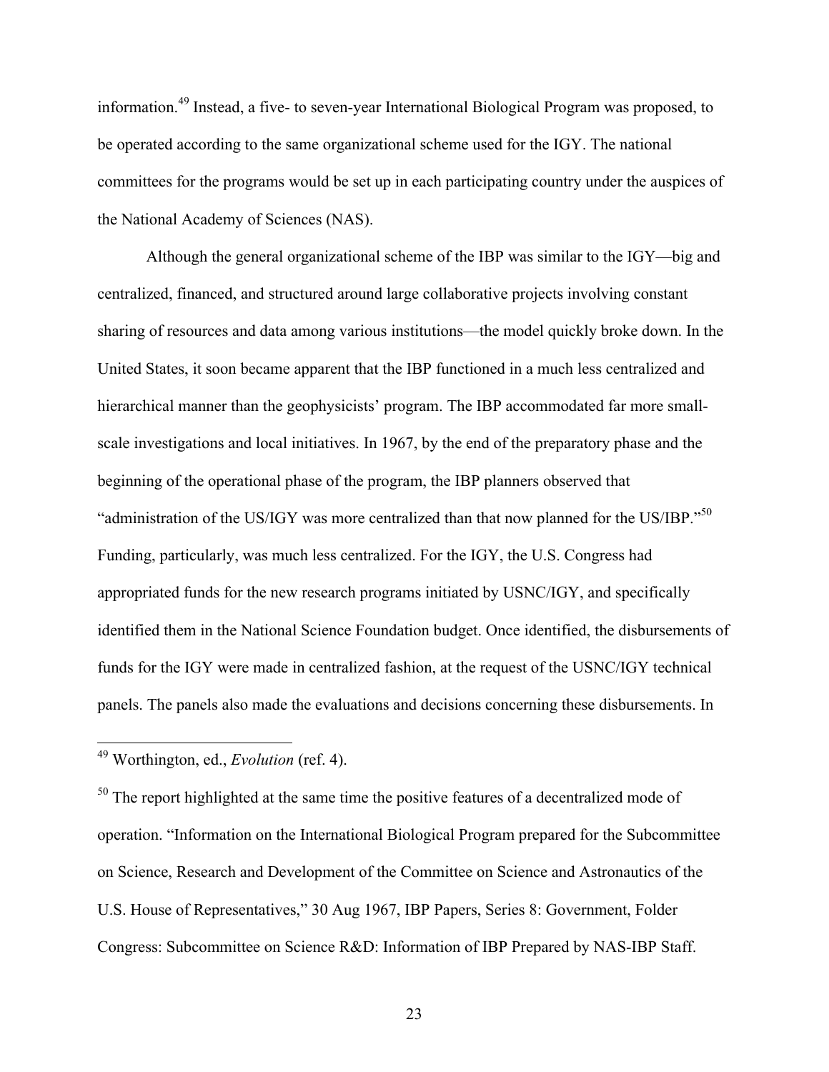information.[49] Instead, a five- to seven-year International Biological Program was proposed, to be operated according to the same organizational scheme used for the IGY. The national committees for the programs would be set up in each participating country under the auspices of the National Academy of Sciences (NAS).

Although the general organizational scheme of the IBP was similar to the IGY—big and centralized, financed, and structured around large collaborative projects involving constant sharing of resources and data among various institutions—the model quickly broke down. In the United States, it soon became apparent that the IBP functioned in a much less centralized and hierarchical manner than the geophysicists' program. The IBP accommodated far more small-scale investigations and local initiatives. In 1967, by the end of the preparatory phase and the beginning of the operational phase of the program, the IBP planners observed that "administration of the US/IGY was more centralized than that now planned for the US/IBP."[50] Funding, particularly, was much less centralized. For the IGY, the U.S. Congress had appropriated funds for the new research programs initiated by USNC/IGY, and specifically identified them in the National Science Foundation budget. Once identified, the disbursements of funds for the IGY were made in centralized fashion, at the request of the USNC/IGY technical panels. The panels also made the evaluations and decisions concerning these disbursements. In

---

[49] Worthington, ed., *Evolution* (ref. 4).

[50] The report highlighted at the same time the positive features of a decentralized mode of operation. "Information on the International Biological Program prepared for the Subcommittee on Science, Research and Development of the Committee on Science and Astronautics of the U.S. House of Representatives," 30 Aug 1967, IBP Papers, Series 8: Government, Folder Congress: Subcommittee on Science R&D: Information of IBP Prepared by NAS-IBP Staff.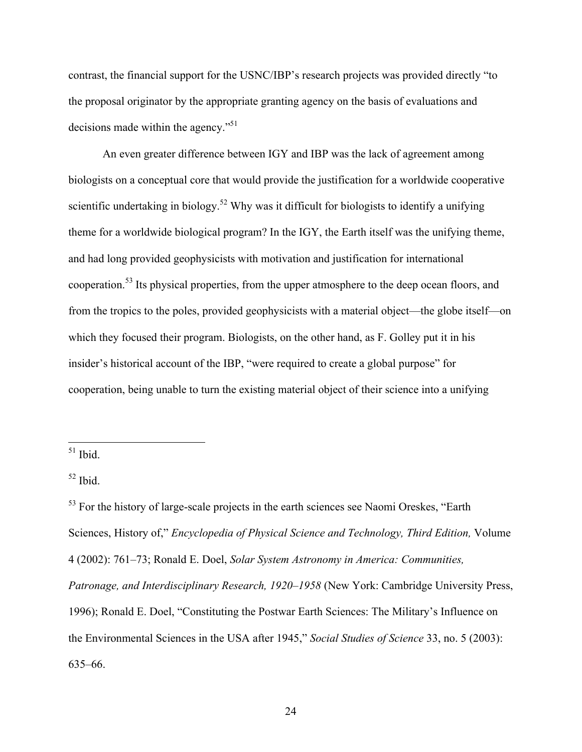contrast, the financial support for the USNC/IBP's research projects was provided directly "to the proposal originator by the appropriate granting agency on the basis of evaluations and decisions made within the agency."[51]

An even greater difference between IGY and IBP was the lack of agreement among biologists on a conceptual core that would provide the justification for a worldwide cooperative scientific undertaking in biology.[52] Why was it difficult for biologists to identify a unifying theme for a worldwide biological program? In the IGY, the Earth itself was the unifying theme, and had long provided geophysicists with motivation and justification for international cooperation.[53] Its physical properties, from the upper atmosphere to the deep ocean floors, and from the tropics to the poles, provided geophysicists with a material object—the globe itself—on which they focused their program. Biologists, on the other hand, as F. Golley put it in his insider's historical account of the IBP, "were required to create a global purpose" for cooperation, being unable to turn the existing material object of their science into a unifying

---

[51] Ibid.

[52] Ibid.

[53] For the history of large-scale projects in the earth sciences see Naomi Oreskes, "Earth Sciences, History of," *Encyclopedia of Physical Science and Technology, Third Edition,* Volume 4 (2002): 761–73; Ronald E. Doel, *Solar System Astronomy in America: Communities, Patronage, and Interdisciplinary Research, 1920–1958* (New York: Cambridge University Press, 1996); Ronald E. Doel, "Constituting the Postwar Earth Sciences: The Military's Influence on the Environmental Sciences in the USA after 1945," *Social Studies of Science* 33, no. 5 (2003): 635–66.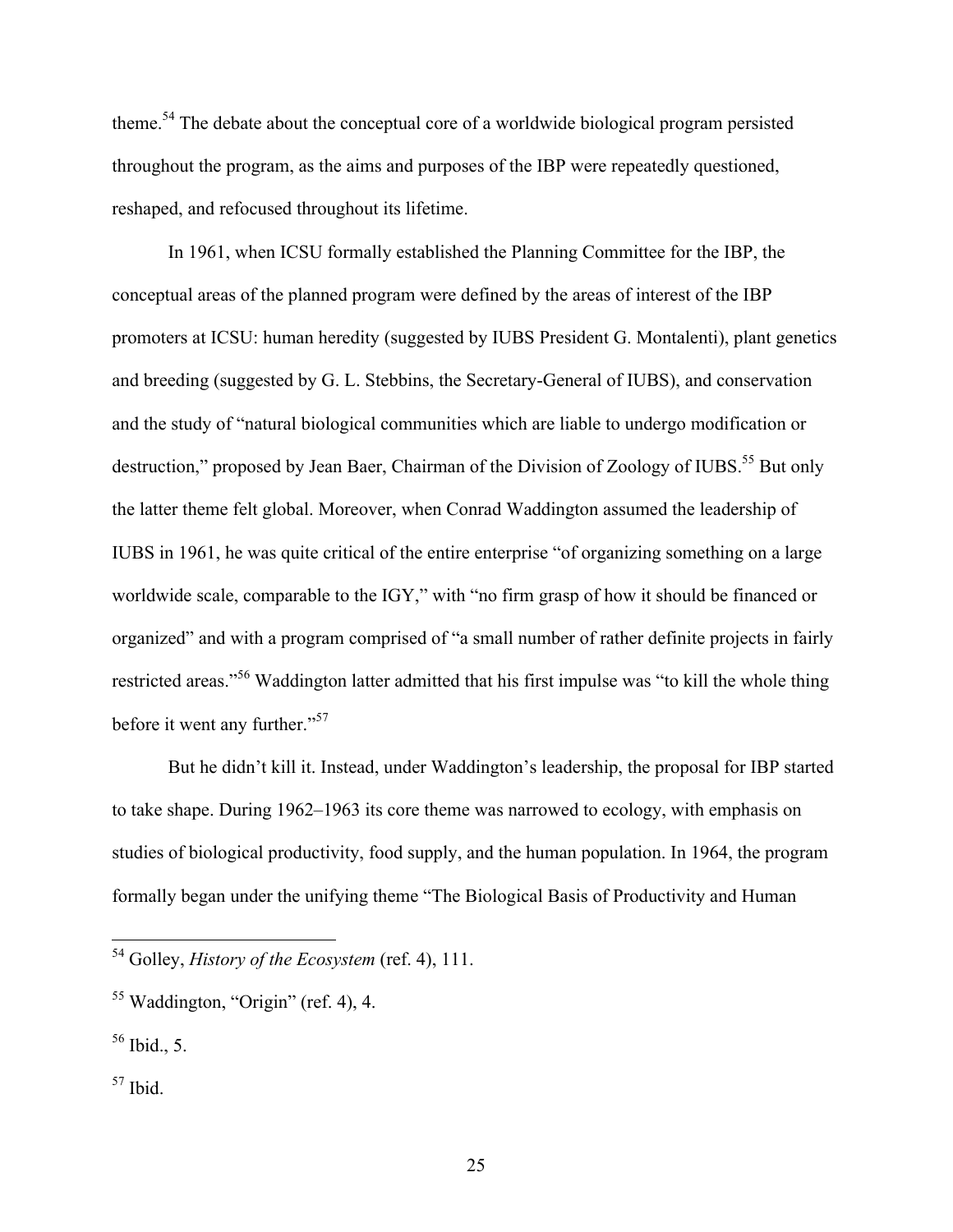theme.[54] The debate about the conceptual core of a worldwide biological program persisted throughout the program, as the aims and purposes of the IBP were repeatedly questioned, reshaped, and refocused throughout its lifetime.

In 1961, when ICSU formally established the Planning Committee for the IBP, the conceptual areas of the planned program were defined by the areas of interest of the IBP promoters at ICSU: human heredity (suggested by IUBS President G. Montalenti), plant genetics and breeding (suggested by G. L. Stebbins, the Secretary-General of IUBS), and conservation and the study of "natural biological communities which are liable to undergo modification or destruction," proposed by Jean Baer, Chairman of the Division of Zoology of IUBS.[55] But only the latter theme felt global. Moreover, when Conrad Waddington assumed the leadership of IUBS in 1961, he was quite critical of the entire enterprise "of organizing something on a large worldwide scale, comparable to the IGY," with "no firm grasp of how it should be financed or organized" and with a program comprised of "a small number of rather definite projects in fairly restricted areas."[56] Waddington latter admitted that his first impulse was "to kill the whole thing before it went any further."[57]

But he didn't kill it. Instead, under Waddington's leadership, the proposal for IBP started to take shape. During 1962–1963 its core theme was narrowed to ecology, with emphasis on studies of biological productivity, food supply, and the human population. In 1964, the program formally began under the unifying theme "The Biological Basis of Productivity and Human

---

[54] Golley, *History of the Ecosystem* (ref. 4), 111.

[55] Waddington, "Origin" (ref. 4), 4.

[56] Ibid., 5.

[57] Ibid.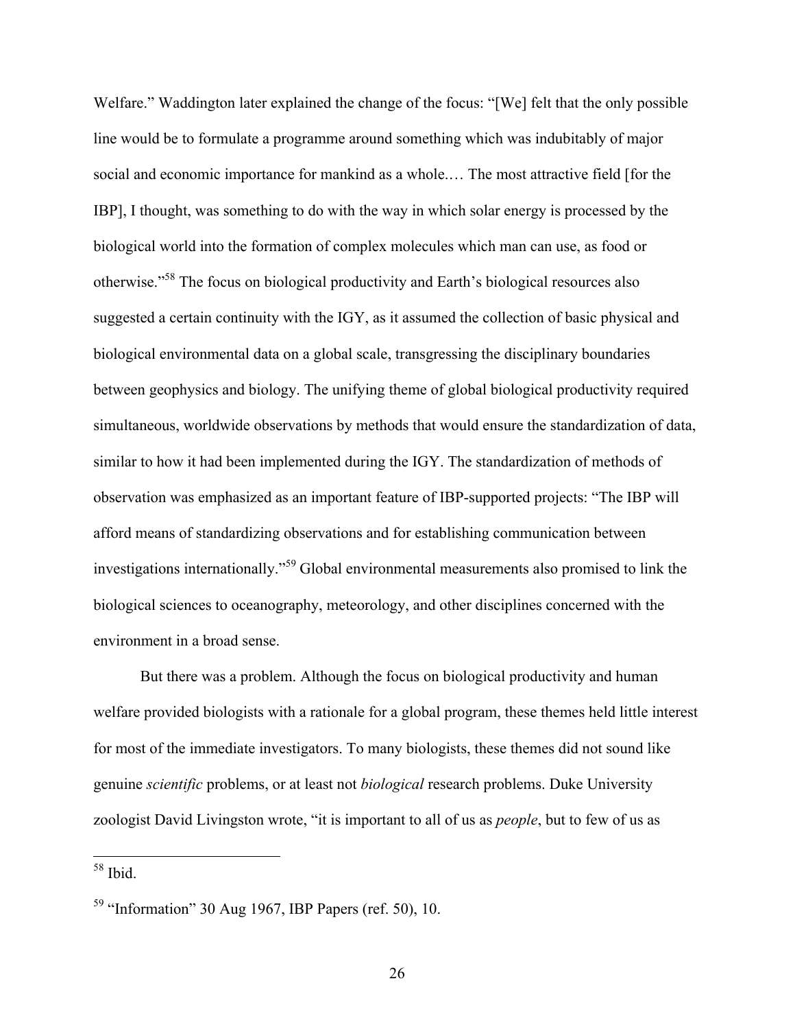Welfare." Waddington later explained the change of the focus: "[We] felt that the only possible line would be to formulate a programme around something which was indubitably of major social and economic importance for mankind as a whole.… The most attractive field [for the IBP], I thought, was something to do with the way in which solar energy is processed by the biological world into the formation of complex molecules which man can use, as food or otherwise."[58] The focus on biological productivity and Earth's biological resources also suggested a certain continuity with the IGY, as it assumed the collection of basic physical and biological environmental data on a global scale, transgressing the disciplinary boundaries between geophysics and biology. The unifying theme of global biological productivity required simultaneous, worldwide observations by methods that would ensure the standardization of data, similar to how it had been implemented during the IGY. The standardization of methods of observation was emphasized as an important feature of IBP-supported projects: "The IBP will afford means of standardizing observations and for establishing communication between investigations internationally."[59] Global environmental measurements also promised to link the biological sciences to oceanography, meteorology, and other disciplines concerned with the environment in a broad sense.

But there was a problem. Although the focus on biological productivity and human welfare provided biologists with a rationale for a global program, these themes held little interest for most of the immediate investigators. To many biologists, these themes did not sound like genuine *scientific* problems, or at least not *biological* research problems. Duke University zoologist David Livingston wrote, "it is important to all of us as *people*, but to few of us as

---

[58] Ibid.

[59] "Information" 30 Aug 1967, IBP Papers (ref. 50), 10.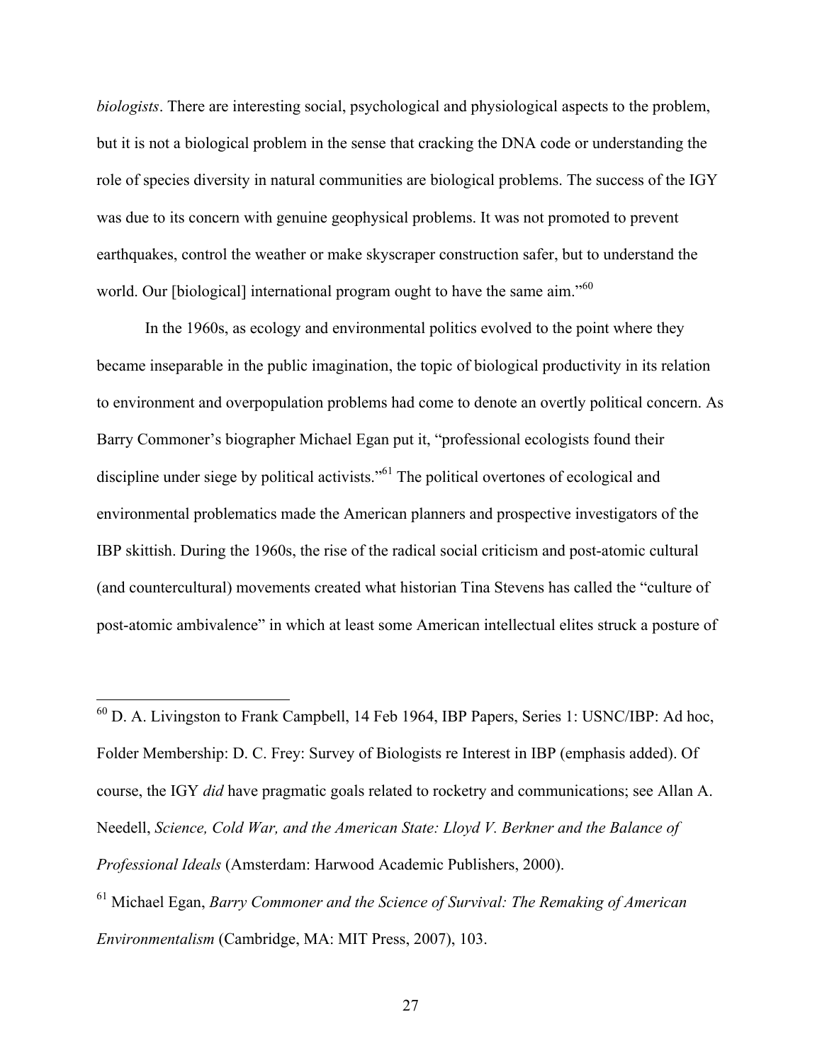*biologists*. There are interesting social, psychological and physiological aspects to the problem, but it is not a biological problem in the sense that cracking the DNA code or understanding the role of species diversity in natural communities are biological problems. The success of the IGY was due to its concern with genuine geophysical problems. It was not promoted to prevent earthquakes, control the weather or make skyscraper construction safer, but to understand the world. Our [biological] international program ought to have the same aim."[60]

In the 1960s, as ecology and environmental politics evolved to the point where they became inseparable in the public imagination, the topic of biological productivity in its relation to environment and overpopulation problems had come to denote an overtly political concern. As Barry Commoner's biographer Michael Egan put it, "professional ecologists found their discipline under siege by political activists."[61] The political overtones of ecological and environmental problematics made the American planners and prospective investigators of the IBP skittish. During the 1960s, the rise of the radical social criticism and post-atomic cultural (and countercultural) movements created what historian Tina Stevens has called the "culture of post-atomic ambivalence" in which at least some American intellectual elites struck a posture of

---

[60] D. A. Livingston to Frank Campbell, 14 Feb 1964, IBP Papers, Series 1: USNC/IBP: Ad hoc, Folder Membership: D. C. Frey: Survey of Biologists re Interest in IBP (emphasis added). Of course, the IGY *did* have pragmatic goals related to rocketry and communications; see Allan A. Needell, *Science, Cold War, and the American State: Lloyd V. Berkner and the Balance of Professional Ideals* (Amsterdam: Harwood Academic Publishers, 2000).

[61] Michael Egan, *Barry Commoner and the Science of Survival: The Remaking of American Environmentalism* (Cambridge, MA: MIT Press, 2007), 103.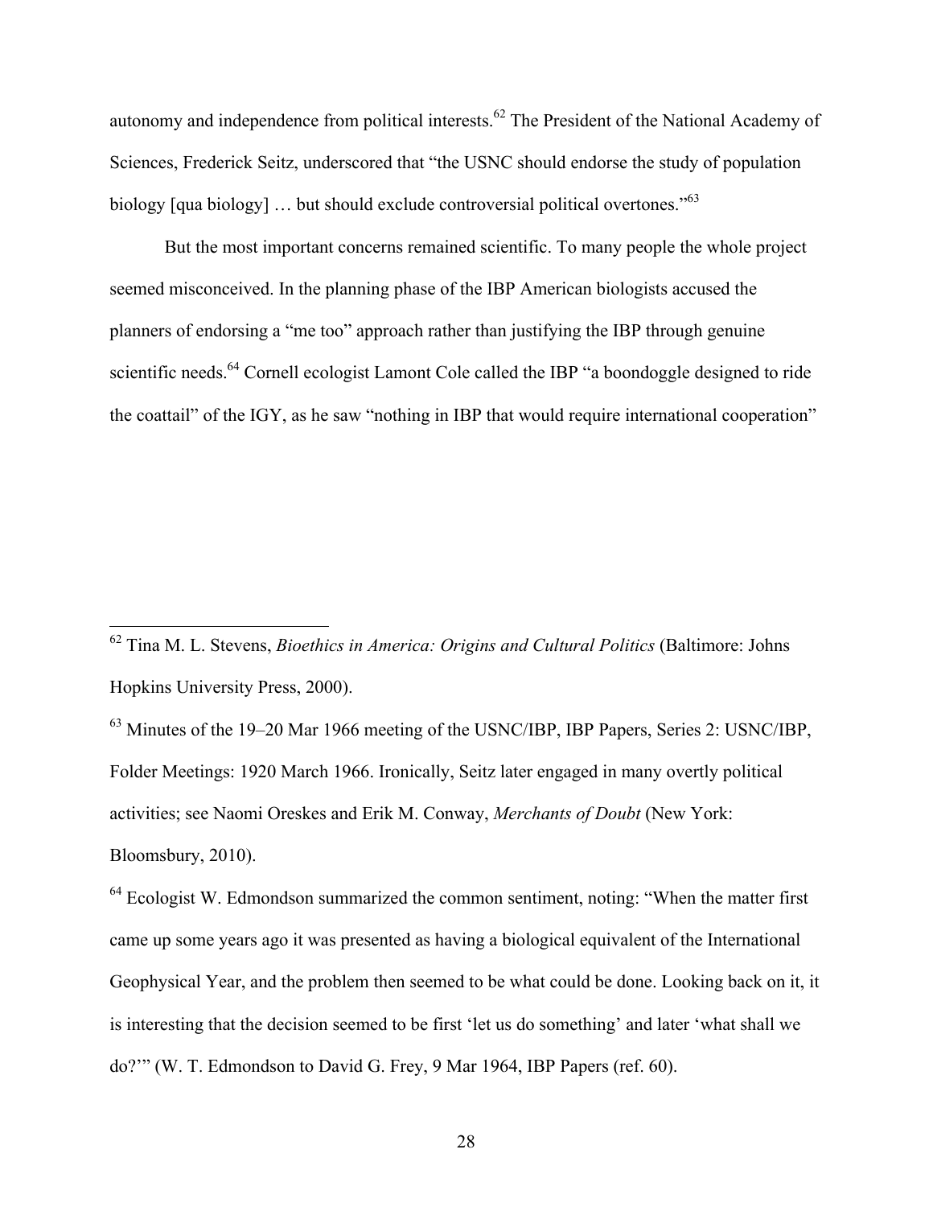autonomy and independence from political interests.[62] The President of the National Academy of Sciences, Frederick Seitz, underscored that "the USNC should endorse the study of population biology [qua biology] … but should exclude controversial political overtones."[63]

But the most important concerns remained scientific. To many people the whole project seemed misconceived. In the planning phase of the IBP American biologists accused the planners of endorsing a "me too" approach rather than justifying the IBP through genuine scientific needs.[64] Cornell ecologist Lamont Cole called the IBP "a boondoggle designed to ride the coattail" of the IGY, as he saw "nothing in IBP that would require international cooperation"

---

[62] Tina M. L. Stevens, *Bioethics in America: Origins and Cultural Politics* (Baltimore: Johns Hopkins University Press, 2000).

[63] Minutes of the 19–20 Mar 1966 meeting of the USNC/IBP, IBP Papers, Series 2: USNC/IBP, Folder Meetings: 1920 March 1966. Ironically, Seitz later engaged in many overtly political activities; see Naomi Oreskes and Erik M. Conway, *Merchants of Doubt* (New York: Bloomsbury, 2010).

[64] Ecologist W. Edmondson summarized the common sentiment, noting: "When the matter first came up some years ago it was presented as having a biological equivalent of the International Geophysical Year, and the problem then seemed to be what could be done. Looking back on it, it is interesting that the decision seemed to be first 'let us do something' and later 'what shall we do?'" (W. T. Edmondson to David G. Frey, 9 Mar 1964, IBP Papers (ref. 60).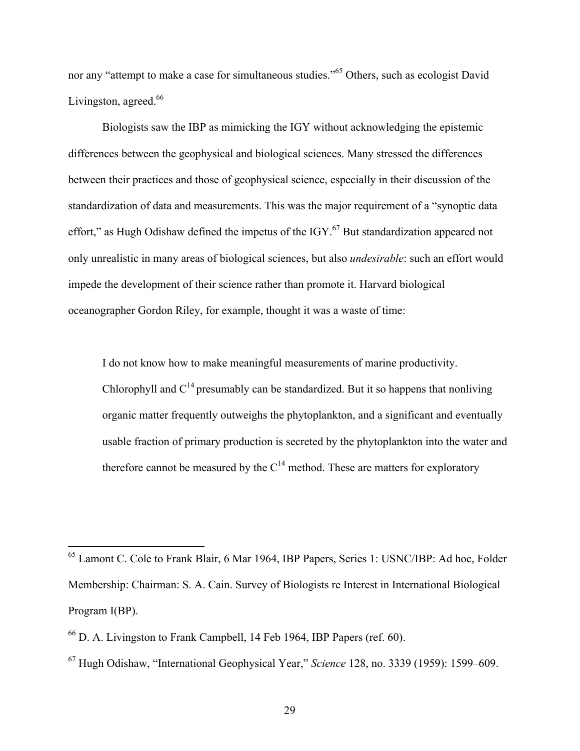nor any "attempt to make a case for simultaneous studies."[65] Others, such as ecologist David Livingston, agreed.[66]

Biologists saw the IBP as mimicking the IGY without acknowledging the epistemic differences between the geophysical and biological sciences. Many stressed the differences between their practices and those of geophysical science, especially in their discussion of the standardization of data and measurements. This was the major requirement of a "synoptic data effort," as Hugh Odishaw defined the impetus of the IGY.[67] But standardization appeared not only unrealistic in many areas of biological sciences, but also *undesirable*: such an effort would impede the development of their science rather than promote it. Harvard biological oceanographer Gordon Riley, for example, thought it was a waste of time:

> I do not know how to make meaningful measurements of marine productivity. Chlorophyll and $C^{14}$ presumably can be standardized. But it so happens that nonliving organic matter frequently outweighs the phytoplankton, and a significant and eventually usable fraction of primary production is secreted by the phytoplankton into the water and therefore cannot be measured by the $C^{14}$ method. These are matters for exploratory

---

[65] Lamont C. Cole to Frank Blair, 6 Mar 1964, IBP Papers, Series 1: USNC/IBP: Ad hoc, Folder Membership: Chairman: S. A. Cain. Survey of Biologists re Interest in International Biological Program I(BP).

[66] D. A. Livingston to Frank Campbell, 14 Feb 1964, IBP Papers (ref. 60).

[67] Hugh Odishaw, "International Geophysical Year," *Science* 128, no. 3339 (1959): 1599–609.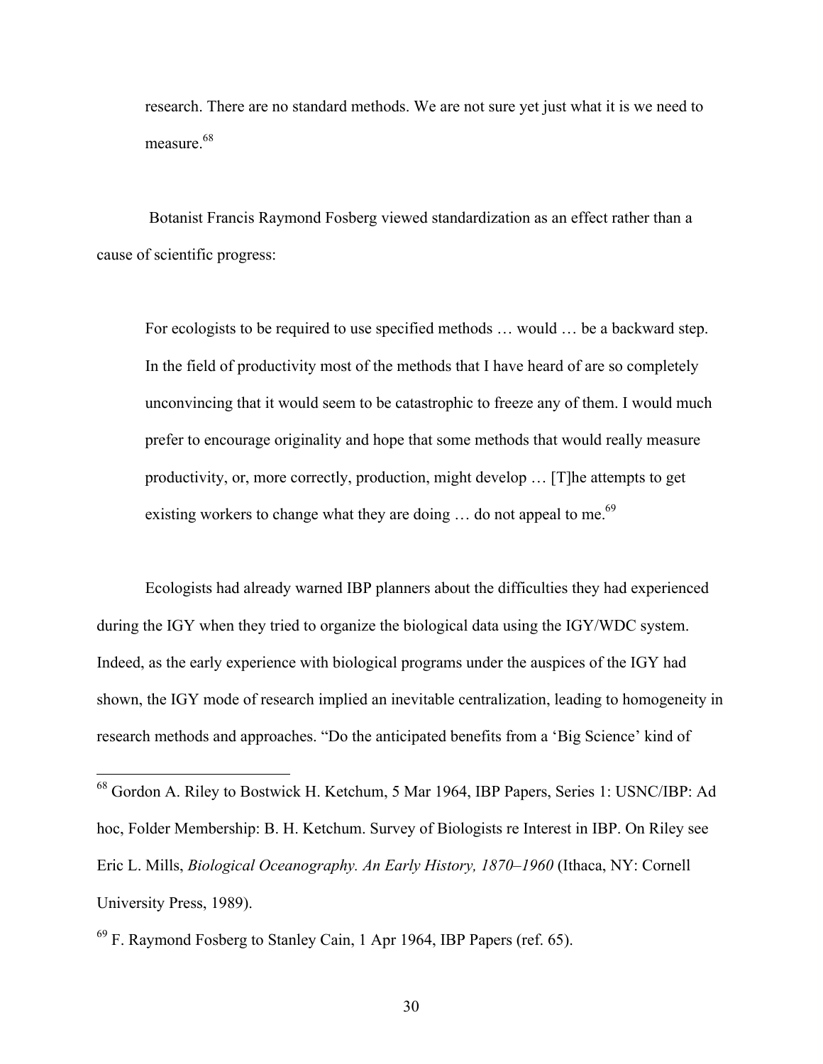> research. There are no standard methods. We are not sure yet just what it is we need to measure.[68]

Botanist Francis Raymond Fosberg viewed standardization as an effect rather than a cause of scientific progress:

> For ecologists to be required to use specified methods … would … be a backward step. In the field of productivity most of the methods that I have heard of are so completely unconvincing that it would seem to be catastrophic to freeze any of them. I would much prefer to encourage originality and hope that some methods that would really measure productivity, or, more correctly, production, might develop … [T]he attempts to get existing workers to change what they are doing … do not appeal to me.[69]

Ecologists had already warned IBP planners about the difficulties they had experienced during the IGY when they tried to organize the biological data using the IGY/WDC system. Indeed, as the early experience with biological programs under the auspices of the IGY had shown, the IGY mode of research implied an inevitable centralization, leading to homogeneity in research methods and approaches. "Do the anticipated benefits from a 'Big Science' kind of

---

[68] Gordon A. Riley to Bostwick H. Ketchum, 5 Mar 1964, IBP Papers, Series 1: USNC/IBP: Ad hoc, Folder Membership: B. H. Ketchum. Survey of Biologists re Interest in IBP. On Riley see Eric L. Mills, *Biological Oceanography. An Early History, 1870–1960* (Ithaca, NY: Cornell University Press, 1989).

[69] F. Raymond Fosberg to Stanley Cain, 1 Apr 1964, IBP Papers (ref. 65).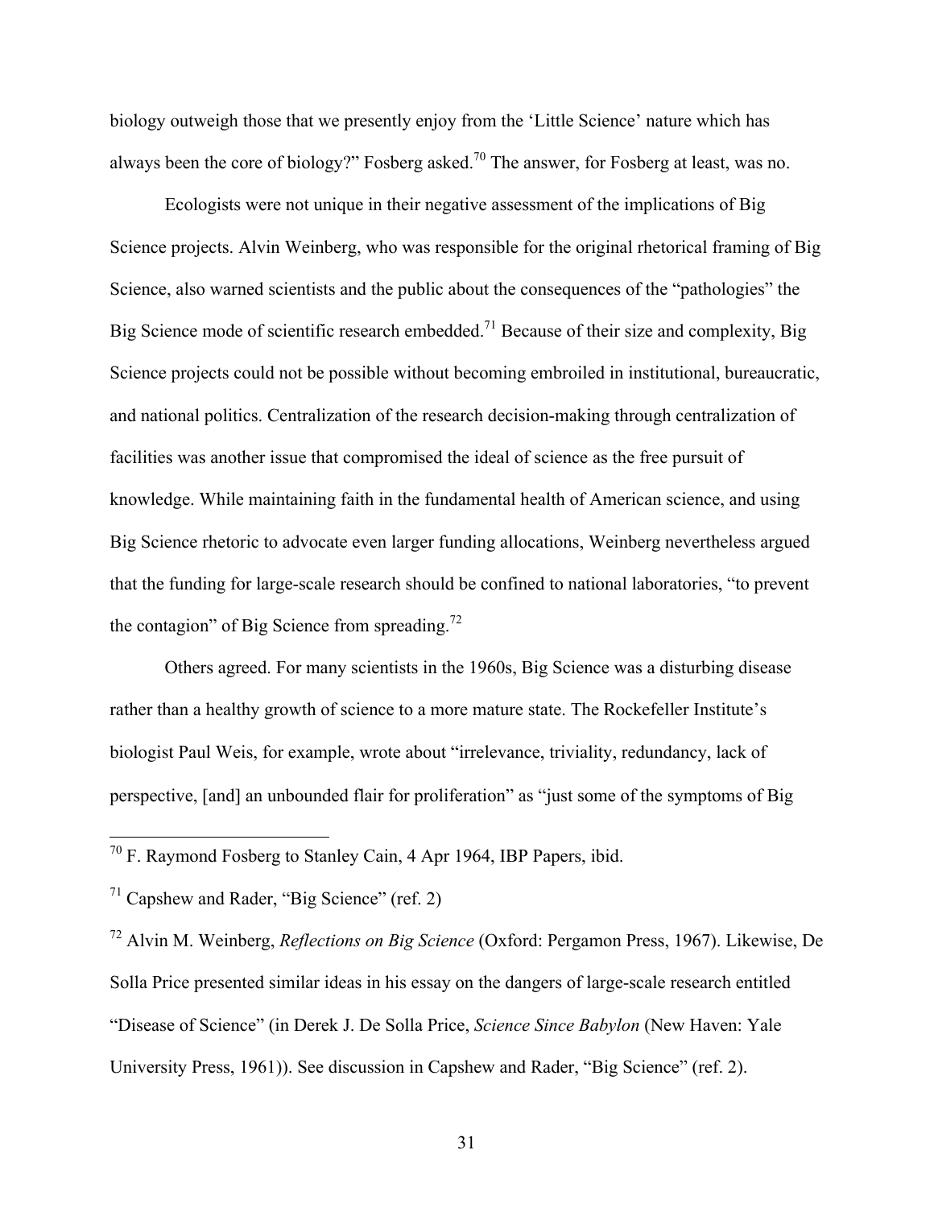biology outweigh those that we presently enjoy from the 'Little Science' nature which has always been the core of biology?" Fosberg asked.[70] The answer, for Fosberg at least, was no.

Ecologists were not unique in their negative assessment of the implications of Big Science projects. Alvin Weinberg, who was responsible for the original rhetorical framing of Big Science, also warned scientists and the public about the consequences of the "pathologies" the Big Science mode of scientific research embedded.[71] Because of their size and complexity, Big Science projects could not be possible without becoming embroiled in institutional, bureaucratic, and national politics. Centralization of the research decision-making through centralization of facilities was another issue that compromised the ideal of science as the free pursuit of knowledge. While maintaining faith in the fundamental health of American science, and using Big Science rhetoric to advocate even larger funding allocations, Weinberg nevertheless argued that the funding for large-scale research should be confined to national laboratories, "to prevent the contagion" of Big Science from spreading.[72]

Others agreed. For many scientists in the 1960s, Big Science was a disturbing disease rather than a healthy growth of science to a more mature state. The Rockefeller Institute's biologist Paul Weis, for example, wrote about "irrelevance, triviality, redundancy, lack of perspective, [and] an unbounded flair for proliferation" as "just some of the symptoms of Big

---

[70] F. Raymond Fosberg to Stanley Cain, 4 Apr 1964, IBP Papers, ibid.

[71] Capshew and Rader, "Big Science" (ref. 2)

[72] Alvin M. Weinberg, *Reflections on Big Science* (Oxford: Pergamon Press, 1967). Likewise, De Solla Price presented similar ideas in his essay on the dangers of large-scale research entitled "Disease of Science" (in Derek J. De Solla Price, *Science Since Babylon* (New Haven: Yale University Press, 1961)). See discussion in Capshew and Rader, "Big Science" (ref. 2).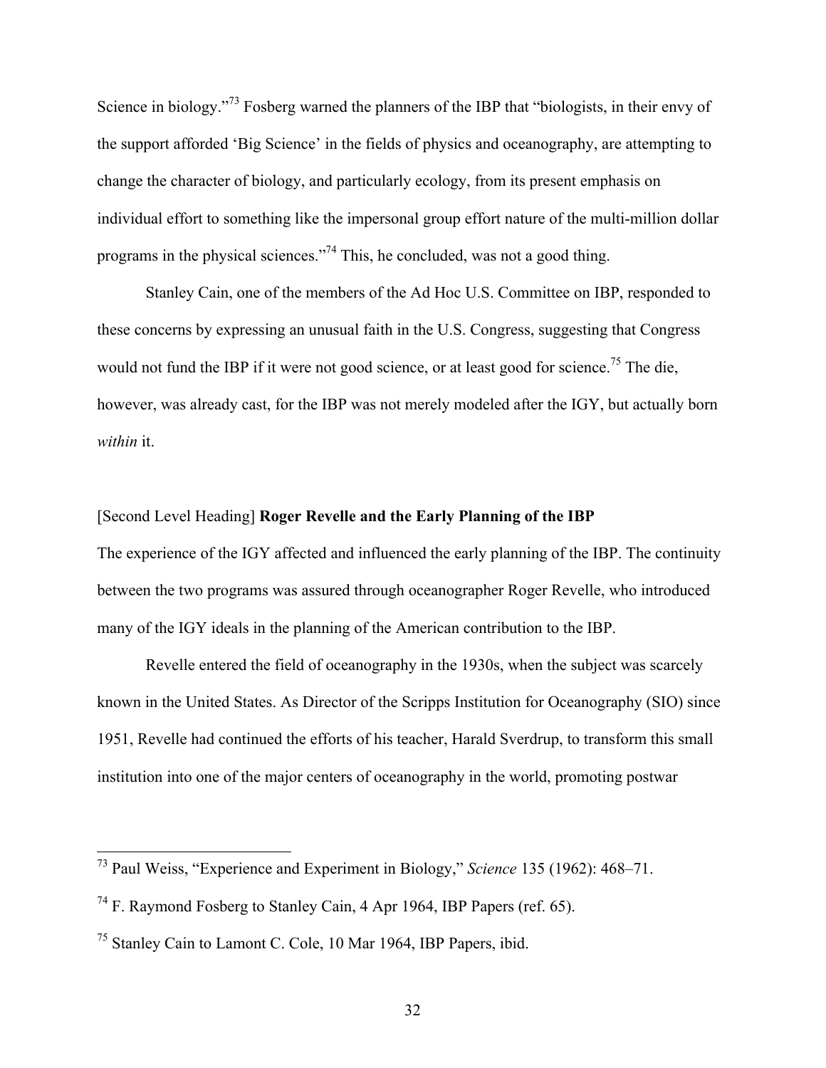Science in biology."[73] Fosberg warned the planners of the IBP that "biologists, in their envy of the support afforded 'Big Science' in the fields of physics and oceanography, are attempting to change the character of biology, and particularly ecology, from its present emphasis on individual effort to something like the impersonal group effort nature of the multi-million dollar programs in the physical sciences."[74] This, he concluded, was not a good thing.

Stanley Cain, one of the members of the Ad Hoc U.S. Committee on IBP, responded to these concerns by expressing an unusual faith in the U.S. Congress, suggesting that Congress would not fund the IBP if it were not good science, or at least good for science.[75] The die, however, was already cast, for the IBP was not merely modeled after the IGY, but actually born *within* it.

## [Second Level Heading] **Roger Revelle and the Early Planning of the IBP**

The experience of the IGY affected and influenced the early planning of the IBP. The continuity between the two programs was assured through oceanographer Roger Revelle, who introduced many of the IGY ideals in the planning of the American contribution to the IBP.

Revelle entered the field of oceanography in the 1930s, when the subject was scarcely known in the United States. As Director of the Scripps Institution for Oceanography (SIO) since 1951, Revelle had continued the efforts of his teacher, Harald Sverdrup, to transform this small institution into one of the major centers of oceanography in the world, promoting postwar

---

[73] Paul Weiss, "Experience and Experiment in Biology," *Science* 135 (1962): 468–71.

[74] F. Raymond Fosberg to Stanley Cain, 4 Apr 1964, IBP Papers (ref. 65).

[75] Stanley Cain to Lamont C. Cole, 10 Mar 1964, IBP Papers, ibid.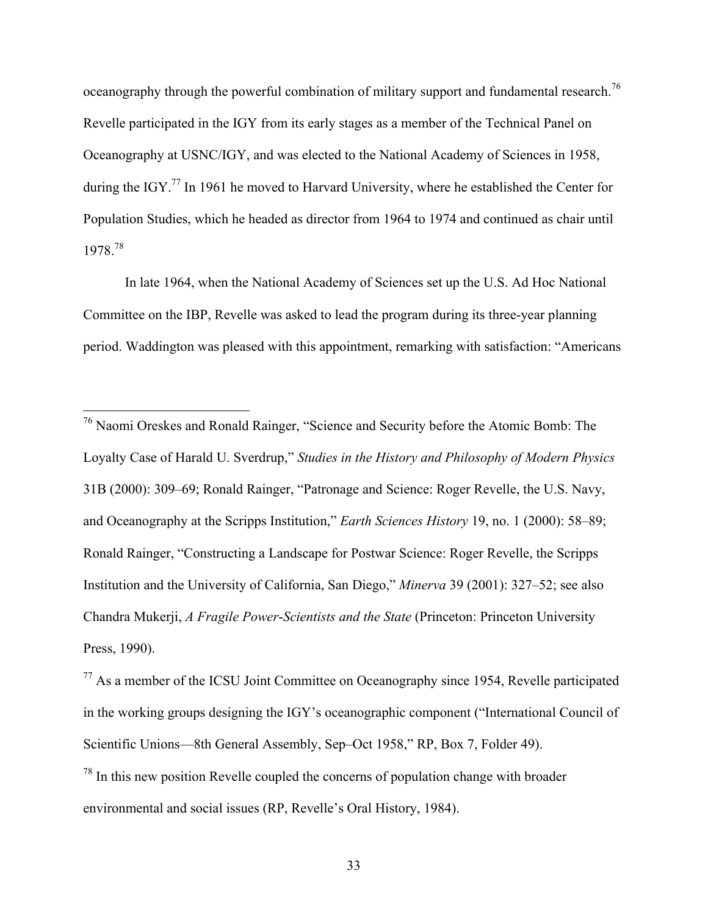oceanography through the powerful combination of military support and fundamental research.[76] Revelle participated in the IGY from its early stages as a member of the Technical Panel on Oceanography at USNC/IGY, and was elected to the National Academy of Sciences in 1958, during the IGY.[77] In 1961 he moved to Harvard University, where he established the Center for Population Studies, which he headed as director from 1964 to 1974 and continued as chair until 1978.[78]

In late 1964, when the National Academy of Sciences set up the U.S. Ad Hoc National Committee on the IBP, Revelle was asked to lead the program during its three-year planning period. Waddington was pleased with this appointment, remarking with satisfaction: "Americans

---

[76] Naomi Oreskes and Ronald Rainger, "Science and Security before the Atomic Bomb: The Loyalty Case of Harald U. Sverdrup," *Studies in the History and Philosophy of Modern Physics* 31B (2000): 309–69; Ronald Rainger, "Patronage and Science: Roger Revelle, the U.S. Navy, and Oceanography at the Scripps Institution," *Earth Sciences History* 19, no. 1 (2000): 58–89; Ronald Rainger, "Constructing a Landscape for Postwar Science: Roger Revelle, the Scripps Institution and the University of California, San Diego," *Minerva* 39 (2001): 327–52; see also Chandra Mukerji, *A Fragile Power-Scientists and the State* (Princeton: Princeton University Press, 1990).

[77] As a member of the ICSU Joint Committee on Oceanography since 1954, Revelle participated in the working groups designing the IGY's oceanographic component ("International Council of Scientific Unions—8th General Assembly, Sep–Oct 1958," RP, Box 7, Folder 49).

[78] In this new position Revelle coupled the concerns of population change with broader environmental and social issues (RP, Revelle's Oral History, 1984).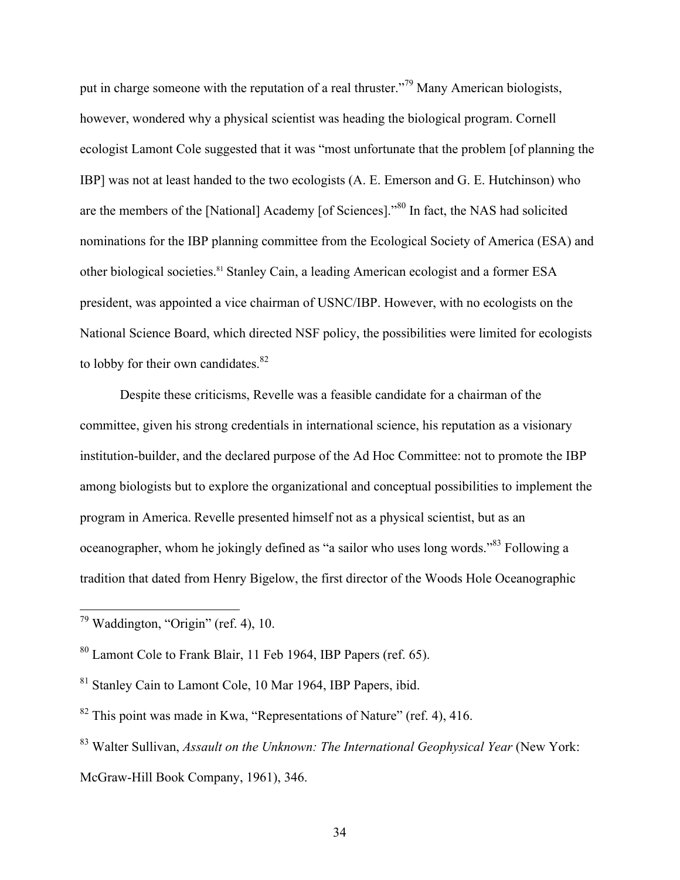put in charge someone with the reputation of a real thruster."[79] Many American biologists, however, wondered why a physical scientist was heading the biological program. Cornell ecologist Lamont Cole suggested that it was "most unfortunate that the problem [of planning the IBP] was not at least handed to the two ecologists (A. E. Emerson and G. E. Hutchinson) who are the members of the [National] Academy [of Sciences]."[80] In fact, the NAS had solicited nominations for the IBP planning committee from the Ecological Society of America (ESA) and other biological societies.[81] Stanley Cain, a leading American ecologist and a former ESA president, was appointed a vice chairman of USNC/IBP. However, with no ecologists on the National Science Board, which directed NSF policy, the possibilities were limited for ecologists to lobby for their own candidates.[82]

Despite these criticisms, Revelle was a feasible candidate for a chairman of the committee, given his strong credentials in international science, his reputation as a visionary institution-builder, and the declared purpose of the Ad Hoc Committee: not to promote the IBP among biologists but to explore the organizational and conceptual possibilities to implement the program in America. Revelle presented himself not as a physical scientist, but as an oceanographer, whom he jokingly defined as "a sailor who uses long words."[83] Following a tradition that dated from Henry Bigelow, the first director of the Woods Hole Oceanographic

---

[79] Waddington, "Origin" (ref. 4), 10.

[80] Lamont Cole to Frank Blair, 11 Feb 1964, IBP Papers (ref. 65).

[81] Stanley Cain to Lamont Cole, 10 Mar 1964, IBP Papers, ibid.

[82] This point was made in Kwa, "Representations of Nature" (ref. 4), 416.

[83] Walter Sullivan, *Assault on the Unknown: The International Geophysical Year* (New York: McGraw-Hill Book Company, 1961), 346.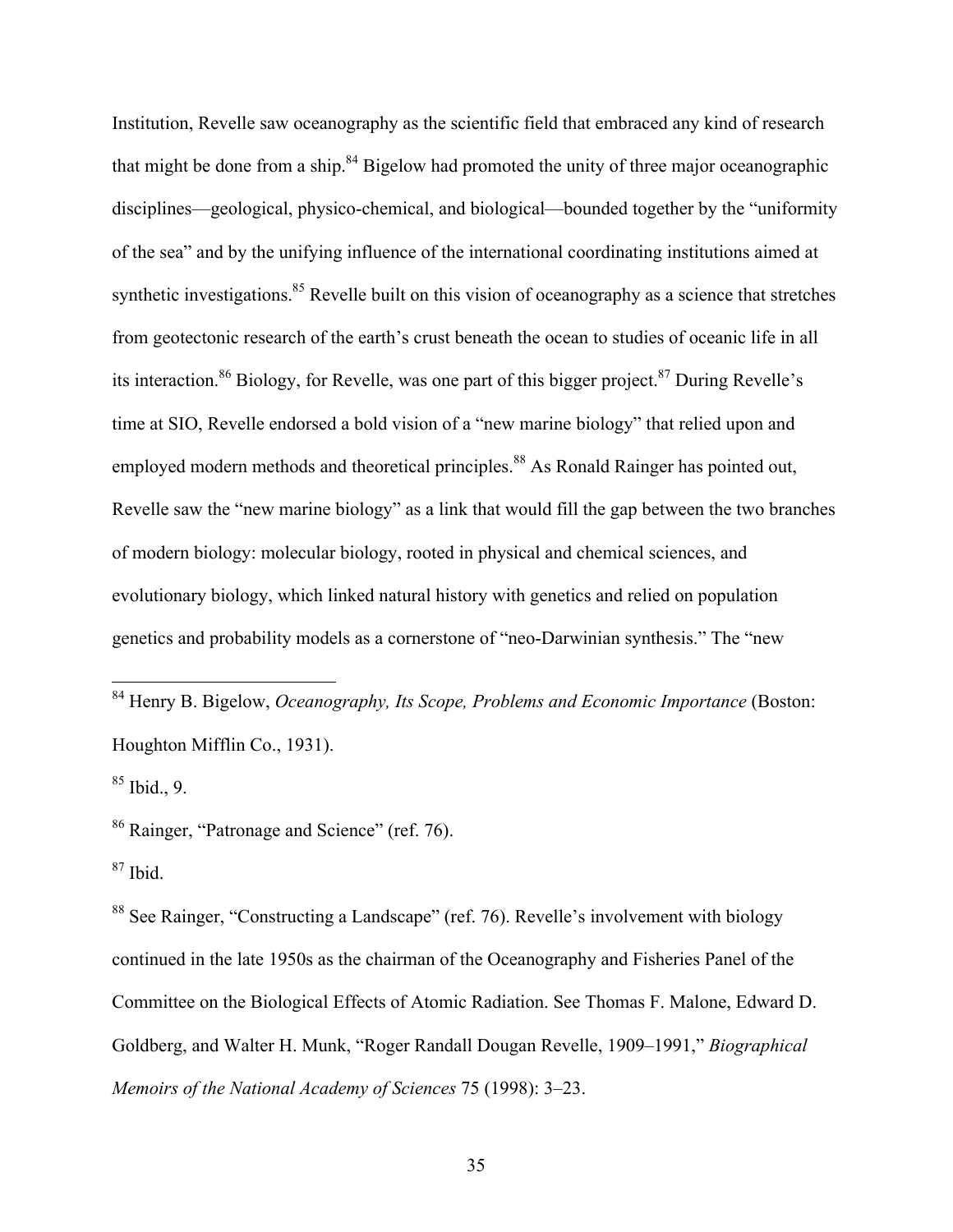Institution, Revelle saw oceanography as the scientific field that embraced any kind of research that might be done from a ship.[84] Bigelow had promoted the unity of three major oceanographic disciplines—geological, physico-chemical, and biological—bounded together by the "uniformity of the sea" and by the unifying influence of the international coordinating institutions aimed at synthetic investigations.[85] Revelle built on this vision of oceanography as a science that stretches from geotectonic research of the earth's crust beneath the ocean to studies of oceanic life in all its interaction.[86] Biology, for Revelle, was one part of this bigger project.[87] During Revelle's time at SIO, Revelle endorsed a bold vision of a "new marine biology" that relied upon and employed modern methods and theoretical principles.[88] As Ronald Rainger has pointed out, Revelle saw the "new marine biology" as a link that would fill the gap between the two branches of modern biology: molecular biology, rooted in physical and chemical sciences, and evolutionary biology, which linked natural history with genetics and relied on population genetics and probability models as a cornerstone of "neo-Darwinian synthesis." The "new

---

[84] Henry B. Bigelow, *Oceanography, Its Scope, Problems and Economic Importance* (Boston: Houghton Mifflin Co., 1931).

[85] Ibid., 9.

[86] Rainger, "Patronage and Science" (ref. 76).

[87] Ibid.

[88] See Rainger, "Constructing a Landscape" (ref. 76). Revelle's involvement with biology continued in the late 1950s as the chairman of the Oceanography and Fisheries Panel of the Committee on the Biological Effects of Atomic Radiation. See Thomas F. Malone, Edward D. Goldberg, and Walter H. Munk, "Roger Randall Dougan Revelle, 1909–1991," *Biographical Memoirs of the National Academy of Sciences* 75 (1998): 3–23.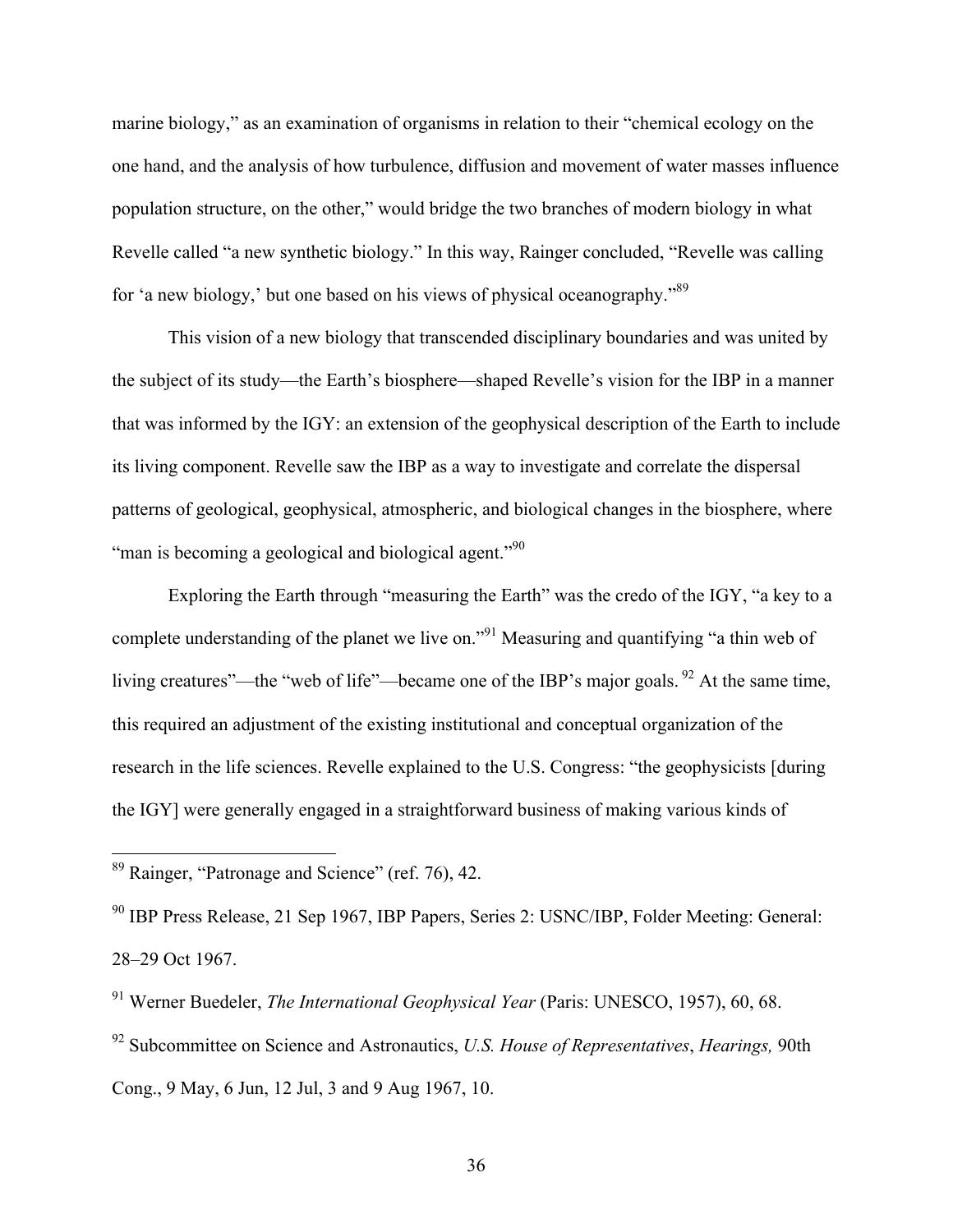marine biology," as an examination of organisms in relation to their "chemical ecology on the one hand, and the analysis of how turbulence, diffusion and movement of water masses influence population structure, on the other," would bridge the two branches of modern biology in what Revelle called "a new synthetic biology." In this way, Rainger concluded, "Revelle was calling for 'a new biology,' but one based on his views of physical oceanography."[89]

This vision of a new biology that transcended disciplinary boundaries and was united by the subject of its study—the Earth's biosphere—shaped Revelle's vision for the IBP in a manner that was informed by the IGY: an extension of the geophysical description of the Earth to include its living component. Revelle saw the IBP as a way to investigate and correlate the dispersal patterns of geological, geophysical, atmospheric, and biological changes in the biosphere, where "man is becoming a geological and biological agent."[90]

Exploring the Earth through "measuring the Earth" was the credo of the IGY, "a key to a complete understanding of the planet we live on."[91] Measuring and quantifying "a thin web of living creatures"—the "web of life"—became one of the IBP's major goals.[92] At the same time, this required an adjustment of the existing institutional and conceptual organization of the research in the life sciences. Revelle explained to the U.S. Congress: "the geophysicists [during the IGY] were generally engaged in a straightforward business of making various kinds of

---

[89] Rainger, "Patronage and Science" (ref. 76), 42.

[90] IBP Press Release, 21 Sep 1967, IBP Papers, Series 2: USNC/IBP, Folder Meeting: General: 28–29 Oct 1967.

[91] Werner Buedeler, *The International Geophysical Year* (Paris: UNESCO, 1957), 60, 68.

[92] Subcommittee on Science and Astronautics, *U.S. House of Representatives*, *Hearings,* 90th Cong., 9 May, 6 Jun, 12 Jul, 3 and 9 Aug 1967, 10.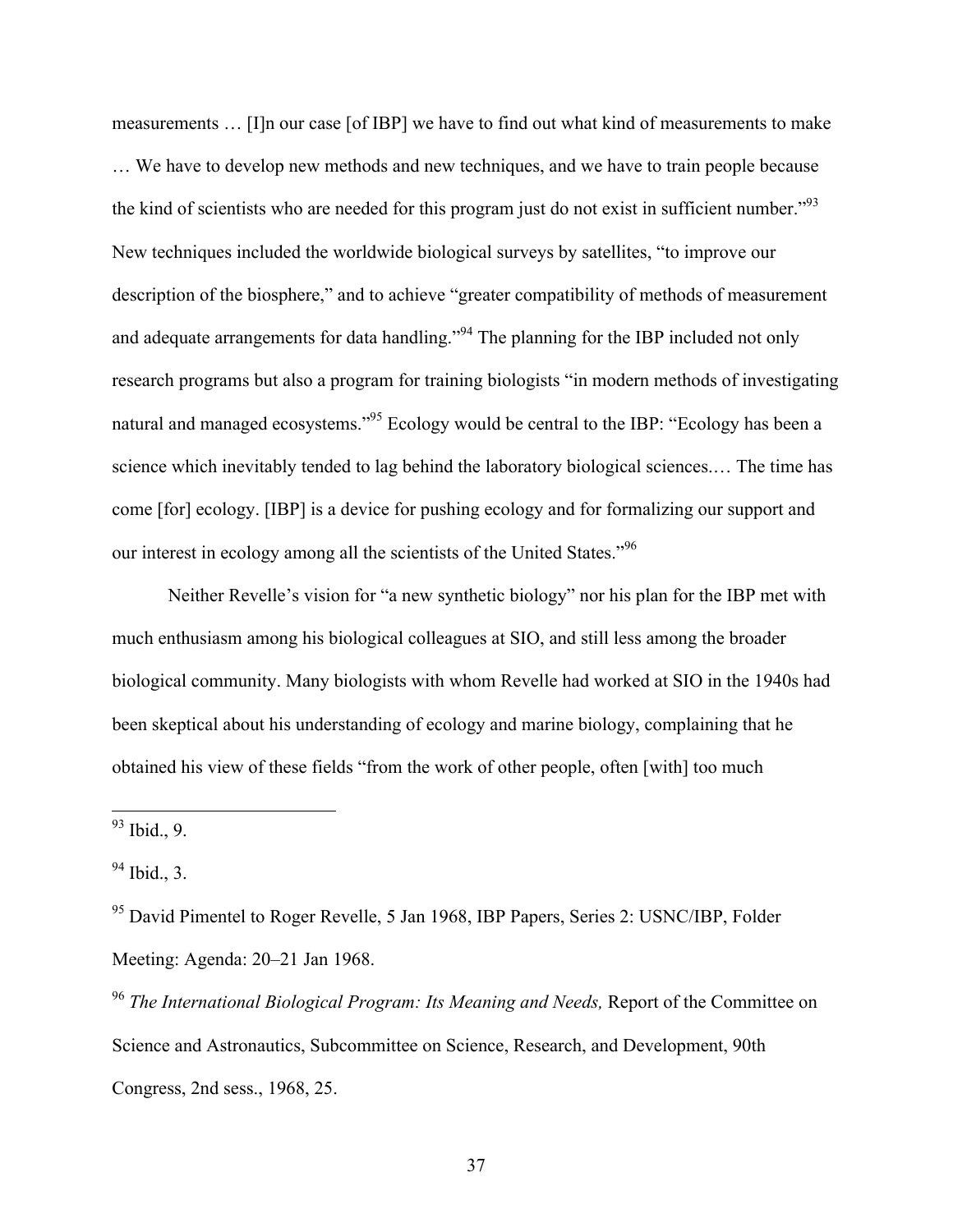measurements … [I]n our case [of IBP] we have to find out what kind of measurements to make … We have to develop new methods and new techniques, and we have to train people because the kind of scientists who are needed for this program just do not exist in sufficient number."[93] New techniques included the worldwide biological surveys by satellites, "to improve our description of the biosphere," and to achieve "greater compatibility of methods of measurement and adequate arrangements for data handling."[94] The planning for the IBP included not only research programs but also a program for training biologists "in modern methods of investigating natural and managed ecosystems."[95] Ecology would be central to the IBP: "Ecology has been a science which inevitably tended to lag behind the laboratory biological sciences.… The time has come [for] ecology. [IBP] is a device for pushing ecology and for formalizing our support and our interest in ecology among all the scientists of the United States."[96]

Neither Revelle's vision for "a new synthetic biology" nor his plan for the IBP met with much enthusiasm among his biological colleagues at SIO, and still less among the broader biological community. Many biologists with whom Revelle had worked at SIO in the 1940s had been skeptical about his understanding of ecology and marine biology, complaining that he obtained his view of these fields "from the work of other people, often [with] too much

---

[93] Ibid., 9.

[94] Ibid., 3.

[95] David Pimentel to Roger Revelle, 5 Jan 1968, IBP Papers, Series 2: USNC/IBP, Folder Meeting: Agenda: 20–21 Jan 1968.

[96] *The International Biological Program: Its Meaning and Needs,* Report of the Committee on Science and Astronautics, Subcommittee on Science, Research, and Development, 90th Congress, 2nd sess., 1968, 25.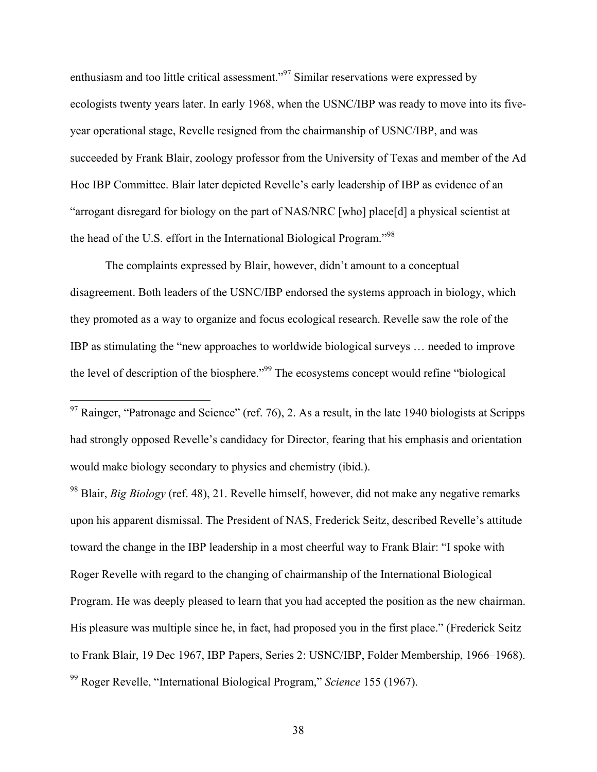enthusiasm and too little critical assessment."[97] Similar reservations were expressed by ecologists twenty years later. In early 1968, when the USNC/IBP was ready to move into its five-year operational stage, Revelle resigned from the chairmanship of USNC/IBP, and was succeeded by Frank Blair, zoology professor from the University of Texas and member of the Ad Hoc IBP Committee. Blair later depicted Revelle's early leadership of IBP as evidence of an "arrogant disregard for biology on the part of NAS/NRC [who] place[d] a physical scientist at the head of the U.S. effort in the International Biological Program."[98]

The complaints expressed by Blair, however, didn't amount to a conceptual disagreement. Both leaders of the USNC/IBP endorsed the systems approach in biology, which they promoted as a way to organize and focus ecological research. Revelle saw the role of the IBP as stimulating the "new approaches to worldwide biological surveys … needed to improve the level of description of the biosphere."[99] The ecosystems concept would refine "biological

---

[97] Rainger, "Patronage and Science" (ref. 76), 2. As a result, in the late 1940 biologists at Scripps had strongly opposed Revelle's candidacy for Director, fearing that his emphasis and orientation would make biology secondary to physics and chemistry (ibid.).

[98] Blair, *Big Biology* (ref. 48), 21. Revelle himself, however, did not make any negative remarks upon his apparent dismissal. The President of NAS, Frederick Seitz, described Revelle's attitude toward the change in the IBP leadership in a most cheerful way to Frank Blair: "I spoke with Roger Revelle with regard to the changing of chairmanship of the International Biological Program. He was deeply pleased to learn that you had accepted the position as the new chairman. His pleasure was multiple since he, in fact, had proposed you in the first place." (Frederick Seitz to Frank Blair, 19 Dec 1967, IBP Papers, Series 2: USNC/IBP, Folder Membership, 1966–1968).

[99] Roger Revelle, "International Biological Program," *Science* 155 (1967).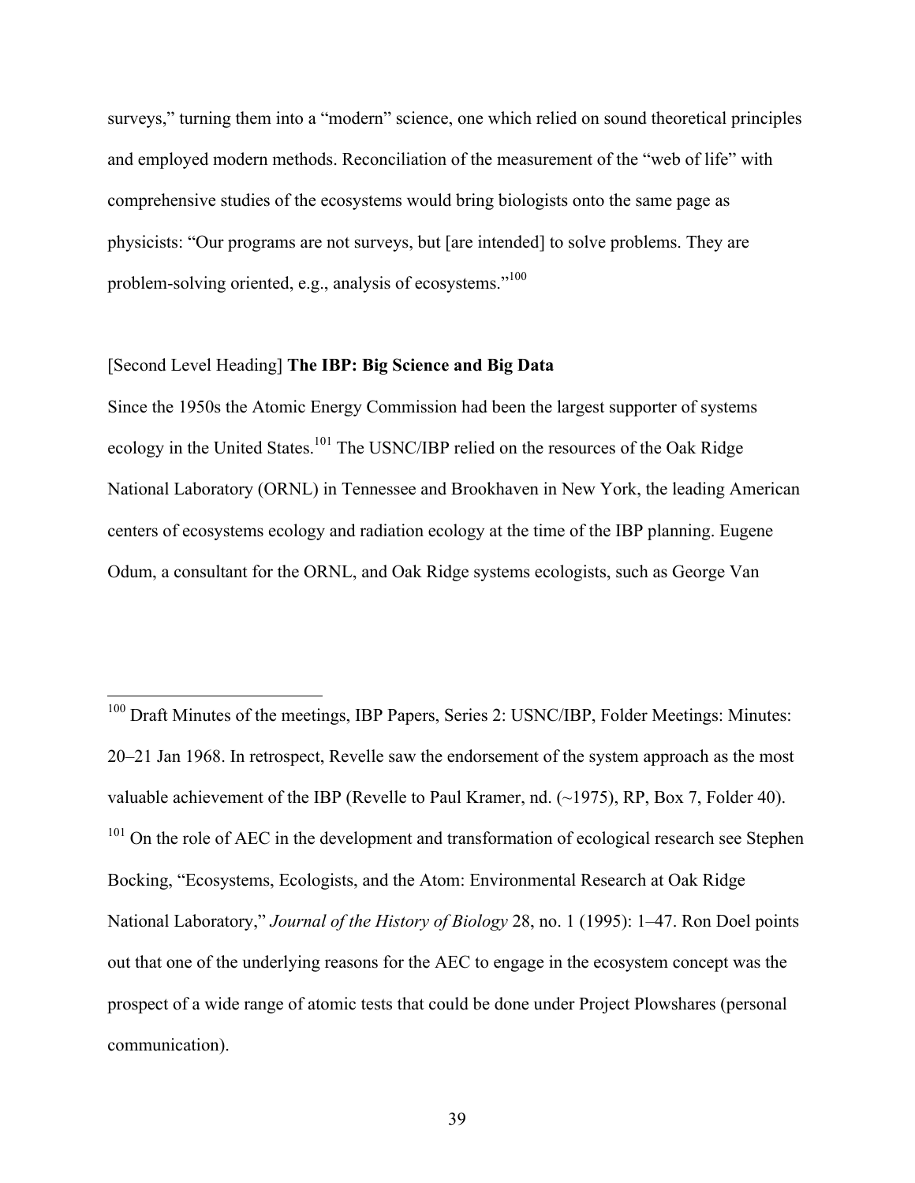surveys," turning them into a "modern" science, one which relied on sound theoretical principles and employed modern methods. Reconciliation of the measurement of the "web of life" with comprehensive studies of the ecosystems would bring biologists onto the same page as physicists: "Our programs are not surveys, but [are intended] to solve problems. They are problem-solving oriented, e.g., analysis of ecosystems."[100]

[Second Level Heading] **The IBP: Big Science and Big Data**

Since the 1950s the Atomic Energy Commission had been the largest supporter of systems ecology in the United States.[101] The USNC/IBP relied on the resources of the Oak Ridge National Laboratory (ORNL) in Tennessee and Brookhaven in New York, the leading American centers of ecosystems ecology and radiation ecology at the time of the IBP planning. Eugene Odum, a consultant for the ORNL, and Oak Ridge systems ecologists, such as George Van

---

[100] Draft Minutes of the meetings, IBP Papers, Series 2: USNC/IBP, Folder Meetings: Minutes: 20–21 Jan 1968. In retrospect, Revelle saw the endorsement of the system approach as the most valuable achievement of the IBP (Revelle to Paul Kramer, nd. (~1975), RP, Box 7, Folder 40).

[101] On the role of AEC in the development and transformation of ecological research see Stephen Bocking, "Ecosystems, Ecologists, and the Atom: Environmental Research at Oak Ridge National Laboratory," *Journal of the History of Biology* 28, no. 1 (1995): 1–47. Ron Doel points out that one of the underlying reasons for the AEC to engage in the ecosystem concept was the prospect of a wide range of atomic tests that could be done under Project Plowshares (personal communication).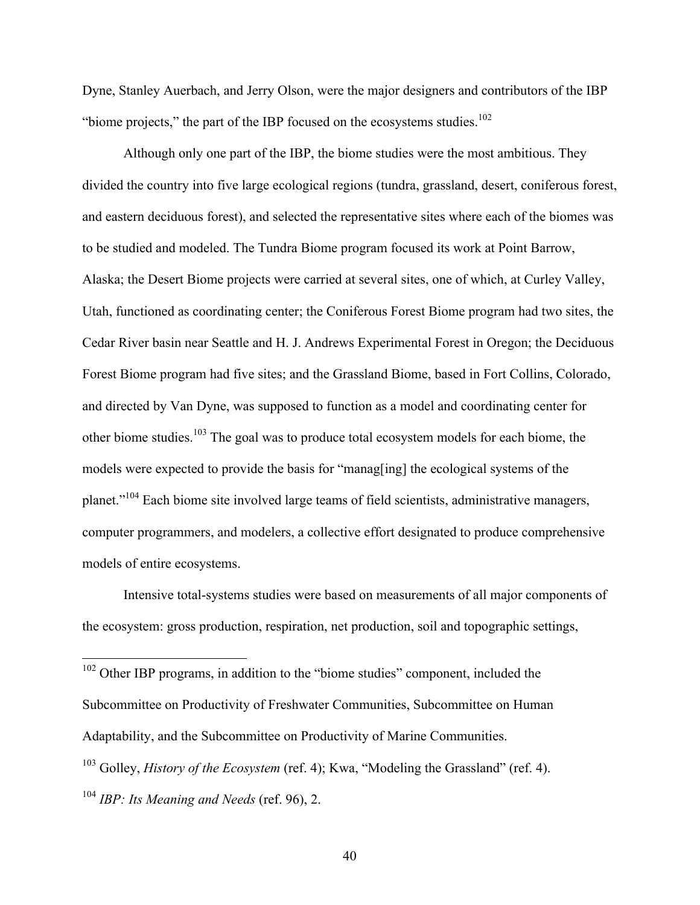Dyne, Stanley Auerbach, and Jerry Olson, were the major designers and contributors of the IBP "biome projects," the part of the IBP focused on the ecosystems studies.[102]

Although only one part of the IBP, the biome studies were the most ambitious. They divided the country into five large ecological regions (tundra, grassland, desert, coniferous forest, and eastern deciduous forest), and selected the representative sites where each of the biomes was to be studied and modeled. The Tundra Biome program focused its work at Point Barrow, Alaska; the Desert Biome projects were carried at several sites, one of which, at Curley Valley, Utah, functioned as coordinating center; the Coniferous Forest Biome program had two sites, the Cedar River basin near Seattle and H. J. Andrews Experimental Forest in Oregon; the Deciduous Forest Biome program had five sites; and the Grassland Biome, based in Fort Collins, Colorado, and directed by Van Dyne, was supposed to function as a model and coordinating center for other biome studies.[103] The goal was to produce total ecosystem models for each biome, the models were expected to provide the basis for "manag[ing] the ecological systems of the planet."[104] Each biome site involved large teams of field scientists, administrative managers, computer programmers, and modelers, a collective effort designated to produce comprehensive models of entire ecosystems.

Intensive total-systems studies were based on measurements of all major components of the ecosystem: gross production, respiration, net production, soil and topographic settings,

---

[102] Other IBP programs, in addition to the "biome studies" component, included the Subcommittee on Productivity of Freshwater Communities, Subcommittee on Human Adaptability, and the Subcommittee on Productivity of Marine Communities.

[103] Golley, *History of the Ecosystem* (ref. 4); Kwa, "Modeling the Grassland" (ref. 4).

[104] *IBP: Its Meaning and Needs* (ref. 96), 2.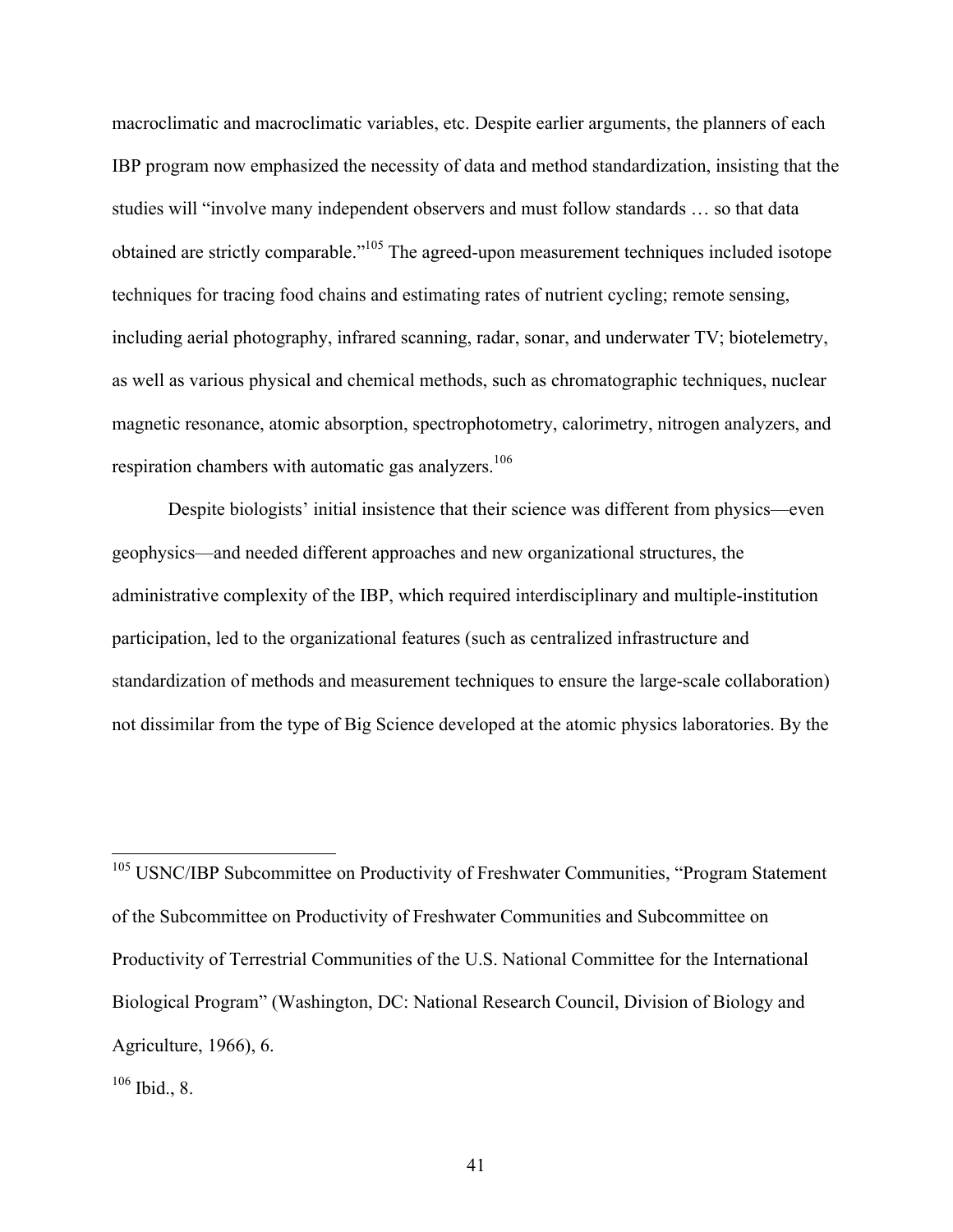macroclimatic and macroclimatic variables, etc. Despite earlier arguments, the planners of each IBP program now emphasized the necessity of data and method standardization, insisting that the studies will "involve many independent observers and must follow standards … so that data obtained are strictly comparable."[105] The agreed-upon measurement techniques included isotope techniques for tracing food chains and estimating rates of nutrient cycling; remote sensing, including aerial photography, infrared scanning, radar, sonar, and underwater TV; biotelemetry, as well as various physical and chemical methods, such as chromatographic techniques, nuclear magnetic resonance, atomic absorption, spectrophotometry, calorimetry, nitrogen analyzers, and respiration chambers with automatic gas analyzers.[106]

Despite biologists' initial insistence that their science was different from physics—even geophysics—and needed different approaches and new organizational structures, the administrative complexity of the IBP, which required interdisciplinary and multiple-institution participation, led to the organizational features (such as centralized infrastructure and standardization of methods and measurement techniques to ensure the large-scale collaboration) not dissimilar from the type of Big Science developed at the atomic physics laboratories. By the

---

[105] USNC/IBP Subcommittee on Productivity of Freshwater Communities, "Program Statement of the Subcommittee on Productivity of Freshwater Communities and Subcommittee on Productivity of Terrestrial Communities of the U.S. National Committee for the International Biological Program" (Washington, DC: National Research Council, Division of Biology and Agriculture, 1966), 6.

[106] Ibid., 8.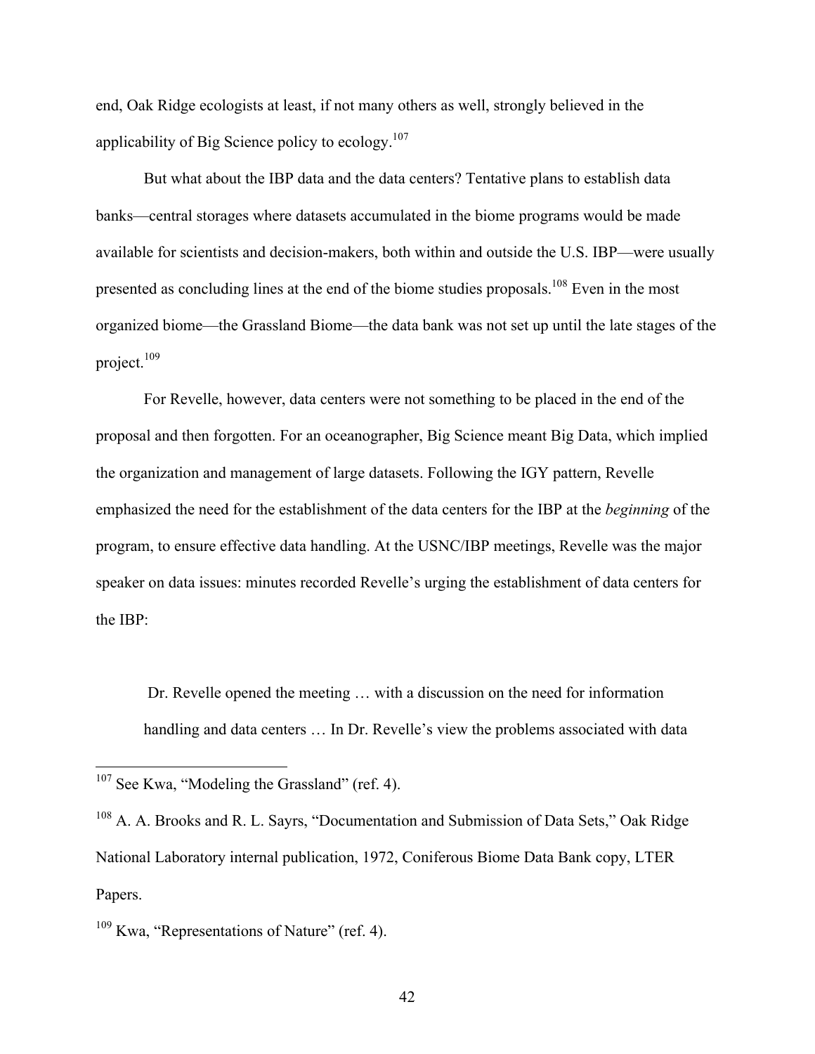end, Oak Ridge ecologists at least, if not many others as well, strongly believed in the applicability of Big Science policy to ecology.[107]

But what about the IBP data and the data centers? Tentative plans to establish data banks—central storages where datasets accumulated in the biome programs would be made available for scientists and decision-makers, both within and outside the U.S. IBP—were usually presented as concluding lines at the end of the biome studies proposals.[108] Even in the most organized biome—the Grassland Biome—the data bank was not set up until the late stages of the project.[109]

For Revelle, however, data centers were not something to be placed in the end of the proposal and then forgotten. For an oceanographer, Big Science meant Big Data, which implied the organization and management of large datasets. Following the IGY pattern, Revelle emphasized the need for the establishment of the data centers for the IBP at the *beginning* of the program, to ensure effective data handling. At the USNC/IBP meetings, Revelle was the major speaker on data issues: minutes recorded Revelle's urging the establishment of data centers for the IBP:

> Dr. Revelle opened the meeting … with a discussion on the need for information handling and data centers … In Dr. Revelle's view the problems associated with data

---

[107] See Kwa, "Modeling the Grassland" (ref. 4).

[108] A. A. Brooks and R. L. Sayrs, "Documentation and Submission of Data Sets," Oak Ridge National Laboratory internal publication, 1972, Coniferous Biome Data Bank copy, LTER Papers.

[109] Kwa, "Representations of Nature" (ref. 4).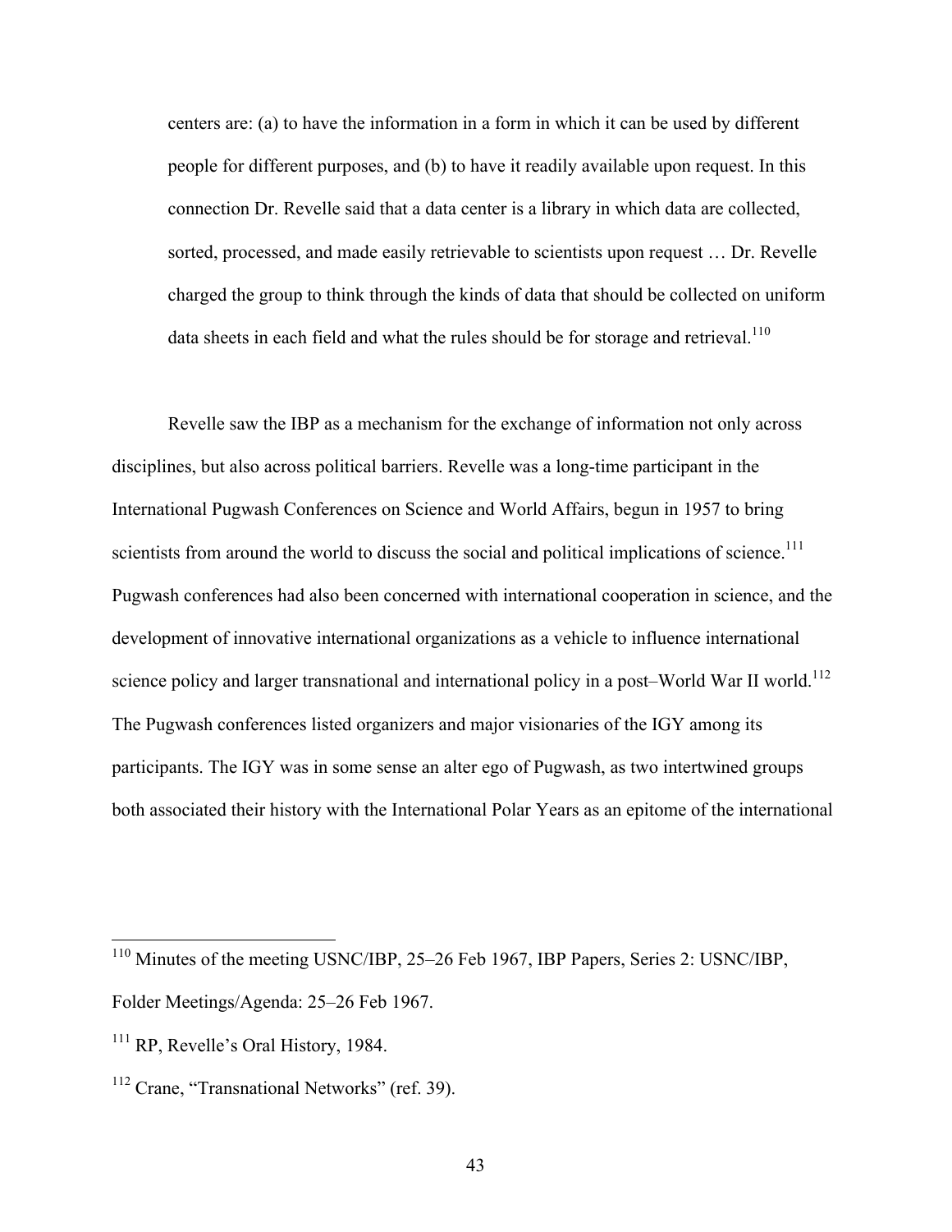> centers are: (a) to have the information in a form in which it can be used by different people for different purposes, and (b) to have it readily available upon request. In this connection Dr. Revelle said that a data center is a library in which data are collected, sorted, processed, and made easily retrievable to scientists upon request … Dr. Revelle charged the group to think through the kinds of data that should be collected on uniform data sheets in each field and what the rules should be for storage and retrieval.[110]

Revelle saw the IBP as a mechanism for the exchange of information not only across disciplines, but also across political barriers. Revelle was a long-time participant in the International Pugwash Conferences on Science and World Affairs, begun in 1957 to bring scientists from around the world to discuss the social and political implications of science.[111] Pugwash conferences had also been concerned with international cooperation in science, and the development of innovative international organizations as a vehicle to influence international science policy and larger transnational and international policy in a post–World War II world.[112] The Pugwash conferences listed organizers and major visionaries of the IGY among its participants. The IGY was in some sense an alter ego of Pugwash, as two intertwined groups both associated their history with the International Polar Years as an epitome of the international

---

[110] Minutes of the meeting USNC/IBP, 25–26 Feb 1967, IBP Papers, Series 2: USNC/IBP, Folder Meetings/Agenda: 25–26 Feb 1967.

[111] RP, Revelle's Oral History, 1984.

[112] Crane, "Transnational Networks" (ref. 39).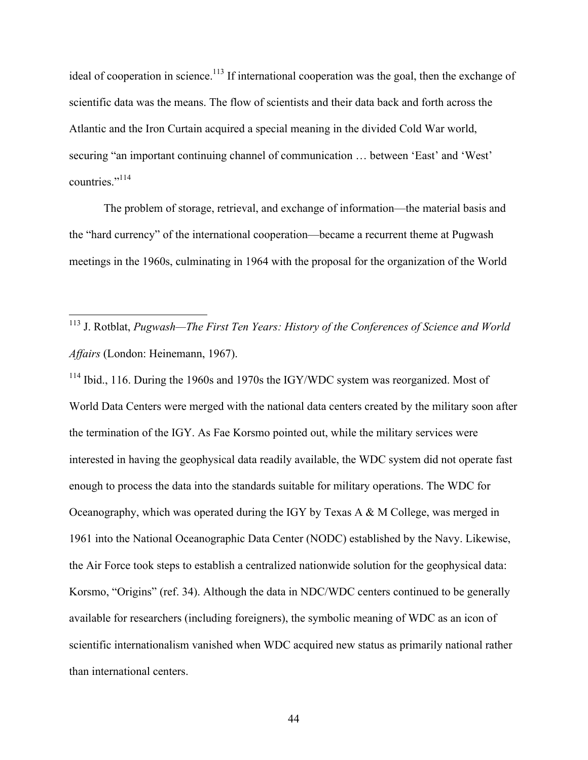ideal of cooperation in science.[113] If international cooperation was the goal, then the exchange of scientific data was the means. The flow of scientists and their data back and forth across the Atlantic and the Iron Curtain acquired a special meaning in the divided Cold War world, securing "an important continuing channel of communication … between 'East' and 'West' countries."[114]

The problem of storage, retrieval, and exchange of information—the material basis and the "hard currency" of the international cooperation—became a recurrent theme at Pugwash meetings in the 1960s, culminating in 1964 with the proposal for the organization of the World

---

[113] J. Rotblat, *Pugwash—The First Ten Years: History of the Conferences of Science and World Affairs* (London: Heinemann, 1967).

[114] Ibid., 116. During the 1960s and 1970s the IGY/WDC system was reorganized. Most of World Data Centers were merged with the national data centers created by the military soon after the termination of the IGY. As Fae Korsmo pointed out, while the military services were interested in having the geophysical data readily available, the WDC system did not operate fast enough to process the data into the standards suitable for military operations. The WDC for Oceanography, which was operated during the IGY by Texas A & M College, was merged in 1961 into the National Oceanographic Data Center (NODC) established by the Navy. Likewise, the Air Force took steps to establish a centralized nationwide solution for the geophysical data: Korsmo, "Origins" (ref. 34). Although the data in NDC/WDC centers continued to be generally available for researchers (including foreigners), the symbolic meaning of WDC as an icon of scientific internationalism vanished when WDC acquired new status as primarily national rather than international centers.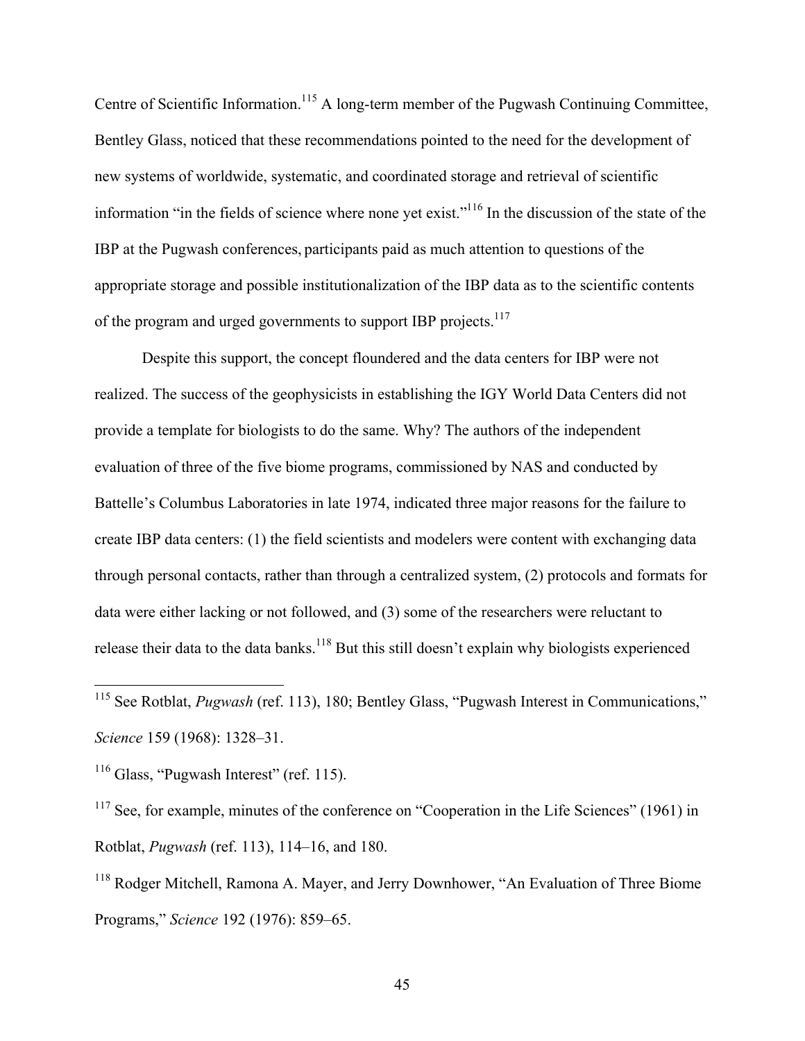Centre of Scientific Information.[115] A long-term member of the Pugwash Continuing Committee, Bentley Glass, noticed that these recommendations pointed to the need for the development of new systems of worldwide, systematic, and coordinated storage and retrieval of scientific information "in the fields of science where none yet exist."[116] In the discussion of the state of the IBP at the Pugwash conferences, participants paid as much attention to questions of the appropriate storage and possible institutionalization of the IBP data as to the scientific contents of the program and urged governments to support IBP projects.[117]

Despite this support, the concept floundered and the data centers for IBP were not realized. The success of the geophysicists in establishing the IGY World Data Centers did not provide a template for biologists to do the same. Why? The authors of the independent evaluation of three of the five biome programs, commissioned by NAS and conducted by Battelle's Columbus Laboratories in late 1974, indicated three major reasons for the failure to create IBP data centers: (1) the field scientists and modelers were content with exchanging data through personal contacts, rather than through a centralized system, (2) protocols and formats for data were either lacking or not followed, and (3) some of the researchers were reluctant to release their data to the data banks.[118] But this still doesn't explain why biologists experienced

---

[115] See Rotblat, *Pugwash* (ref. 113), 180; Bentley Glass, "Pugwash Interest in Communications," *Science* 159 (1968): 1328–31.

[116] Glass, "Pugwash Interest" (ref. 115).

[117] See, for example, minutes of the conference on "Cooperation in the Life Sciences" (1961) in Rotblat, *Pugwash* (ref. 113), 114–16, and 180.

[118] Rodger Mitchell, Ramona A. Mayer, and Jerry Downhower, "An Evaluation of Three Biome Programs," *Science* 192 (1976): 859–65.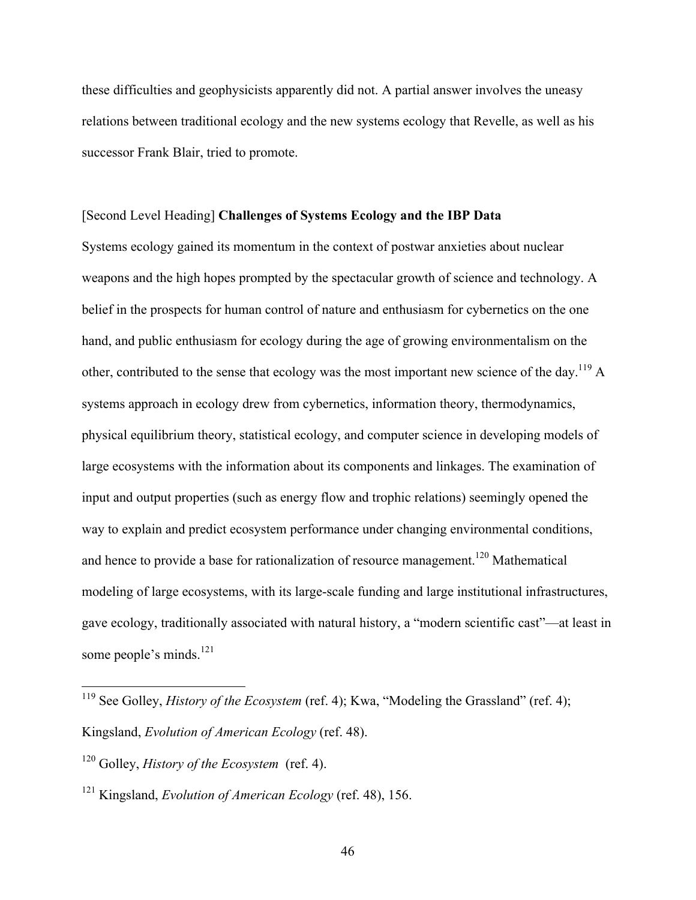these difficulties and geophysicists apparently did not. A partial answer involves the uneasy relations between traditional ecology and the new systems ecology that Revelle, as well as his successor Frank Blair, tried to promote.

[Second Level Heading] **Challenges of Systems Ecology and the IBP Data**

Systems ecology gained its momentum in the context of postwar anxieties about nuclear weapons and the high hopes prompted by the spectacular growth of science and technology. A belief in the prospects for human control of nature and enthusiasm for cybernetics on the one hand, and public enthusiasm for ecology during the age of growing environmentalism on the other, contributed to the sense that ecology was the most important new science of the day.[119] A systems approach in ecology drew from cybernetics, information theory, thermodynamics, physical equilibrium theory, statistical ecology, and computer science in developing models of large ecosystems with the information about its components and linkages. The examination of input and output properties (such as energy flow and trophic relations) seemingly opened the way to explain and predict ecosystem performance under changing environmental conditions, and hence to provide a base for rationalization of resource management.[120] Mathematical modeling of large ecosystems, with its large-scale funding and large institutional infrastructures, gave ecology, traditionally associated with natural history, a "modern scientific cast"—at least in some people's minds.[121]

---

[119] See Golley, *History of the Ecosystem* (ref. 4); Kwa, "Modeling the Grassland" (ref. 4); Kingsland, *Evolution of American Ecology* (ref. 48).

[120] Golley, *History of the Ecosystem* (ref. 4).

[121] Kingsland, *Evolution of American Ecology* (ref. 48), 156.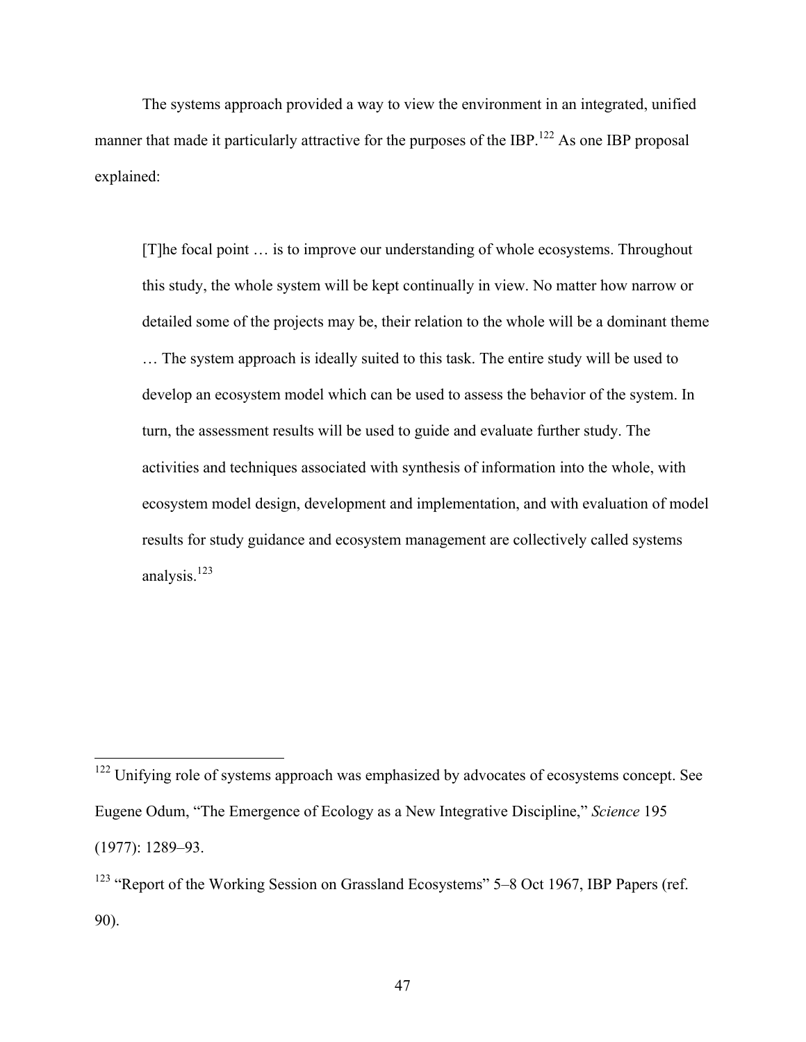The systems approach provided a way to view the environment in an integrated, unified manner that made it particularly attractive for the purposes of the IBP.[122] As one IBP proposal explained:

> [T]he focal point … is to improve our understanding of whole ecosystems. Throughout this study, the whole system will be kept continually in view. No matter how narrow or detailed some of the projects may be, their relation to the whole will be a dominant theme … The system approach is ideally suited to this task. The entire study will be used to develop an ecosystem model which can be used to assess the behavior of the system. In turn, the assessment results will be used to guide and evaluate further study. The activities and techniques associated with synthesis of information into the whole, with ecosystem model design, development and implementation, and with evaluation of model results for study guidance and ecosystem management are collectively called systems analysis.[123]

---

[122] Unifying role of systems approach was emphasized by advocates of ecosystems concept. See Eugene Odum, "The Emergence of Ecology as a New Integrative Discipline," *Science* 195 (1977): 1289–93.

[123] "Report of the Working Session on Grassland Ecosystems" 5–8 Oct 1967, IBP Papers (ref. 90).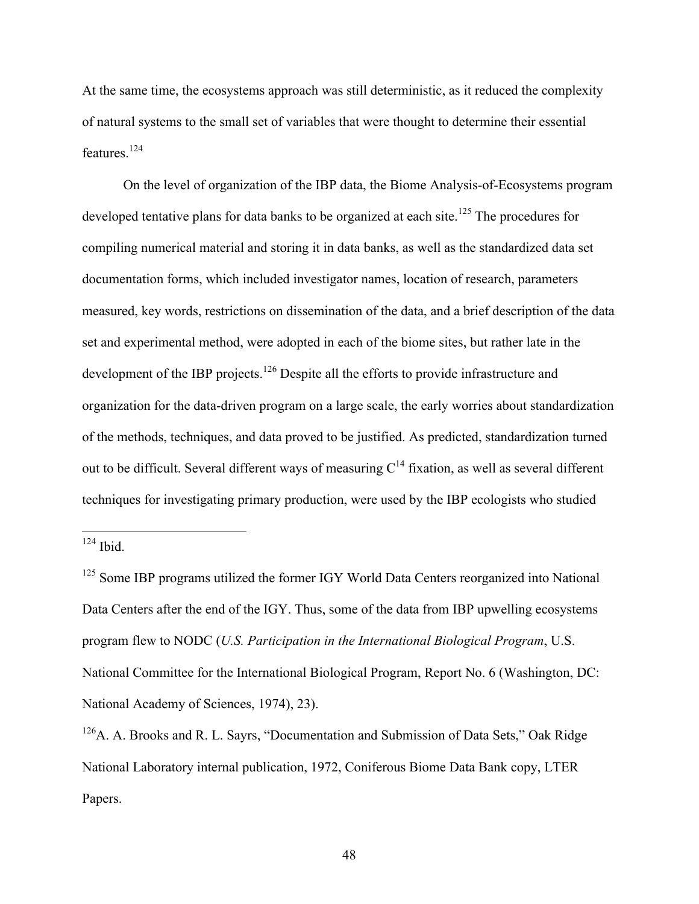At the same time, the ecosystems approach was still deterministic, as it reduced the complexity of natural systems to the small set of variables that were thought to determine their essential features.[124]

On the level of organization of the IBP data, the Biome Analysis-of-Ecosystems program developed tentative plans for data banks to be organized at each site.[125] The procedures for compiling numerical material and storing it in data banks, as well as the standardized data set documentation forms, which included investigator names, location of research, parameters measured, key words, restrictions on dissemination of the data, and a brief description of the data set and experimental method, were adopted in each of the biome sites, but rather late in the development of the IBP projects.[126] Despite all the efforts to provide infrastructure and organization for the data-driven program on a large scale, the early worries about standardization of the methods, techniques, and data proved to be justified. As predicted, standardization turned out to be difficult. Several different ways of measuring $C^{14}$ fixation, as well as several different techniques for investigating primary production, were used by the IBP ecologists who studied

---

[124] Ibid.

[125] Some IBP programs utilized the former IGY World Data Centers reorganized into National Data Centers after the end of the IGY. Thus, some of the data from IBP upwelling ecosystems program flew to NODC (*U.S. Participation in the International Biological Program*, U.S. National Committee for the International Biological Program, Report No. 6 (Washington, DC: National Academy of Sciences, 1974), 23).

[126] A. A. Brooks and R. L. Sayrs, "Documentation and Submission of Data Sets," Oak Ridge National Laboratory internal publication, 1972, Coniferous Biome Data Bank copy, LTER Papers.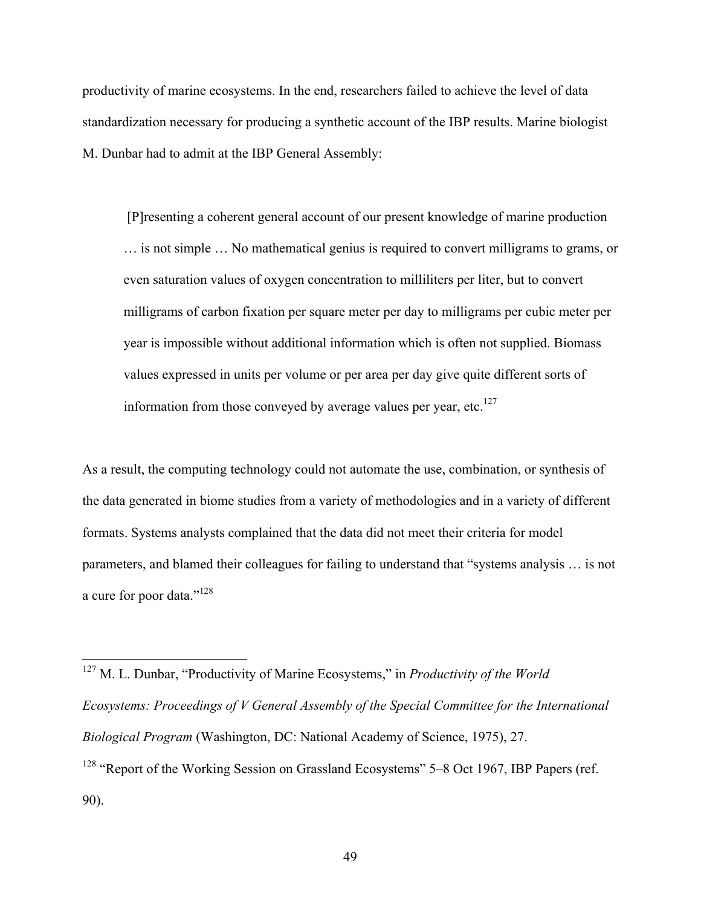productivity of marine ecosystems. In the end, researchers failed to achieve the level of data standardization necessary for producing a synthetic account of the IBP results. Marine biologist M. Dunbar had to admit at the IBP General Assembly:

> [P]resenting a coherent general account of our present knowledge of marine production … is not simple … No mathematical genius is required to convert milligrams to grams, or even saturation values of oxygen concentration to milliliters per liter, but to convert milligrams of carbon fixation per square meter per day to milligrams per cubic meter per year is impossible without additional information which is often not supplied. Biomass values expressed in units per volume or per area per day give quite different sorts of information from those conveyed by average values per year, etc.[127]

As a result, the computing technology could not automate the use, combination, or synthesis of the data generated in biome studies from a variety of methodologies and in a variety of different formats. Systems analysts complained that the data did not meet their criteria for model parameters, and blamed their colleagues for failing to understand that "systems analysis … is not a cure for poor data."[128]

---

[127] M. L. Dunbar, "Productivity of Marine Ecosystems," in *Productivity of the World Ecosystems: Proceedings of V General Assembly of the Special Committee for the International Biological Program* (Washington, DC: National Academy of Science, 1975), 27.

[128] "Report of the Working Session on Grassland Ecosystems" 5–8 Oct 1967, IBP Papers (ref. 90).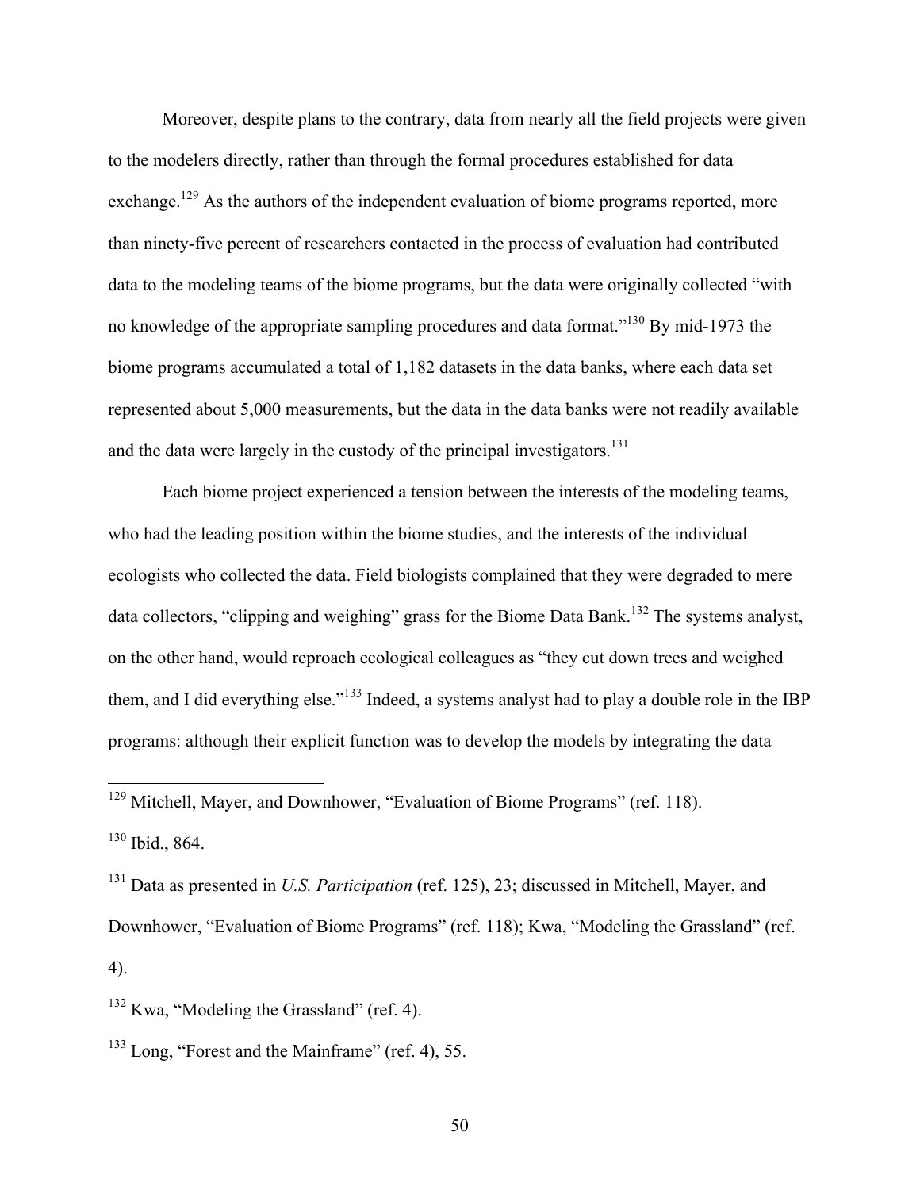Moreover, despite plans to the contrary, data from nearly all the field projects were given to the modelers directly, rather than through the formal procedures established for data exchange.[129] As the authors of the independent evaluation of biome programs reported, more than ninety-five percent of researchers contacted in the process of evaluation had contributed data to the modeling teams of the biome programs, but the data were originally collected "with no knowledge of the appropriate sampling procedures and data format."[130] By mid-1973 the biome programs accumulated a total of 1,182 datasets in the data banks, where each data set represented about 5,000 measurements, but the data in the data banks were not readily available and the data were largely in the custody of the principal investigators.[131]

Each biome project experienced a tension between the interests of the modeling teams, who had the leading position within the biome studies, and the interests of the individual ecologists who collected the data. Field biologists complained that they were degraded to mere data collectors, "clipping and weighing" grass for the Biome Data Bank.[132] The systems analyst, on the other hand, would reproach ecological colleagues as "they cut down trees and weighed them, and I did everything else."[133] Indeed, a systems analyst had to play a double role in the IBP programs: although their explicit function was to develop the models by integrating the data

---

[129] Mitchell, Mayer, and Downhower, "Evaluation of Biome Programs" (ref. 118).

[130] Ibid., 864.

[131] Data as presented in *U.S. Participation* (ref. 125), 23; discussed in Mitchell, Mayer, and Downhower, "Evaluation of Biome Programs" (ref. 118); Kwa, "Modeling the Grassland" (ref. 4).

[132] Kwa, "Modeling the Grassland" (ref. 4).

[133] Long, "Forest and the Mainframe" (ref. 4), 55.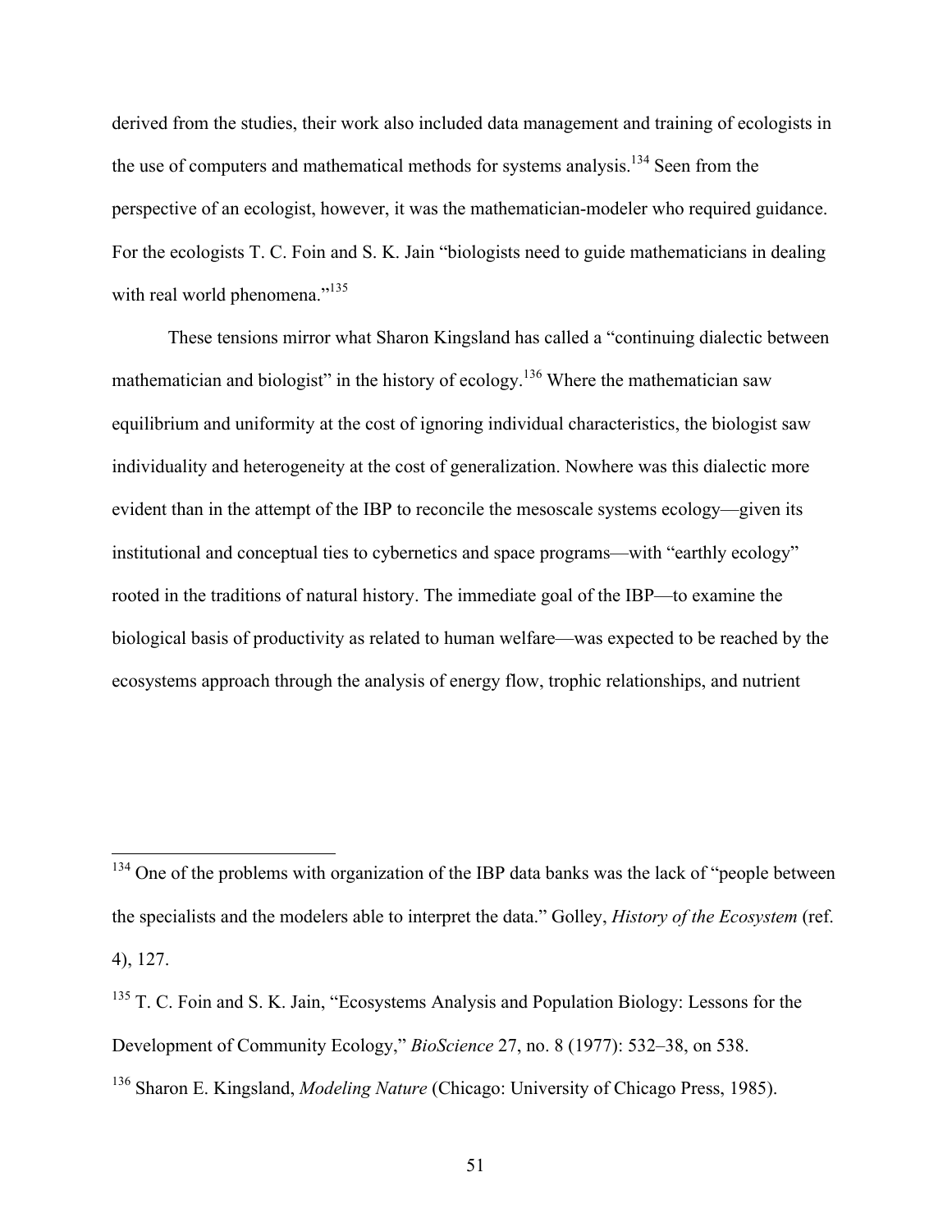derived from the studies, their work also included data management and training of ecologists in the use of computers and mathematical methods for systems analysis.[134] Seen from the perspective of an ecologist, however, it was the mathematician-modeler who required guidance. For the ecologists T. C. Foin and S. K. Jain "biologists need to guide mathematicians in dealing with real world phenomena."[135]

These tensions mirror what Sharon Kingsland has called a "continuing dialectic between mathematician and biologist" in the history of ecology.[136] Where the mathematician saw equilibrium and uniformity at the cost of ignoring individual characteristics, the biologist saw individuality and heterogeneity at the cost of generalization. Nowhere was this dialectic more evident than in the attempt of the IBP to reconcile the mesoscale systems ecology—given its institutional and conceptual ties to cybernetics and space programs—with "earthly ecology" rooted in the traditions of natural history. The immediate goal of the IBP—to examine the biological basis of productivity as related to human welfare—was expected to be reached by the ecosystems approach through the analysis of energy flow, trophic relationships, and nutrient

---

[134] One of the problems with organization of the IBP data banks was the lack of "people between the specialists and the modelers able to interpret the data." Golley, *History of the Ecosystem* (ref. 4), 127.

[135] T. C. Foin and S. K. Jain, "Ecosystems Analysis and Population Biology: Lessons for the Development of Community Ecology," *BioScience* 27, no. 8 (1977): 532–38, on 538.

[136] Sharon E. Kingsland, *Modeling Nature* (Chicago: University of Chicago Press, 1985).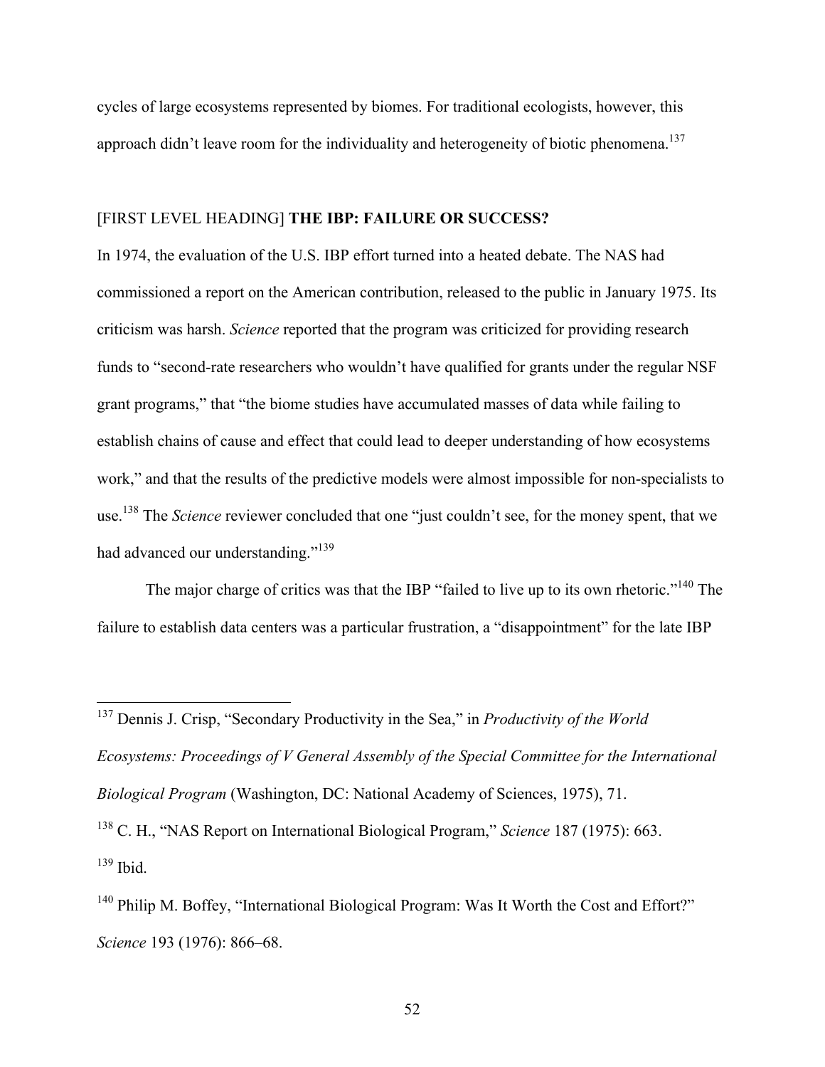cycles of large ecosystems represented by biomes. For traditional ecologists, however, this approach didn't leave room for the individuality and heterogeneity of biotic phenomena.[137]

## [FIRST LEVEL HEADING] **THE IBP: FAILURE OR SUCCESS?**

In 1974, the evaluation of the U.S. IBP effort turned into a heated debate. The NAS had commissioned a report on the American contribution, released to the public in January 1975. Its criticism was harsh. *Science* reported that the program was criticized for providing research funds to "second-rate researchers who wouldn't have qualified for grants under the regular NSF grant programs," that "the biome studies have accumulated masses of data while failing to establish chains of cause and effect that could lead to deeper understanding of how ecosystems work," and that the results of the predictive models were almost impossible for non-specialists to use.[138] The *Science* reviewer concluded that one "just couldn't see, for the money spent, that we had advanced our understanding."[139]

The major charge of critics was that the IBP "failed to live up to its own rhetoric."[140] The failure to establish data centers was a particular frustration, a "disappointment" for the late IBP

---

[137] Dennis J. Crisp, "Secondary Productivity in the Sea," in *Productivity of the World Ecosystems: Proceedings of V General Assembly of the Special Committee for the International Biological Program* (Washington, DC: National Academy of Sciences, 1975), 71.

[138] C. H., "NAS Report on International Biological Program," *Science* 187 (1975): 663.

[139] Ibid.

[140] Philip M. Boffey, "International Biological Program: Was It Worth the Cost and Effort?" *Science* 193 (1976): 866–68.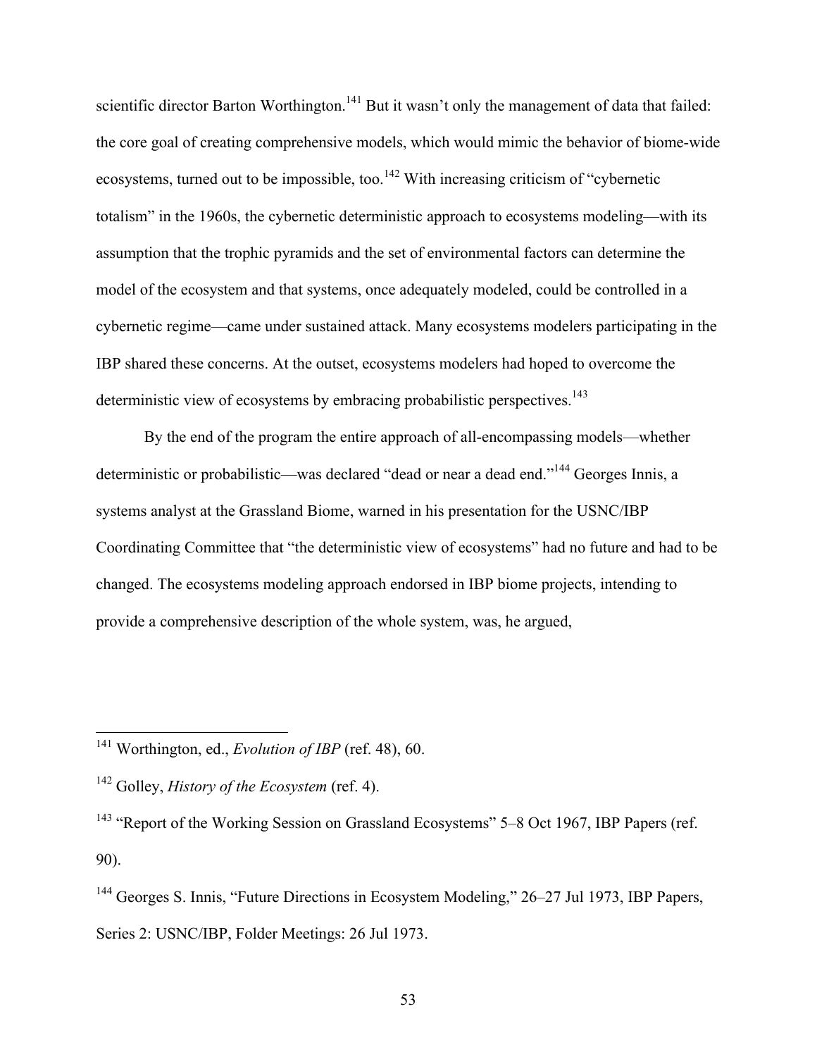scientific director Barton Worthington.[141] But it wasn't only the management of data that failed: the core goal of creating comprehensive models, which would mimic the behavior of biome-wide ecosystems, turned out to be impossible, too.[142] With increasing criticism of "cybernetic totalism" in the 1960s, the cybernetic deterministic approach to ecosystems modeling—with its assumption that the trophic pyramids and the set of environmental factors can determine the model of the ecosystem and that systems, once adequately modeled, could be controlled in a cybernetic regime—came under sustained attack. Many ecosystems modelers participating in the IBP shared these concerns. At the outset, ecosystems modelers had hoped to overcome the deterministic view of ecosystems by embracing probabilistic perspectives.[143]

By the end of the program the entire approach of all-encompassing models—whether deterministic or probabilistic—was declared "dead or near a dead end."[144] Georges Innis, a systems analyst at the Grassland Biome, warned in his presentation for the USNC/IBP Coordinating Committee that "the deterministic view of ecosystems" had no future and had to be changed. The ecosystems modeling approach endorsed in IBP biome projects, intending to provide a comprehensive description of the whole system, was, he argued,

---

[141] Worthington, ed., *Evolution of IBP* (ref. 48), 60.

[142] Golley, *History of the Ecosystem* (ref. 4).

[143] "Report of the Working Session on Grassland Ecosystems" 5–8 Oct 1967, IBP Papers (ref. 90).

[144] Georges S. Innis, "Future Directions in Ecosystem Modeling," 26–27 Jul 1973, IBP Papers, Series 2: USNC/IBP, Folder Meetings: 26 Jul 1973.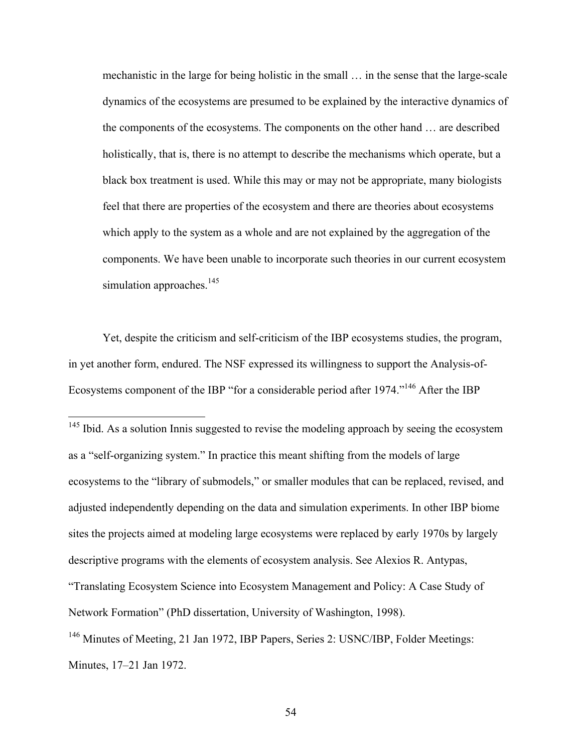> mechanistic in the large for being holistic in the small … in the sense that the large-scale dynamics of the ecosystems are presumed to be explained by the interactive dynamics of the components of the ecosystems. The components on the other hand … are described holistically, that is, there is no attempt to describe the mechanisms which operate, but a black box treatment is used. While this may or may not be appropriate, many biologists feel that there are properties of the ecosystem and there are theories about ecosystems which apply to the system as a whole and are not explained by the aggregation of the components. We have been unable to incorporate such theories in our current ecosystem simulation approaches.[145]

Yet, despite the criticism and self-criticism of the IBP ecosystems studies, the program, in yet another form, endured. The NSF expressed its willingness to support the Analysis-of-Ecosystems component of the IBP "for a considerable period after 1974."[146] After the IBP

---

[145] Ibid. As a solution Innis suggested to revise the modeling approach by seeing the ecosystem as a "self-organizing system." In practice this meant shifting from the models of large ecosystems to the "library of submodels," or smaller modules that can be replaced, revised, and adjusted independently depending on the data and simulation experiments. In other IBP biome sites the projects aimed at modeling large ecosystems were replaced by early 1970s by largely descriptive programs with the elements of ecosystem analysis. See Alexios R. Antypas, "Translating Ecosystem Science into Ecosystem Management and Policy: A Case Study of Network Formation" (PhD dissertation, University of Washington, 1998).

[146] Minutes of Meeting, 21 Jan 1972, IBP Papers, Series 2: USNC/IBP, Folder Meetings: Minutes, 17–21 Jan 1972.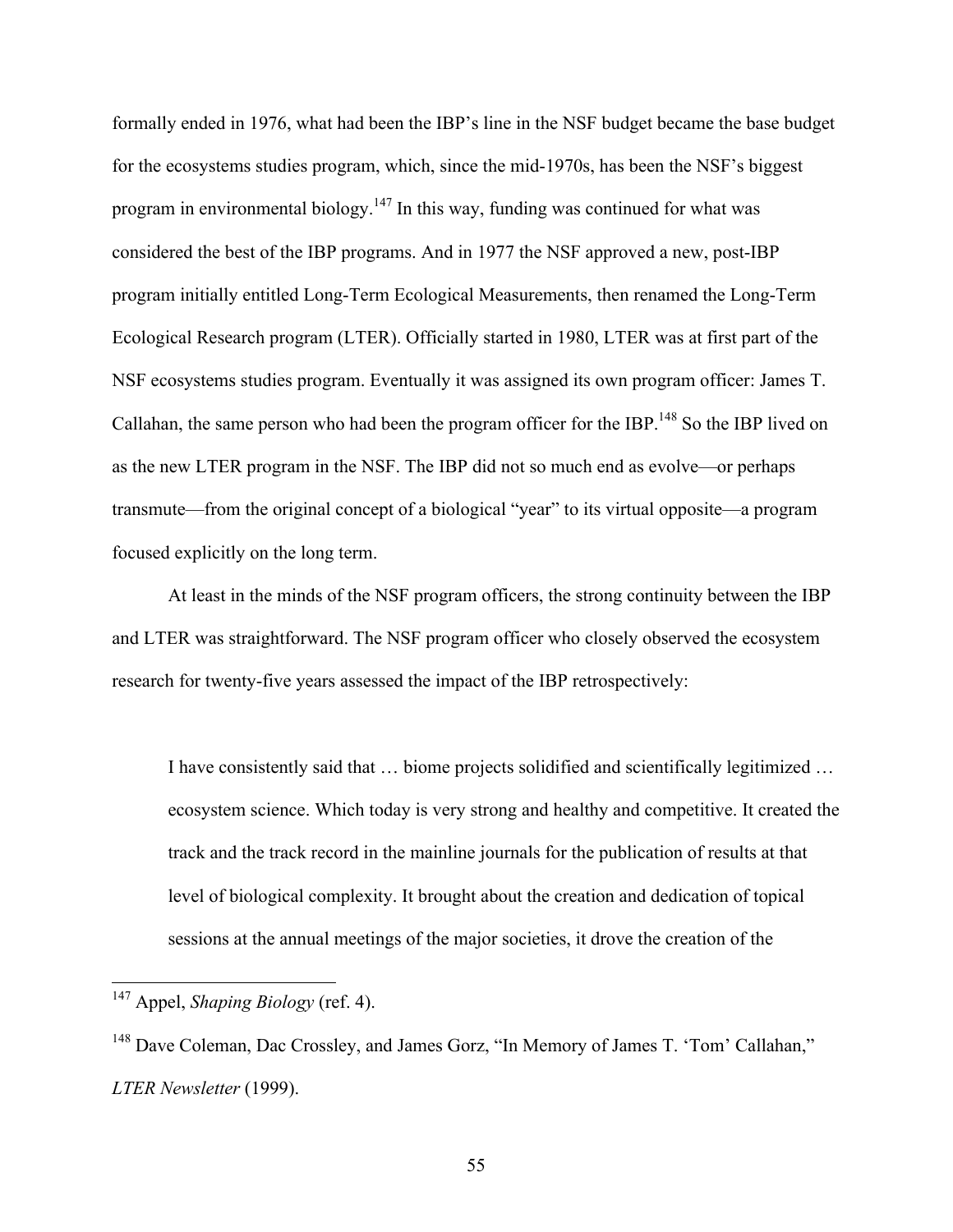formally ended in 1976, what had been the IBP's line in the NSF budget became the base budget for the ecosystems studies program, which, since the mid-1970s, has been the NSF's biggest program in environmental biology.[147] In this way, funding was continued for what was considered the best of the IBP programs. And in 1977 the NSF approved a new, post-IBP program initially entitled Long-Term Ecological Measurements, then renamed the Long-Term Ecological Research program (LTER). Officially started in 1980, LTER was at first part of the NSF ecosystems studies program. Eventually it was assigned its own program officer: James T. Callahan, the same person who had been the program officer for the IBP.[148] So the IBP lived on as the new LTER program in the NSF. The IBP did not so much end as evolve—or perhaps transmute—from the original concept of a biological "year" to its virtual opposite—a program focused explicitly on the long term.

At least in the minds of the NSF program officers, the strong continuity between the IBP and LTER was straightforward. The NSF program officer who closely observed the ecosystem research for twenty-five years assessed the impact of the IBP retrospectively:

> I have consistently said that … biome projects solidified and scientifically legitimized … ecosystem science. Which today is very strong and healthy and competitive. It created the track and the track record in the mainline journals for the publication of results at that level of biological complexity. It brought about the creation and dedication of topical sessions at the annual meetings of the major societies, it drove the creation of the

---

[147] Appel, *Shaping Biology* (ref. 4).

[148] Dave Coleman, Dac Crossley, and James Gorz, "In Memory of James T. 'Tom' Callahan," *LTER Newsletter* (1999).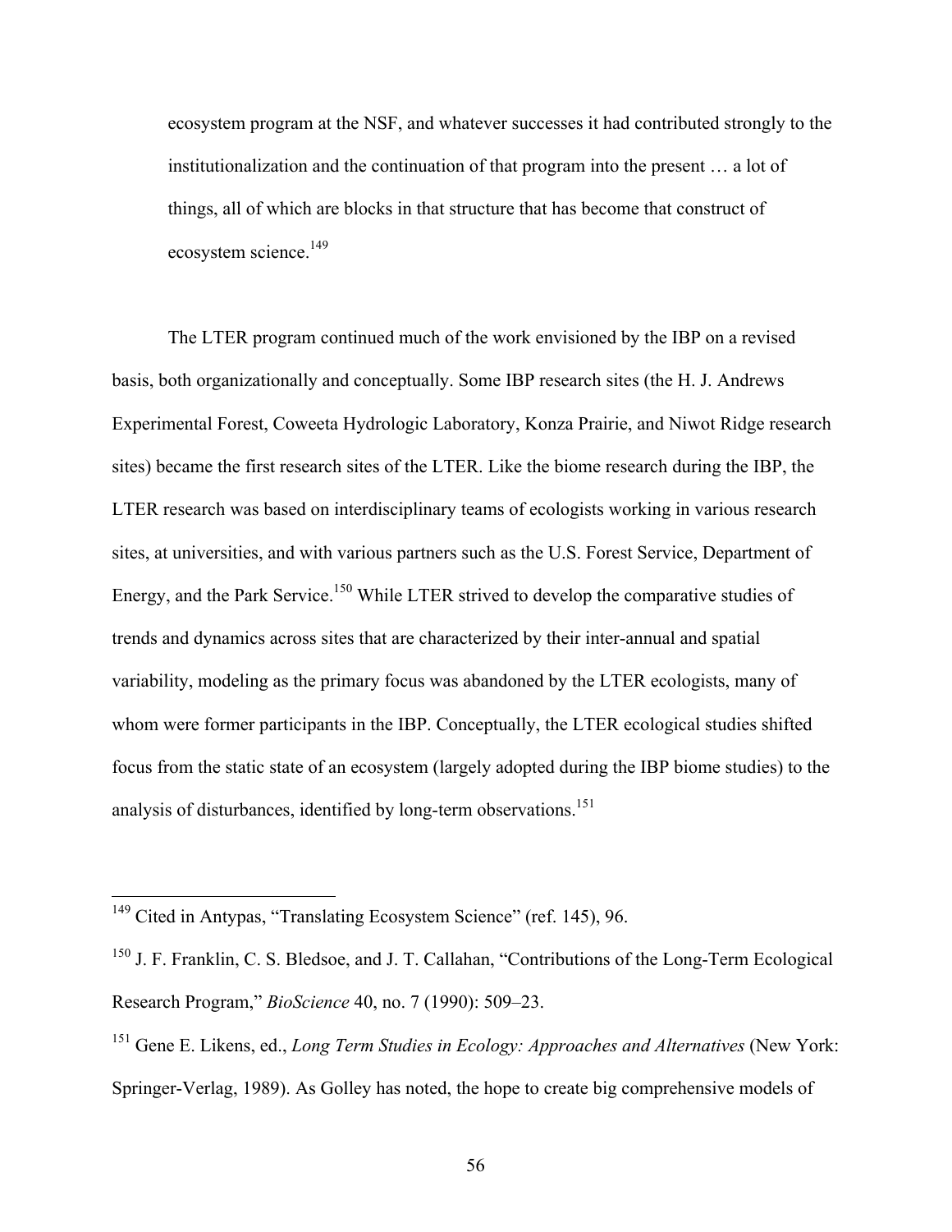> ecosystem program at the NSF, and whatever successes it had contributed strongly to the institutionalization and the continuation of that program into the present … a lot of things, all of which are blocks in that structure that has become that construct of ecosystem science.[149]

The LTER program continued much of the work envisioned by the IBP on a revised basis, both organizationally and conceptually. Some IBP research sites (the H. J. Andrews Experimental Forest, Coweeta Hydrologic Laboratory, Konza Prairie, and Niwot Ridge research sites) became the first research sites of the LTER. Like the biome research during the IBP, the LTER research was based on interdisciplinary teams of ecologists working in various research sites, at universities, and with various partners such as the U.S. Forest Service, Department of Energy, and the Park Service.[150] While LTER strived to develop the comparative studies of trends and dynamics across sites that are characterized by their inter-annual and spatial variability, modeling as the primary focus was abandoned by the LTER ecologists, many of whom were former participants in the IBP. Conceptually, the LTER ecological studies shifted focus from the static state of an ecosystem (largely adopted during the IBP biome studies) to the analysis of disturbances, identified by long-term observations.[151]

---

[149] Cited in Antypas, "Translating Ecosystem Science" (ref. 145), 96.

[150] J. F. Franklin, C. S. Bledsoe, and J. T. Callahan, "Contributions of the Long-Term Ecological Research Program," *BioScience* 40, no. 7 (1990): 509–23.

[151] Gene E. Likens, ed., *Long Term Studies in Ecology: Approaches and Alternatives* (New York: Springer-Verlag, 1989). As Golley has noted, the hope to create big comprehensive models of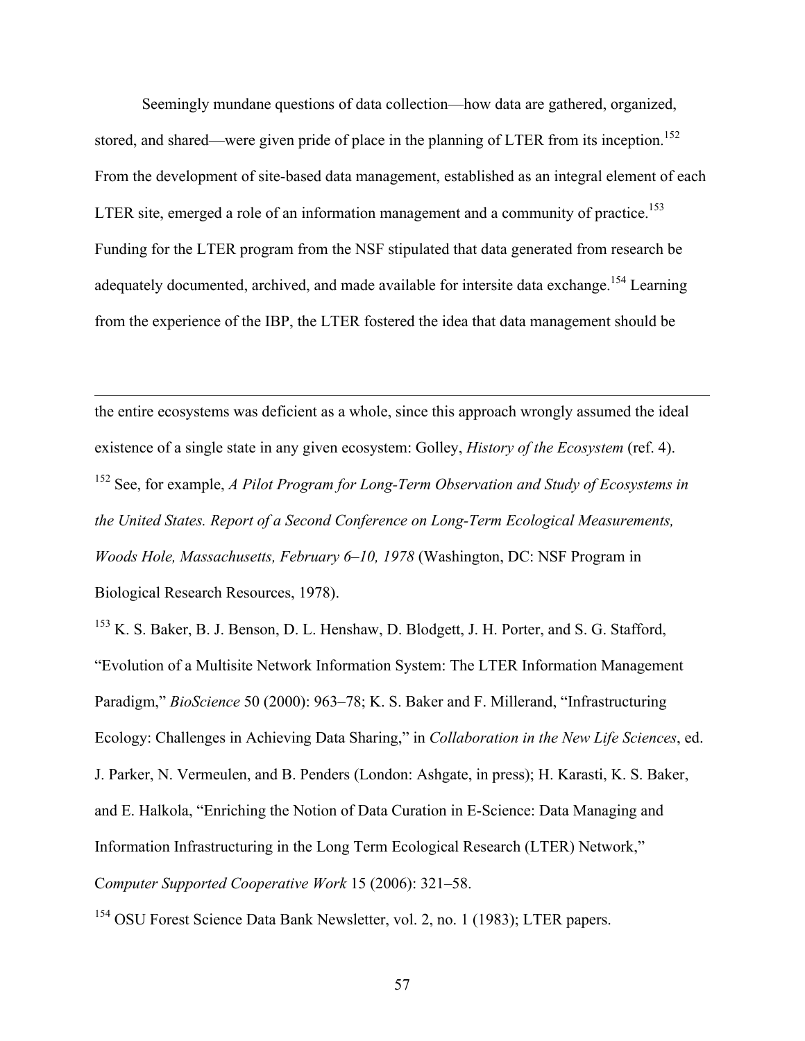Seemingly mundane questions of data collection—how data are gathered, organized, stored, and shared—were given pride of place in the planning of LTER from its inception.[152] From the development of site-based data management, established as an integral element of each LTER site, emerged a role of an information management and a community of practice.[153] Funding for the LTER program from the NSF stipulated that data generated from research be adequately documented, archived, and made available for intersite data exchange.[154] Learning from the experience of the IBP, the LTER fostered the idea that data management should be

---

the entire ecosystems was deficient as a whole, since this approach wrongly assumed the ideal existence of a single state in any given ecosystem: Golley, *History of the Ecosystem* (ref. 4).

[152] See, for example, *A Pilot Program for Long-Term Observation and Study of Ecosystems in the United States. Report of a Second Conference on Long-Term Ecological Measurements, Woods Hole, Massachusetts, February 6–10, 1978* (Washington, DC: NSF Program in Biological Research Resources, 1978).

[153] K. S. Baker, B. J. Benson, D. L. Henshaw, D. Blodgett, J. H. Porter, and S. G. Stafford, "Evolution of a Multisite Network Information System: The LTER Information Management Paradigm," *BioScience* 50 (2000): 963–78; K. S. Baker and F. Millerand, "Infrastructuring Ecology: Challenges in Achieving Data Sharing," in *Collaboration in the New Life Sciences*, ed. J. Parker, N. Vermeulen, and B. Penders (London: Ashgate, in press); H. Karasti, K. S. Baker, and E. Halkola, "Enriching the Notion of Data Curation in E-Science: Data Managing and Information Infrastructuring in the Long Term Ecological Research (LTER) Network," C*omputer Supported Cooperative Work* 15 (2006): 321–58.

[154] OSU Forest Science Data Bank Newsletter, vol. 2, no. 1 (1983); LTER papers.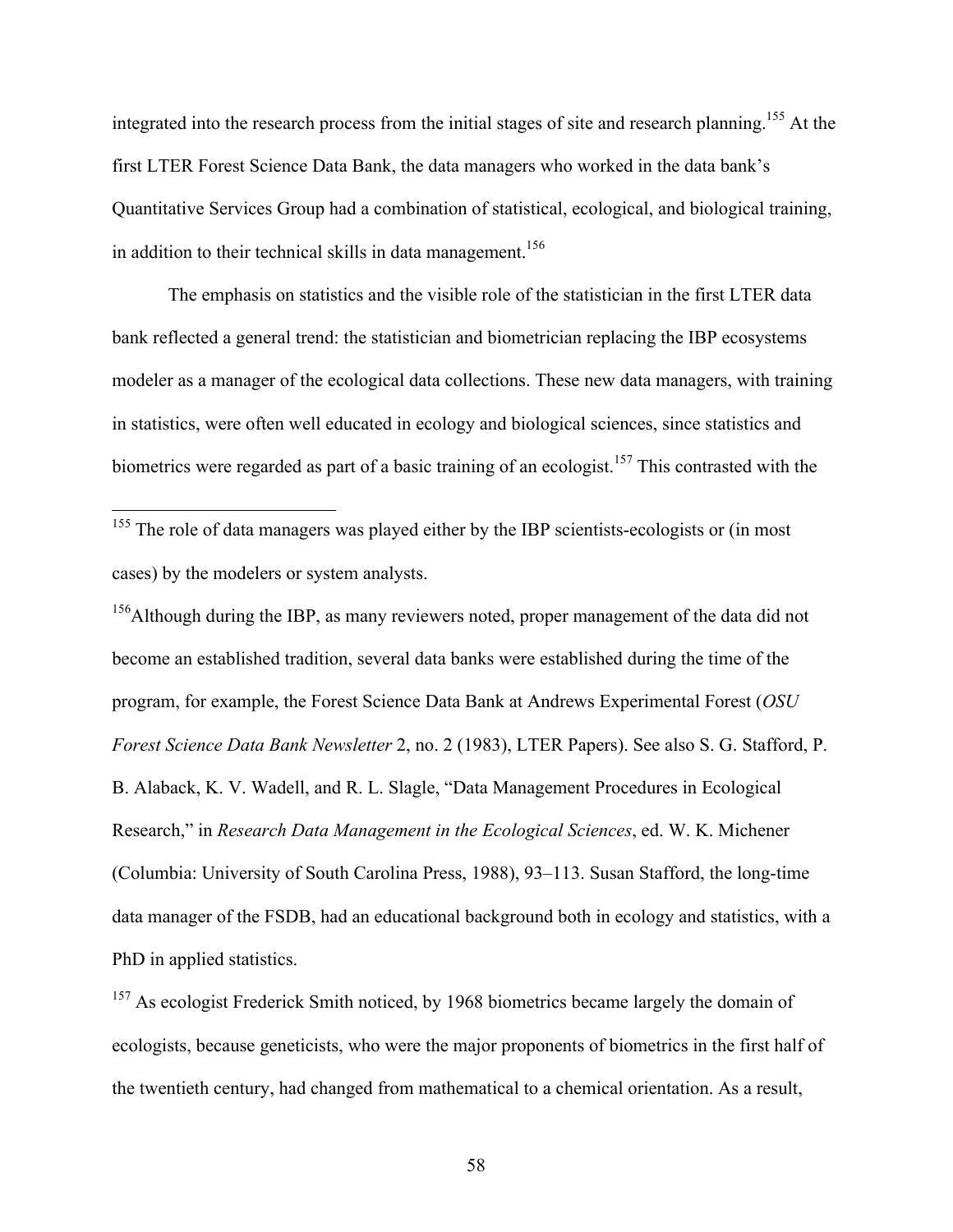integrated into the research process from the initial stages of site and research planning.[155] At the first LTER Forest Science Data Bank, the data managers who worked in the data bank's Quantitative Services Group had a combination of statistical, ecological, and biological training, in addition to their technical skills in data management.[156]

The emphasis on statistics and the visible role of the statistician in the first LTER data bank reflected a general trend: the statistician and biometrician replacing the IBP ecosystems modeler as a manager of the ecological data collections. These new data managers, with training in statistics, were often well educated in ecology and biological sciences, since statistics and biometrics were regarded as part of a basic training of an ecologist.[157] This contrasted with the

---

[155] The role of data managers was played either by the IBP scientists-ecologists or (in most cases) by the modelers or system analysts.

[156] Although during the IBP, as many reviewers noted, proper management of the data did not become an established tradition, several data banks were established during the time of the program, for example, the Forest Science Data Bank at Andrews Experimental Forest (*OSU Forest Science Data Bank Newsletter* 2, no. 2 (1983), LTER Papers). See also S. G. Stafford, P. B. Alaback, K. V. Wadell, and R. L. Slagle, "Data Management Procedures in Ecological Research," in *Research Data Management in the Ecological Sciences*, ed. W. K. Michener (Columbia: University of South Carolina Press, 1988), 93–113. Susan Stafford, the long-time data manager of the FSDB, had an educational background both in ecology and statistics, with a PhD in applied statistics.

[157] As ecologist Frederick Smith noticed, by 1968 biometrics became largely the domain of ecologists, because geneticists, who were the major proponents of biometrics in the first half of the twentieth century, had changed from mathematical to a chemical orientation. As a result,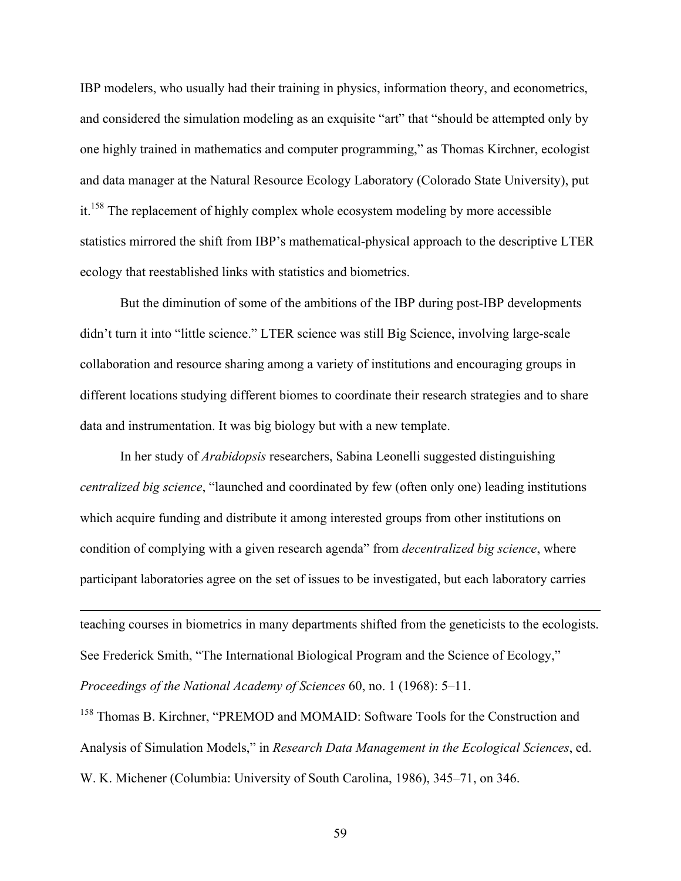IBP modelers, who usually had their training in physics, information theory, and econometrics, and considered the simulation modeling as an exquisite "art" that "should be attempted only by one highly trained in mathematics and computer programming," as Thomas Kirchner, ecologist and data manager at the Natural Resource Ecology Laboratory (Colorado State University), put it.[158] The replacement of highly complex whole ecosystem modeling by more accessible statistics mirrored the shift from IBP's mathematical-physical approach to the descriptive LTER ecology that reestablished links with statistics and biometrics.

But the diminution of some of the ambitions of the IBP during post-IBP developments didn't turn it into "little science." LTER science was still Big Science, involving large-scale collaboration and resource sharing among a variety of institutions and encouraging groups in different locations studying different biomes to coordinate their research strategies and to share data and instrumentation. It was big biology but with a new template.

In her study of *Arabidopsis* researchers, Sabina Leonelli suggested distinguishing *centralized big science*, "launched and coordinated by few (often only one) leading institutions which acquire funding and distribute it among interested groups from other institutions on condition of complying with a given research agenda" from *decentralized big science*, where participant laboratories agree on the set of issues to be investigated, but each laboratory carries

---

teaching courses in biometrics in many departments shifted from the geneticists to the ecologists. See Frederick Smith, "The International Biological Program and the Science of Ecology," *Proceedings of the National Academy of Sciences* 60, no. 1 (1968): 5–11.

[158] Thomas B. Kirchner, "PREMOD and MOMAID: Software Tools for the Construction and Analysis of Simulation Models," in *Research Data Management in the Ecological Sciences*, ed. W. K. Michener (Columbia: University of South Carolina, 1986), 345–71, on 346.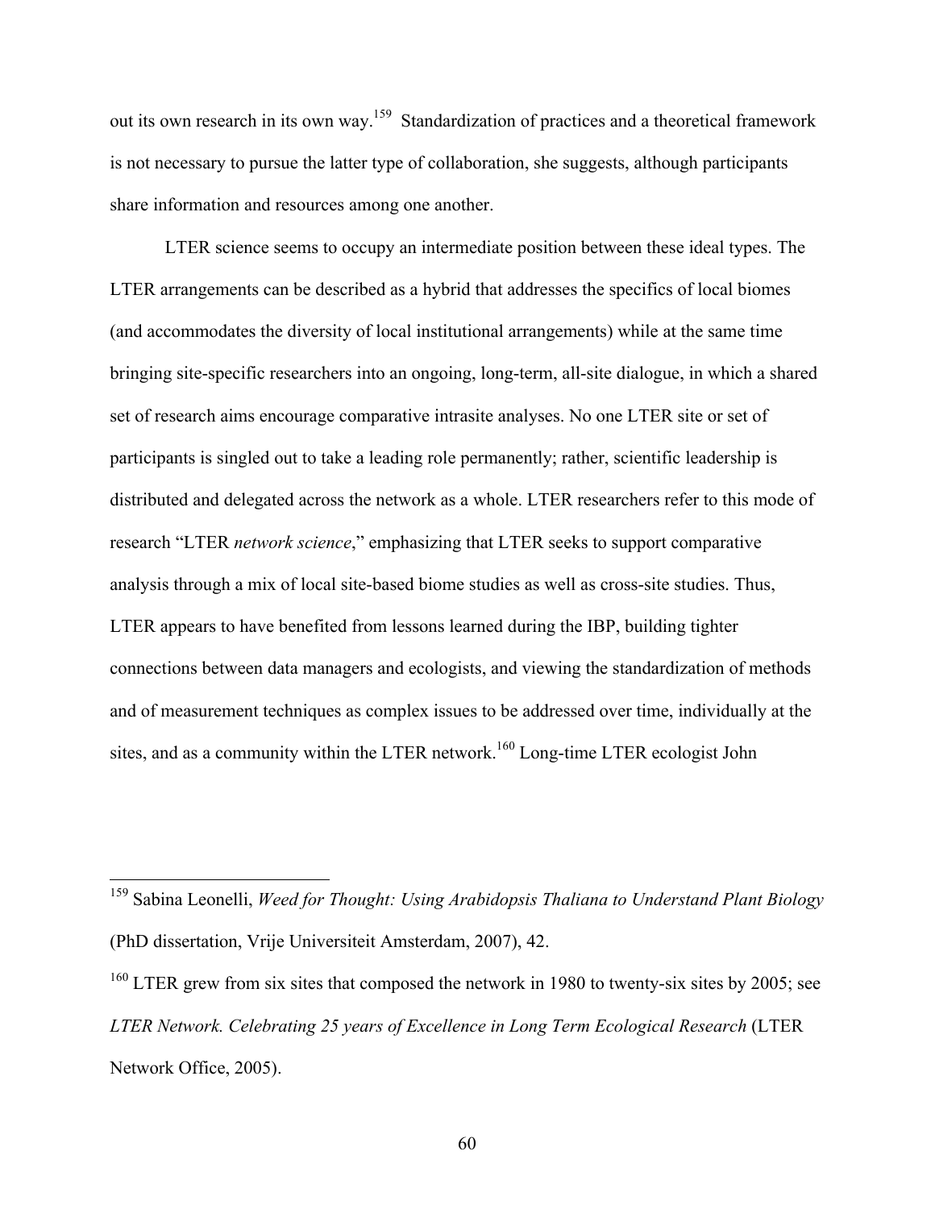out its own research in its own way.[159] Standardization of practices and a theoretical framework is not necessary to pursue the latter type of collaboration, she suggests, although participants share information and resources among one another.

LTER science seems to occupy an intermediate position between these ideal types. The LTER arrangements can be described as a hybrid that addresses the specifics of local biomes (and accommodates the diversity of local institutional arrangements) while at the same time bringing site-specific researchers into an ongoing, long-term, all-site dialogue, in which a shared set of research aims encourage comparative intrasite analyses. No one LTER site or set of participants is singled out to take a leading role permanently; rather, scientific leadership is distributed and delegated across the network as a whole. LTER researchers refer to this mode of research "LTER *network science*," emphasizing that LTER seeks to support comparative analysis through a mix of local site-based biome studies as well as cross-site studies. Thus, LTER appears to have benefited from lessons learned during the IBP, building tighter connections between data managers and ecologists, and viewing the standardization of methods and of measurement techniques as complex issues to be addressed over time, individually at the sites, and as a community within the LTER network.[160] Long-time LTER ecologist John

---

[159] Sabina Leonelli, *Weed for Thought: Using Arabidopsis Thaliana to Understand Plant Biology* (PhD dissertation, Vrije Universiteit Amsterdam, 2007), 42.

[160] LTER grew from six sites that composed the network in 1980 to twenty-six sites by 2005; see *LTER Network. Celebrating 25 years of Excellence in Long Term Ecological Research* (LTER Network Office, 2005).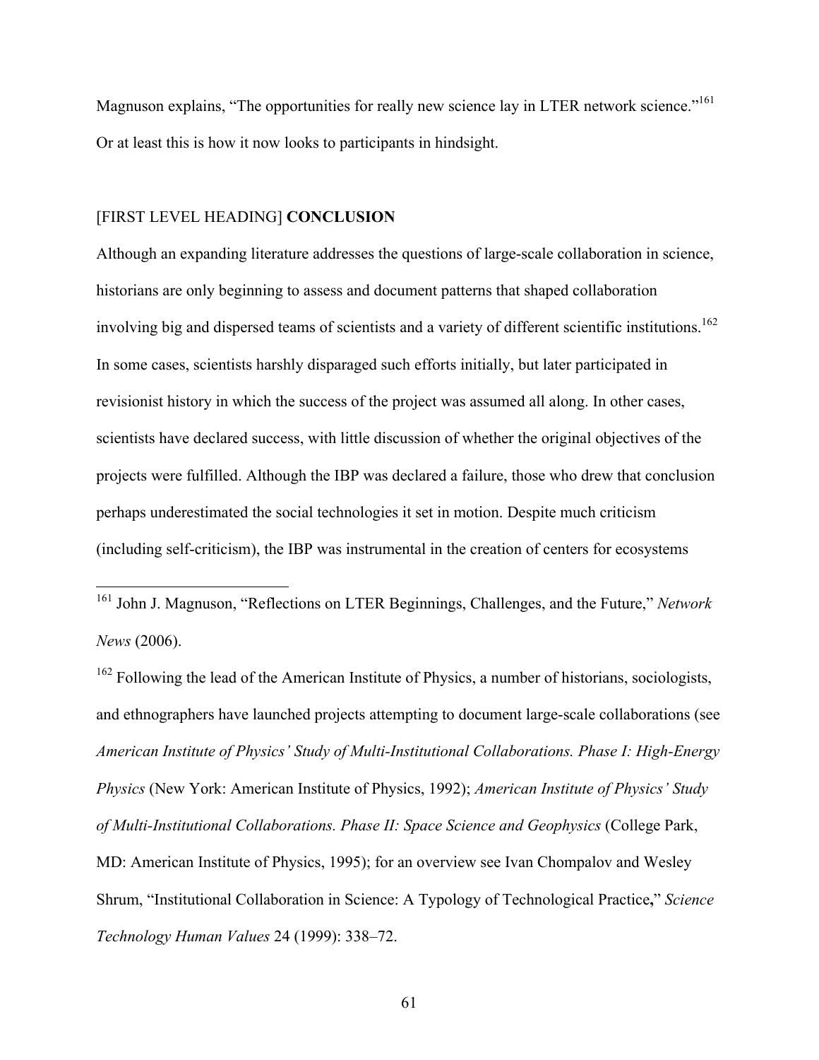Magnuson explains, "The opportunities for really new science lay in LTER network science."[161] Or at least this is how it now looks to participants in hindsight.

# [FIRST LEVEL HEADING] **CONCLUSION**

Although an expanding literature addresses the questions of large-scale collaboration in science, historians are only beginning to assess and document patterns that shaped collaboration involving big and dispersed teams of scientists and a variety of different scientific institutions.[162] In some cases, scientists harshly disparaged such efforts initially, but later participated in revisionist history in which the success of the project was assumed all along. In other cases, scientists have declared success, with little discussion of whether the original objectives of the projects were fulfilled. Although the IBP was declared a failure, those who drew that conclusion perhaps underestimated the social technologies it set in motion. Despite much criticism (including self-criticism), the IBP was instrumental in the creation of centers for ecosystems

---

[161] John J. Magnuson, "Reflections on LTER Beginnings, Challenges, and the Future," *Network News* (2006).

[162] Following the lead of the American Institute of Physics, a number of historians, sociologists, and ethnographers have launched projects attempting to document large-scale collaborations (see *American Institute of Physics' Study of Multi-Institutional Collaborations. Phase I: High-Energy Physics* (New York: American Institute of Physics, 1992); *American Institute of Physics' Study of Multi-Institutional Collaborations. Phase II: Space Science and Geophysics* (College Park, MD: American Institute of Physics, 1995); for an overview see Ivan Chompalov and Wesley Shrum, "Institutional Collaboration in Science: A Typology of Technological Practice," *Science Technology Human Values* 24 (1999): 338–72.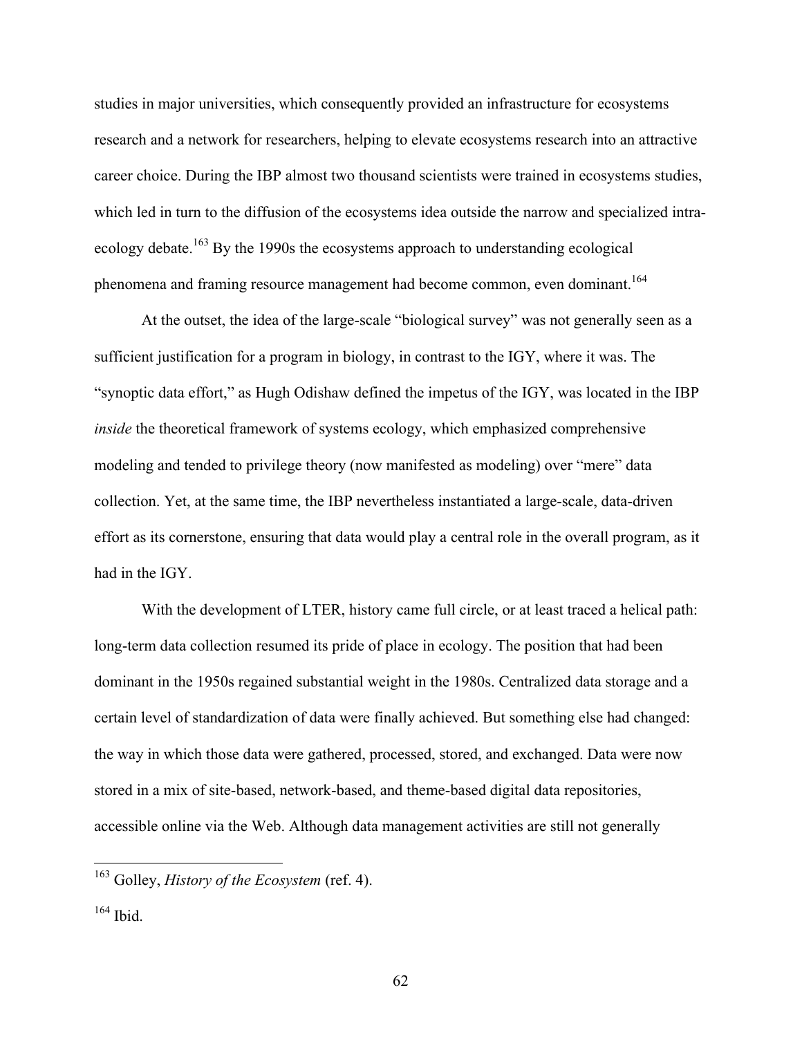studies in major universities, which consequently provided an infrastructure for ecosystems research and a network for researchers, helping to elevate ecosystems research into an attractive career choice. During the IBP almost two thousand scientists were trained in ecosystems studies, which led in turn to the diffusion of the ecosystems idea outside the narrow and specialized intra-ecology debate.[163] By the 1990s the ecosystems approach to understanding ecological phenomena and framing resource management had become common, even dominant.[164]

At the outset, the idea of the large-scale "biological survey" was not generally seen as a sufficient justification for a program in biology, in contrast to the IGY, where it was. The "synoptic data effort," as Hugh Odishaw defined the impetus of the IGY, was located in the IBP *inside* the theoretical framework of systems ecology, which emphasized comprehensive modeling and tended to privilege theory (now manifested as modeling) over "mere" data collection. Yet, at the same time, the IBP nevertheless instantiated a large-scale, data-driven effort as its cornerstone, ensuring that data would play a central role in the overall program, as it had in the IGY.

With the development of LTER, history came full circle, or at least traced a helical path: long-term data collection resumed its pride of place in ecology. The position that had been dominant in the 1950s regained substantial weight in the 1980s. Centralized data storage and a certain level of standardization of data were finally achieved. But something else had changed: the way in which those data were gathered, processed, stored, and exchanged. Data were now stored in a mix of site-based, network-based, and theme-based digital data repositories, accessible online via the Web. Although data management activities are still not generally

---

[163] Golley, *History of the Ecosystem* (ref. 4).

[164] Ibid.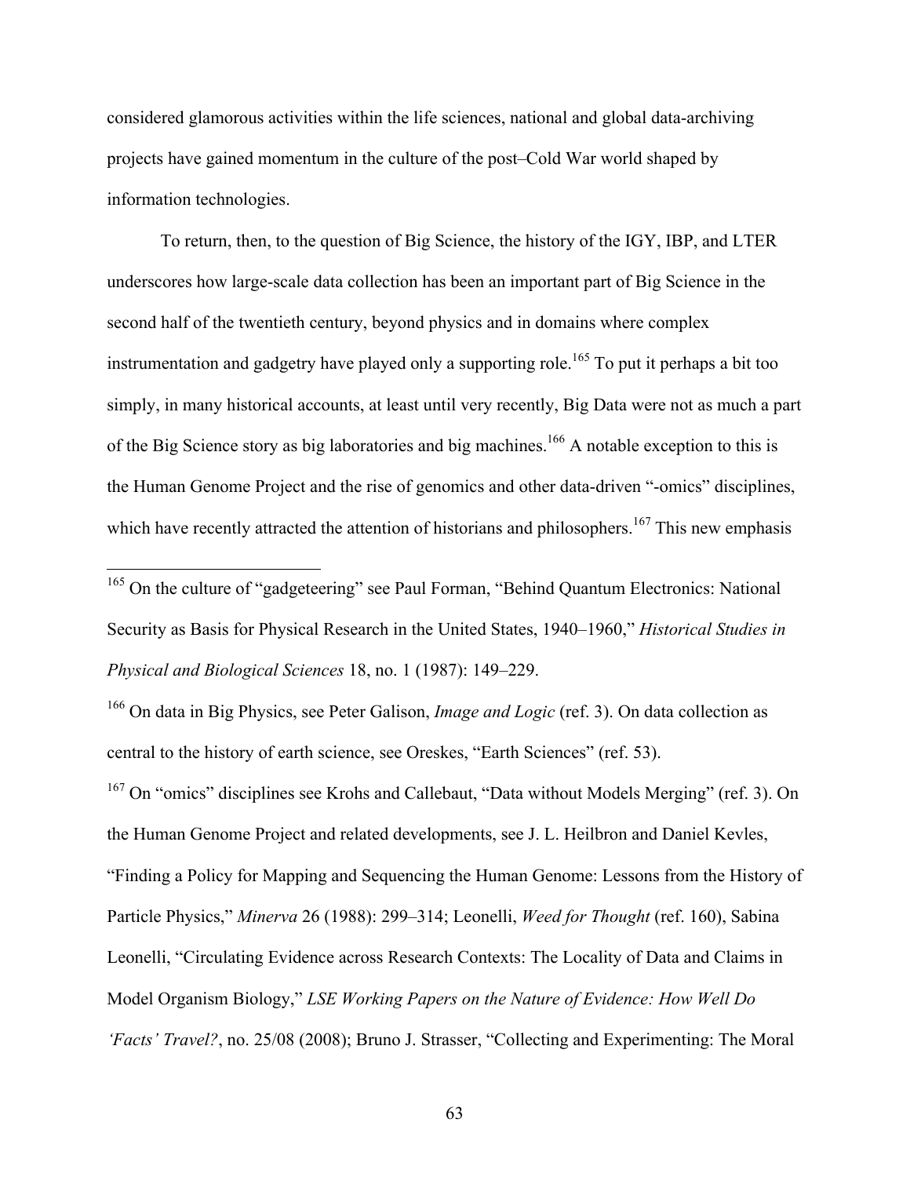considered glamorous activities within the life sciences, national and global data-archiving projects have gained momentum in the culture of the post–Cold War world shaped by information technologies.

To return, then, to the question of Big Science, the history of the IGY, IBP, and LTER underscores how large-scale data collection has been an important part of Big Science in the second half of the twentieth century, beyond physics and in domains where complex instrumentation and gadgetry have played only a supporting role.[165] To put it perhaps a bit too simply, in many historical accounts, at least until very recently, Big Data were not as much a part of the Big Science story as big laboratories and big machines.[166] A notable exception to this is the Human Genome Project and the rise of genomics and other data-driven "-omics" disciplines, which have recently attracted the attention of historians and philosophers.[167] This new emphasis

---

[165] On the culture of "gadgeteering" see Paul Forman, "Behind Quantum Electronics: National Security as Basis for Physical Research in the United States, 1940–1960," *Historical Studies in Physical and Biological Sciences* 18, no. 1 (1987): 149–229.

[166] On data in Big Physics, see Peter Galison, *Image and Logic* (ref. 3). On data collection as central to the history of earth science, see Oreskes, "Earth Sciences" (ref. 53).

[167] On "omics" disciplines see Krohs and Callebaut, "Data without Models Merging" (ref. 3). On the Human Genome Project and related developments, see J. L. Heilbron and Daniel Kevles, "Finding a Policy for Mapping and Sequencing the Human Genome: Lessons from the History of Particle Physics," *Minerva* 26 (1988): 299–314; Leonelli, *Weed for Thought* (ref. 160), Sabina Leonelli, "Circulating Evidence across Research Contexts: The Locality of Data and Claims in Model Organism Biology," *LSE Working Papers on the Nature of Evidence: How Well Do 'Facts' Travel?*, no. 25/08 (2008); Bruno J. Strasser, "Collecting and Experimenting: The Moral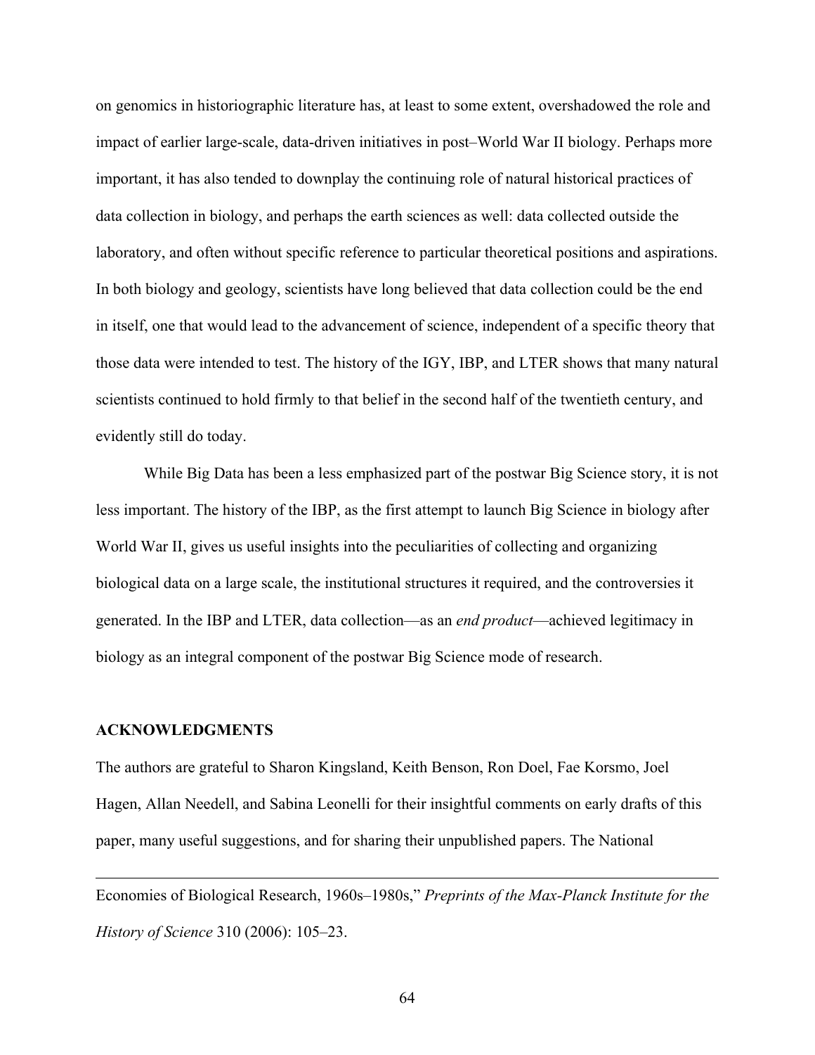on genomics in historiographic literature has, at least to some extent, overshadowed the role and impact of earlier large-scale, data-driven initiatives in post–World War II biology. Perhaps more important, it has also tended to downplay the continuing role of natural historical practices of data collection in biology, and perhaps the earth sciences as well: data collected outside the laboratory, and often without specific reference to particular theoretical positions and aspirations. In both biology and geology, scientists have long believed that data collection could be the end in itself, one that would lead to the advancement of science, independent of a specific theory that those data were intended to test. The history of the IGY, IBP, and LTER shows that many natural scientists continued to hold firmly to that belief in the second half of the twentieth century, and evidently still do today.

While Big Data has been a less emphasized part of the postwar Big Science story, it is not less important. The history of the IBP, as the first attempt to launch Big Science in biology after World War II, gives us useful insights into the peculiarities of collecting and organizing biological data on a large scale, the institutional structures it required, and the controversies it generated. In the IBP and LTER, data collection—as an *end product*—achieved legitimacy in biology as an integral component of the postwar Big Science mode of research.

## ACKNOWLEDGMENTS

The authors are grateful to Sharon Kingsland, Keith Benson, Ron Doel, Fae Korsmo, Joel Hagen, Allan Needell, and Sabina Leonelli for their insightful comments on early drafts of this paper, many useful suggestions, and for sharing their unpublished papers. The National

---

Economies of Biological Research, 1960s–1980s," *Preprints of the Max-Planck Institute for the History of Science* 310 (2006): 105–23.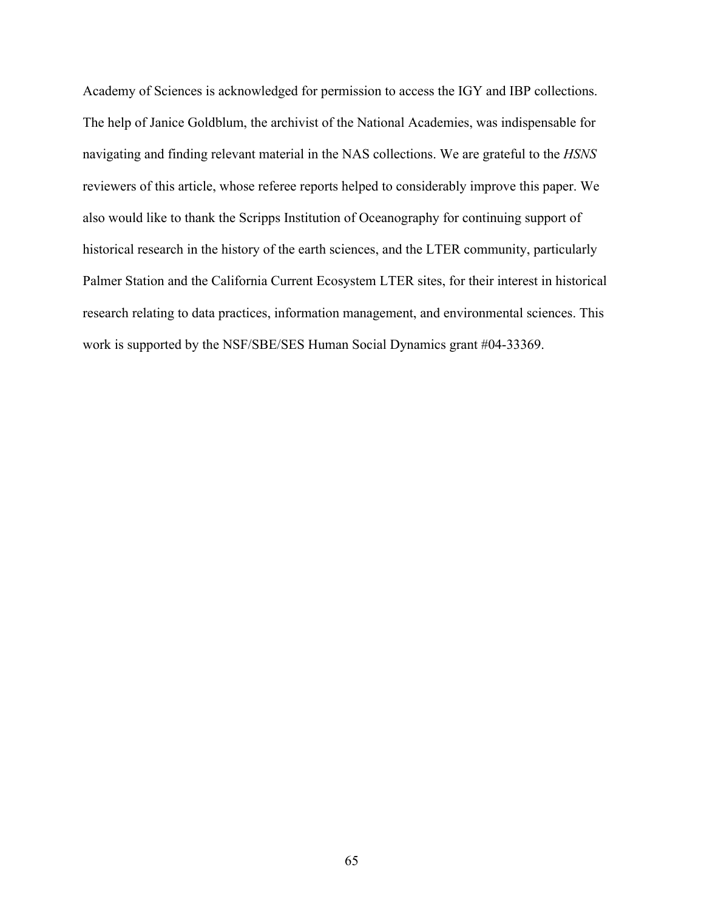Academy of Sciences is acknowledged for permission to access the IGY and IBP collections. The help of Janice Goldblum, the archivist of the National Academies, was indispensable for navigating and finding relevant material in the NAS collections. We are grateful to the *HSNS* reviewers of this article, whose referee reports helped to considerably improve this paper. We also would like to thank the Scripps Institution of Oceanography for continuing support of historical research in the history of the earth sciences, and the LTER community, particularly Palmer Station and the California Current Ecosystem LTER sites, for their interest in historical research relating to data practices, information management, and environmental sciences. This work is supported by the NSF/SBE/SES Human Social Dynamics grant #04-33369.